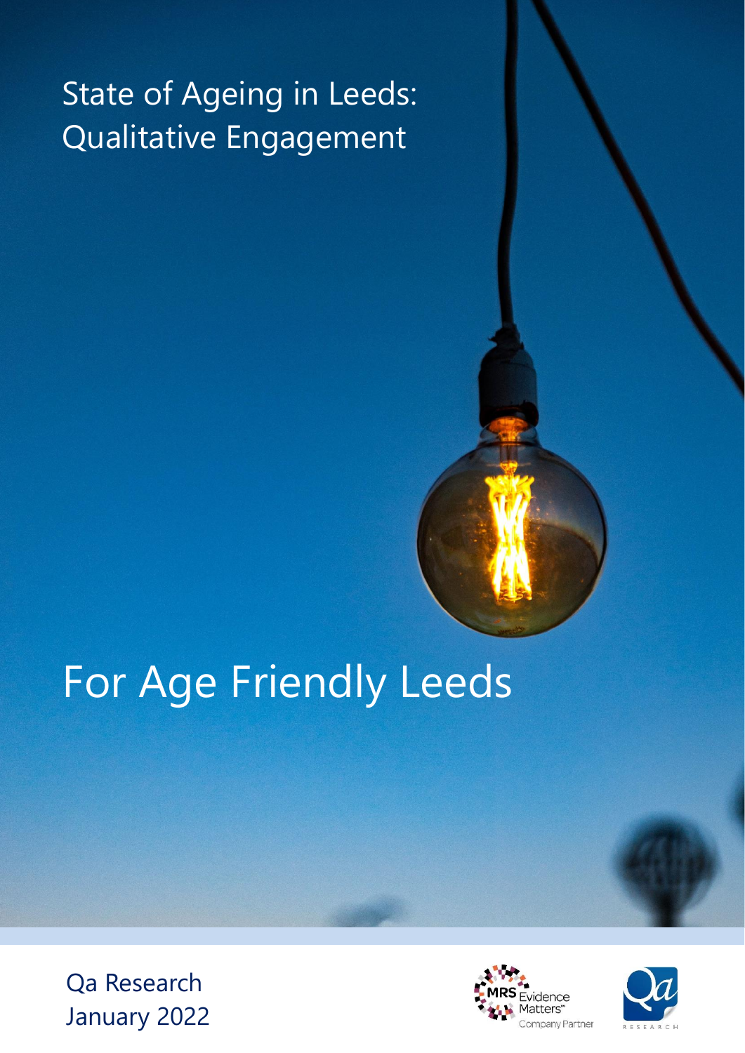# State of Ageing in Leeds: Qualitative Engagement

# For Age Friendly Leeds

Qa Research
January 2022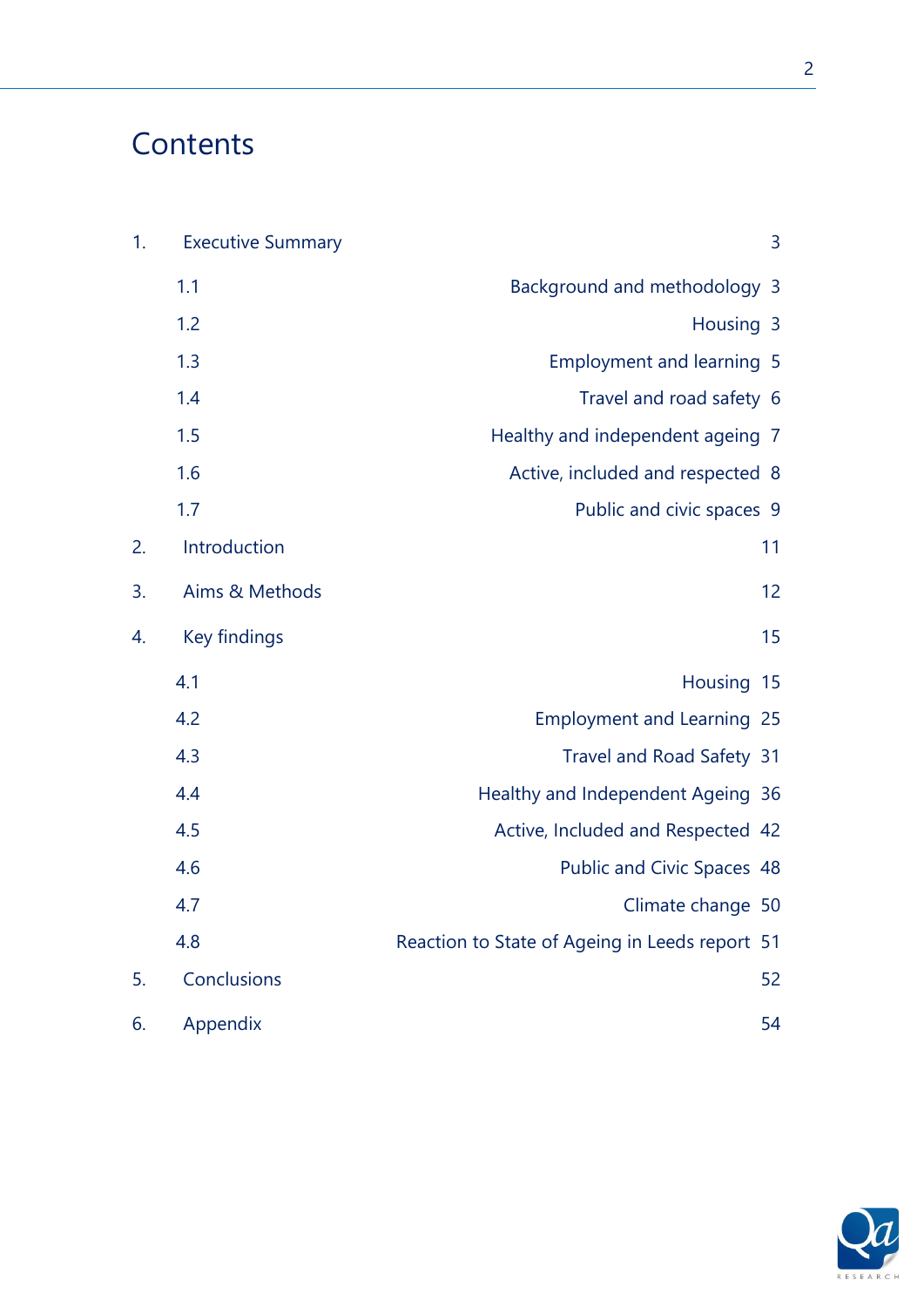# Contents

1. Executive Summary 3
   - 1.1 Background and methodology 3
   - 1.2 Housing 3
   - 1.3 Employment and learning 5
   - 1.4 Travel and road safety 6
   - 1.5 Healthy and independent ageing 7
   - 1.6 Active, included and respected 8
   - 1.7 Public and civic spaces 9
2. Introduction 11
3. Aims & Methods 12
4. Key findings 15
   - 4.1 Housing 15
   - 4.2 Employment and Learning 25
   - 4.3 Travel and Road Safety 31
   - 4.4 Healthy and Independent Ageing 36
   - 4.5 Active, Included and Respected 42
   - 4.6 Public and Civic Spaces 48
   - 4.7 Climate change 50
   - 4.8 Reaction to State of Ageing in Leeds report 51
5. Conclusions 52
6. Appendix 54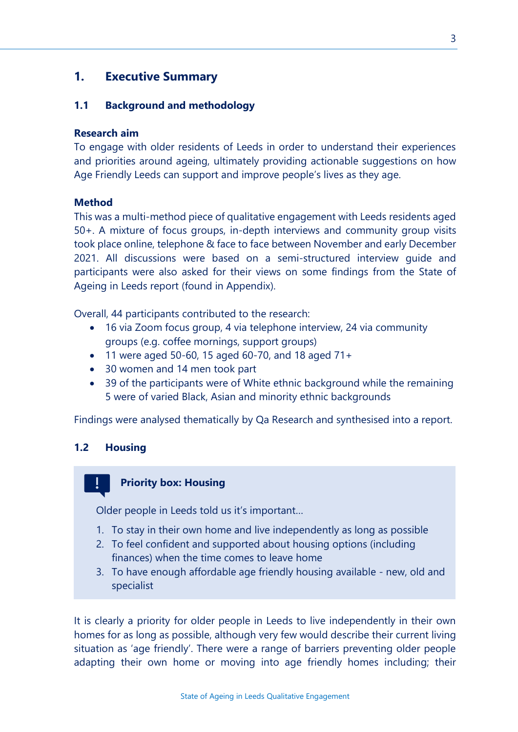# 1. Executive Summary

## 1.1 Background and methodology

**Research aim**

To engage with older residents of Leeds in order to understand their experiences and priorities around ageing, ultimately providing actionable suggestions on how Age Friendly Leeds can support and improve people's lives as they age.

**Method**

This was a multi-method piece of qualitative engagement with Leeds residents aged 50+. A mixture of focus groups, in-depth interviews and community group visits took place online, telephone & face to face between November and early December 2021. All discussions were based on a semi-structured interview guide and participants were also asked for their views on some findings from the State of Ageing in Leeds report (found in Appendix).

Overall, 44 participants contributed to the research:

- 16 via Zoom focus group, 4 via telephone interview, 24 via community groups (e.g. coffee mornings, support groups)
- 11 were aged 50-60, 15 aged 60-70, and 18 aged 71+
- 30 women and 14 men took part
- 39 of the participants were of White ethnic background while the remaining 5 were of varied Black, Asian and minority ethnic backgrounds

Findings were analysed thematically by Qa Research and synthesised into a report.

## 1.2 Housing

**Priority box: Housing**

Older people in Leeds told us it's important...

1. To stay in their own home and live independently as long as possible
2. To feel confident and supported about housing options (including finances) when the time comes to leave home
3. To have enough affordable age friendly housing available - new, old and specialist

It is clearly a priority for older people in Leeds to live independently in their own homes for as long as possible, although very few would describe their current living situation as 'age friendly'. There were a range of barriers preventing older people adapting their own home or moving into age friendly homes including; their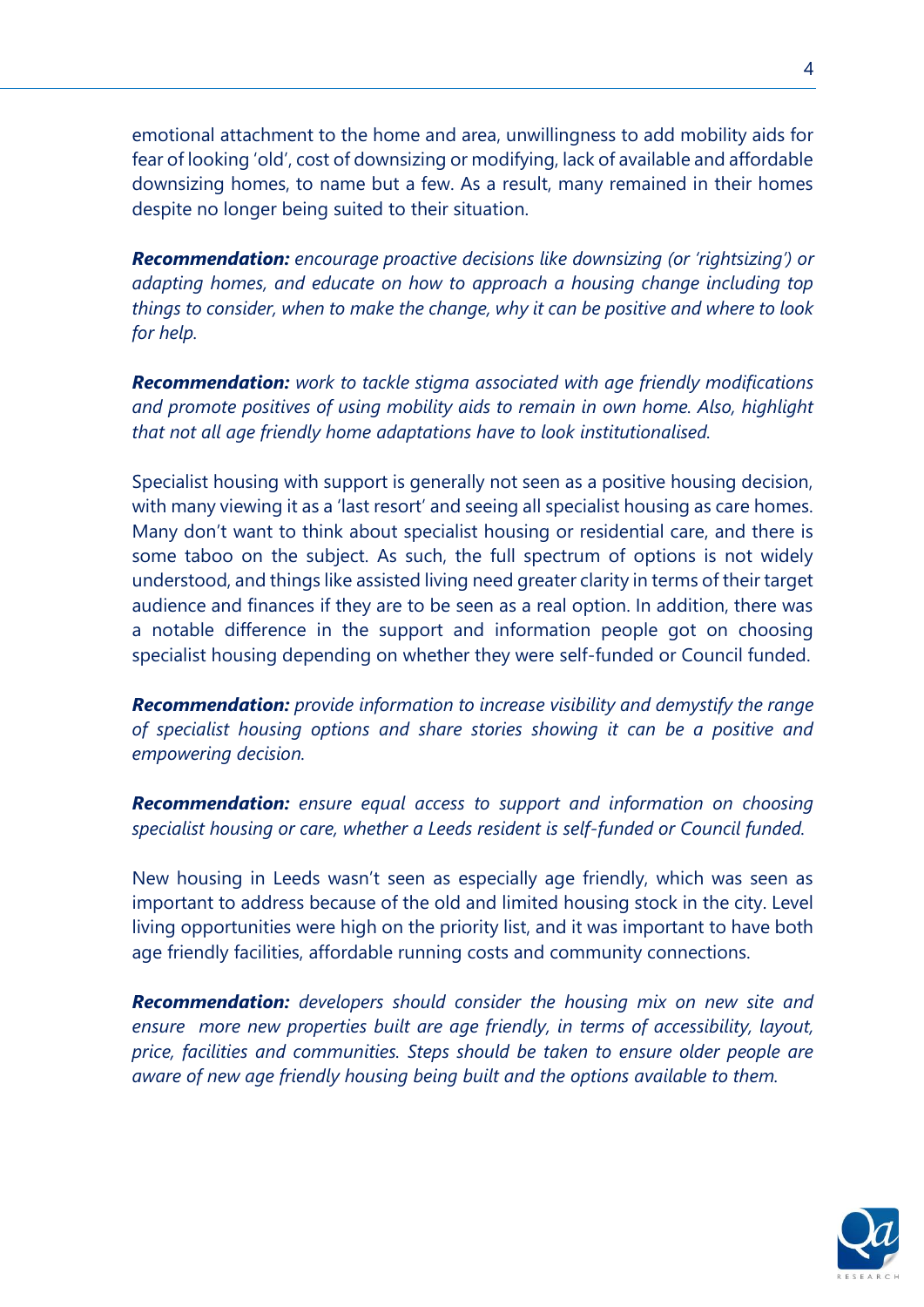emotional attachment to the home and area, unwillingness to add mobility aids for fear of looking 'old', cost of downsizing or modifying, lack of available and affordable downsizing homes, to name but a few. As a result, many remained in their homes despite no longer being suited to their situation.

***Recommendation:*** *encourage proactive decisions like downsizing (or 'rightsizing') or adapting homes, and educate on how to approach a housing change including top things to consider, when to make the change, why it can be positive and where to look for help.*

***Recommendation:*** *work to tackle stigma associated with age friendly modifications and promote positives of using mobility aids to remain in own home. Also, highlight that not all age friendly home adaptations have to look institutionalised.*

Specialist housing with support is generally not seen as a positive housing decision, with many viewing it as a 'last resort' and seeing all specialist housing as care homes. Many don't want to think about specialist housing or residential care, and there is some taboo on the subject. As such, the full spectrum of options is not widely understood, and things like assisted living need greater clarity in terms of their target audience and finances if they are to be seen as a real option. In addition, there was a notable difference in the support and information people got on choosing specialist housing depending on whether they were self-funded or Council funded.

***Recommendation:*** *provide information to increase visibility and demystify the range of specialist housing options and share stories showing it can be a positive and empowering decision.*

***Recommendation:*** *ensure equal access to support and information on choosing specialist housing or care, whether a Leeds resident is self-funded or Council funded.*

New housing in Leeds wasn't seen as especially age friendly, which was seen as important to address because of the old and limited housing stock in the city. Level living opportunities were high on the priority list, and it was important to have both age friendly facilities, affordable running costs and community connections.

***Recommendation:*** *developers should consider the housing mix on new site and ensure more new properties built are age friendly, in terms of accessibility, layout, price, facilities and communities. Steps should be taken to ensure older people are aware of new age friendly housing being built and the options available to them.*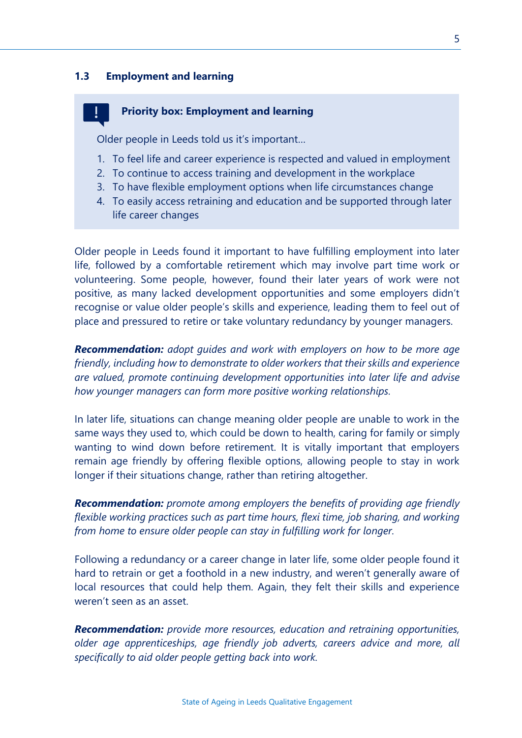### 1.3 Employment and learning

> **Priority box: Employment and learning**
>
> Older people in Leeds told us it's important…
>
> 1. To feel life and career experience is respected and valued in employment
> 2. To continue to access training and development in the workplace
> 3. To have flexible employment options when life circumstances change
> 4. To easily access retraining and education and be supported through later life career changes

Older people in Leeds found it important to have fulfilling employment into later life, followed by a comfortable retirement which may involve part time work or volunteering. Some people, however, found their later years of work were not positive, as many lacked development opportunities and some employers didn't recognise or value older people's skills and experience, leading them to feel out of place and pressured to retire or take voluntary redundancy by younger managers.

***Recommendation:*** *adopt guides and work with employers on how to be more age friendly, including how to demonstrate to older workers that their skills and experience are valued, promote continuing development opportunities into later life and advise how younger managers can form more positive working relationships.*

In later life, situations can change meaning older people are unable to work in the same ways they used to, which could be down to health, caring for family or simply wanting to wind down before retirement. It is vitally important that employers remain age friendly by offering flexible options, allowing people to stay in work longer if their situations change, rather than retiring altogether.

***Recommendation:*** *promote among employers the benefits of providing age friendly flexible working practices such as part time hours, flexi time, job sharing, and working from home to ensure older people can stay in fulfilling work for longer.*

Following a redundancy or a career change in later life, some older people found it hard to retrain or get a foothold in a new industry, and weren't generally aware of local resources that could help them. Again, they felt their skills and experience weren't seen as an asset.

***Recommendation:*** *provide more resources, education and retraining opportunities, older age apprenticeships, age friendly job adverts, careers advice and more, all specifically to aid older people getting back into work.*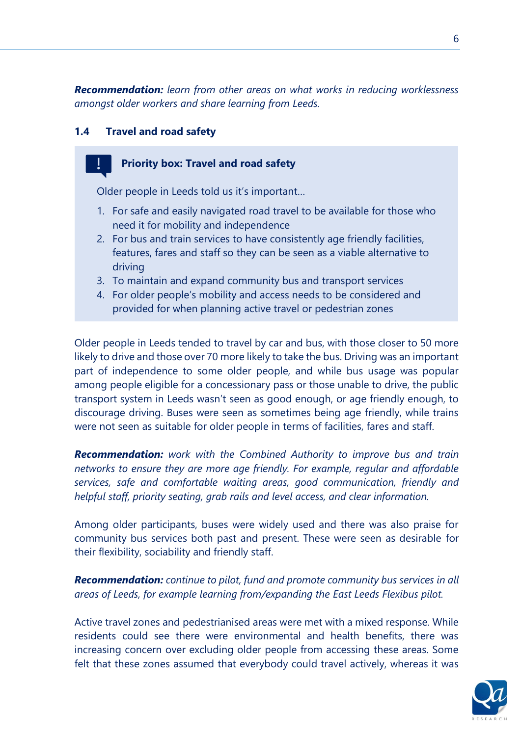***Recommendation:*** *learn from other areas on what works in reducing worklessness amongst older workers and share learning from Leeds.*

### 1.4 Travel and road safety

> **Priority box: Travel and road safety**
>
> Older people in Leeds told us it's important…
>
> 1. For safe and easily navigated road travel to be available for those who need it for mobility and independence
> 2. For bus and train services to have consistently age friendly facilities, features, fares and staff so they can be seen as a viable alternative to driving
> 3. To maintain and expand community bus and transport services
> 4. For older people's mobility and access needs to be considered and provided for when planning active travel or pedestrian zones

Older people in Leeds tended to travel by car and bus, with those closer to 50 more likely to drive and those over 70 more likely to take the bus. Driving was an important part of independence to some older people, and while bus usage was popular among people eligible for a concessionary pass or those unable to drive, the public transport system in Leeds wasn't seen as good enough, or age friendly enough, to discourage driving. Buses were seen as sometimes being age friendly, while trains were not seen as suitable for older people in terms of facilities, fares and staff.

***Recommendation:*** *work with the Combined Authority to improve bus and train networks to ensure they are more age friendly. For example, regular and affordable services, safe and comfortable waiting areas, good communication, friendly and helpful staff, priority seating, grab rails and level access, and clear information.*

Among older participants, buses were widely used and there was also praise for community bus services both past and present. These were seen as desirable for their flexibility, sociability and friendly staff.

***Recommendation:*** *continue to pilot, fund and promote community bus services in all areas of Leeds, for example learning from/expanding the East Leeds Flexibus pilot.*

Active travel zones and pedestrianised areas were met with a mixed response. While residents could see there were environmental and health benefits, there was increasing concern over excluding older people from accessing these areas. Some felt that these zones assumed that everybody could travel actively, whereas it was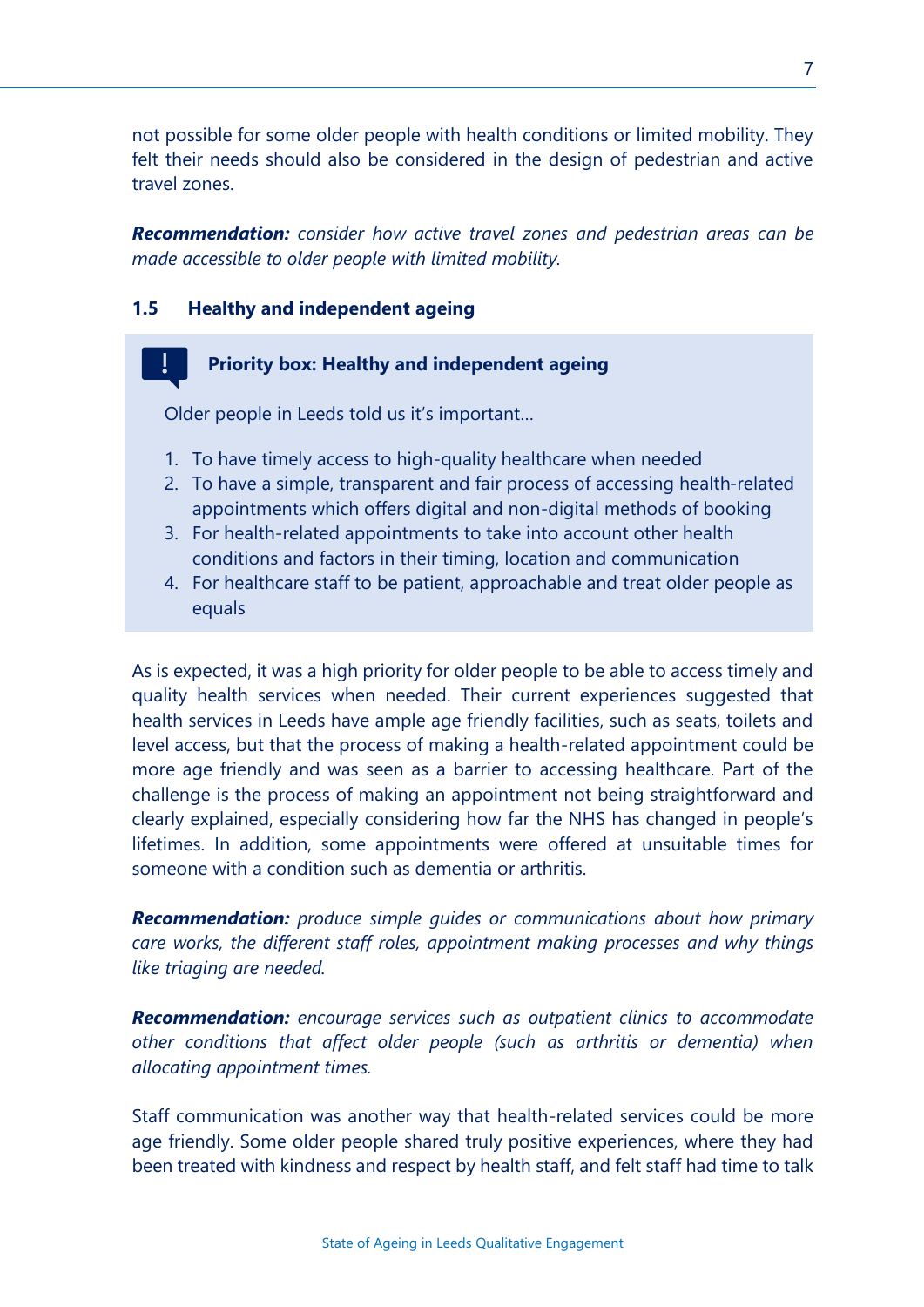not possible for some older people with health conditions or limited mobility. They felt their needs should also be considered in the design of pedestrian and active travel zones.

***Recommendation:*** *consider how active travel zones and pedestrian areas can be made accessible to older people with limited mobility.*

### 1.5 Healthy and independent ageing

**Priority box: Healthy and independent ageing**

Older people in Leeds told us it's important…

1. To have timely access to high-quality healthcare when needed
2. To have a simple, transparent and fair process of accessing health-related appointments which offers digital and non-digital methods of booking
3. For health-related appointments to take into account other health conditions and factors in their timing, location and communication
4. For healthcare staff to be patient, approachable and treat older people as equals

As is expected, it was a high priority for older people to be able to access timely and quality health services when needed. Their current experiences suggested that health services in Leeds have ample age friendly facilities, such as seats, toilets and level access, but that the process of making a health-related appointment could be more age friendly and was seen as a barrier to accessing healthcare. Part of the challenge is the process of making an appointment not being straightforward and clearly explained, especially considering how far the NHS has changed in people's lifetimes. In addition, some appointments were offered at unsuitable times for someone with a condition such as dementia or arthritis.

***Recommendation:*** *produce simple guides or communications about how primary care works, the different staff roles, appointment making processes and why things like triaging are needed.*

***Recommendation:*** *encourage services such as outpatient clinics to accommodate other conditions that affect older people (such as arthritis or dementia) when allocating appointment times.*

Staff communication was another way that health-related services could be more age friendly. Some older people shared truly positive experiences, where they had been treated with kindness and respect by health staff, and felt staff had time to talk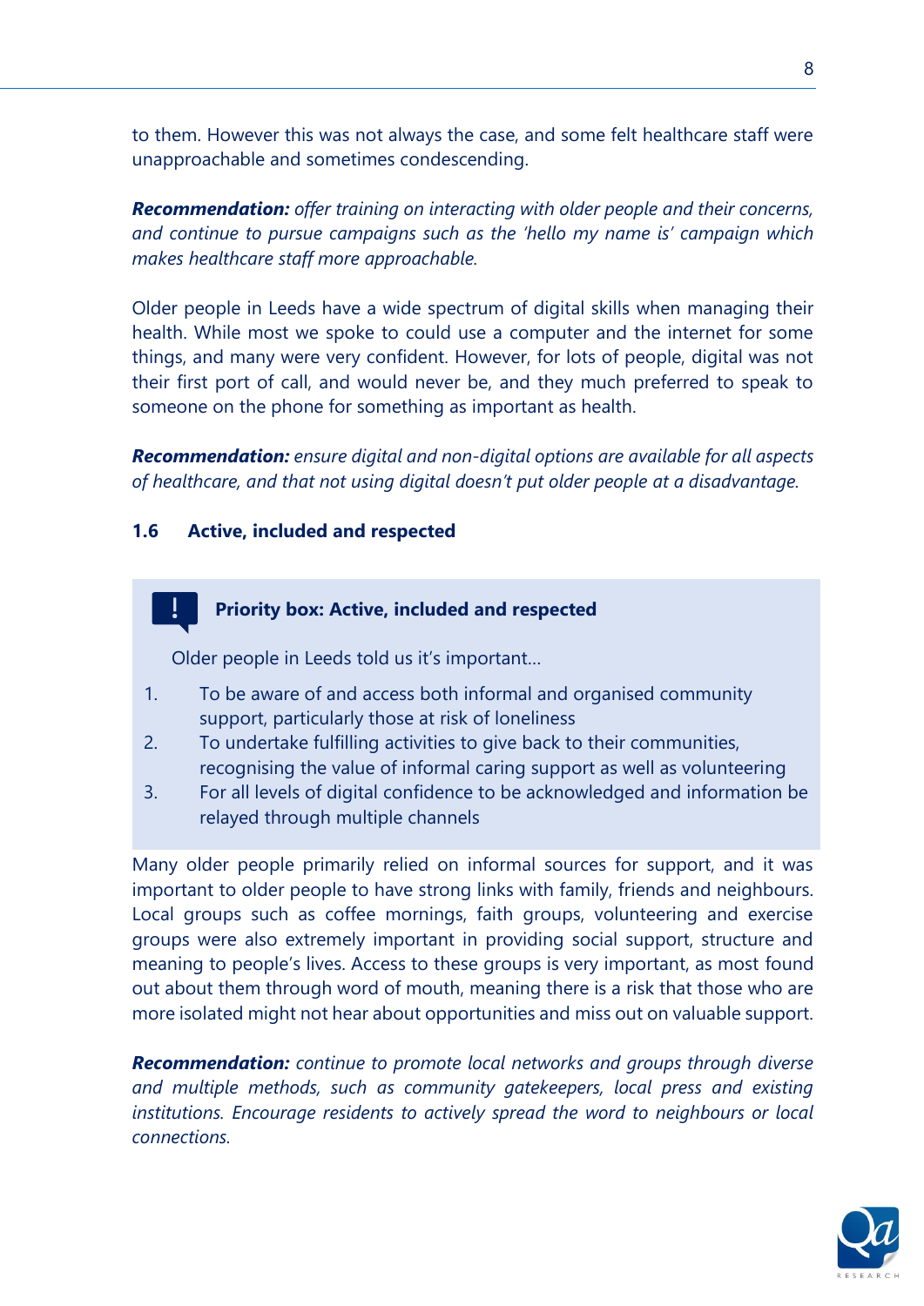to them. However this was not always the case, and some felt healthcare staff were unapproachable and sometimes condescending.

***Recommendation:*** *offer training on interacting with older people and their concerns, and continue to pursue campaigns such as the 'hello my name is' campaign which makes healthcare staff more approachable.*

Older people in Leeds have a wide spectrum of digital skills when managing their health. While most we spoke to could use a computer and the internet for some things, and many were very confident. However, for lots of people, digital was not their first port of call, and would never be, and they much preferred to speak to someone on the phone for something as important as health.

***Recommendation:*** *ensure digital and non-digital options are available for all aspects of healthcare, and that not using digital doesn't put older people at a disadvantage.*

### 1.6 Active, included and respected

> **Priority box: Active, included and respected**
>
> Older people in Leeds told us it's important…
>
> 1. To be aware of and access both informal and organised community support, particularly those at risk of loneliness
> 2. To undertake fulfilling activities to give back to their communities, recognising the value of informal caring support as well as volunteering
> 3. For all levels of digital confidence to be acknowledged and information be relayed through multiple channels

Many older people primarily relied on informal sources for support, and it was important to older people to have strong links with family, friends and neighbours. Local groups such as coffee mornings, faith groups, volunteering and exercise groups were also extremely important in providing social support, structure and meaning to people's lives. Access to these groups is very important, as most found out about them through word of mouth, meaning there is a risk that those who are more isolated might not hear about opportunities and miss out on valuable support.

***Recommendation:*** *continue to promote local networks and groups through diverse and multiple methods, such as community gatekeepers, local press and existing institutions. Encourage residents to actively spread the word to neighbours or local connections.*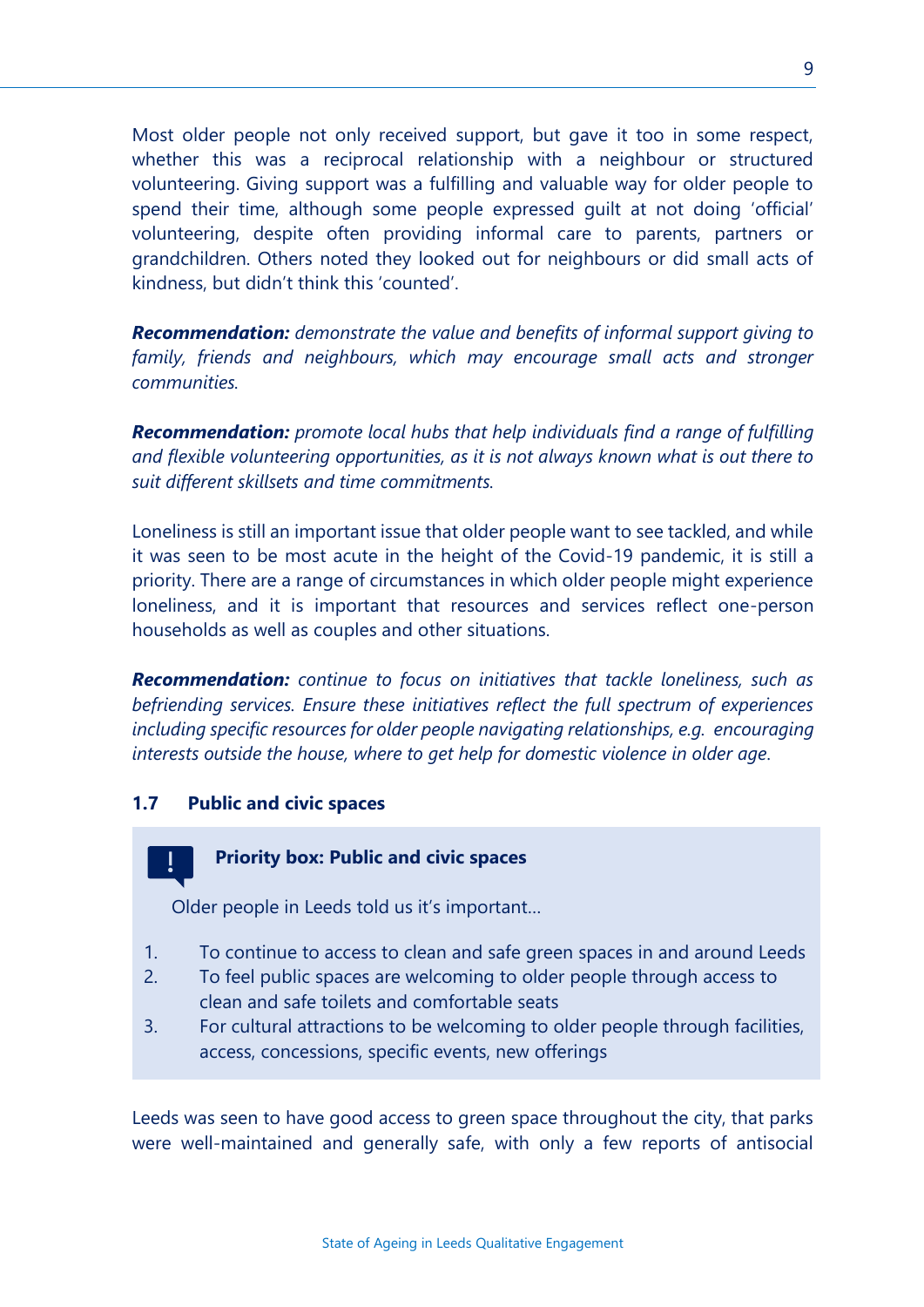Most older people not only received support, but gave it too in some respect, whether this was a reciprocal relationship with a neighbour or structured volunteering. Giving support was a fulfilling and valuable way for older people to spend their time, although some people expressed guilt at not doing 'official' volunteering, despite often providing informal care to parents, partners or grandchildren. Others noted they looked out for neighbours or did small acts of kindness, but didn't think this 'counted'.

***Recommendation:*** *demonstrate the value and benefits of informal support giving to family, friends and neighbours, which may encourage small acts and stronger communities.*

***Recommendation:*** *promote local hubs that help individuals find a range of fulfilling and flexible volunteering opportunities, as it is not always known what is out there to suit different skillsets and time commitments.*

Loneliness is still an important issue that older people want to see tackled, and while it was seen to be most acute in the height of the Covid-19 pandemic, it is still a priority. There are a range of circumstances in which older people might experience loneliness, and it is important that resources and services reflect one-person households as well as couples and other situations.

***Recommendation:*** *continue to focus on initiatives that tackle loneliness, such as befriending services. Ensure these initiatives reflect the full spectrum of experiences including specific resources for older people navigating relationships, e.g. encouraging interests outside the house, where to get help for domestic violence in older age.*

### 1.7 Public and civic spaces

**Priority box: Public and civic spaces**

Older people in Leeds told us it's important…

1. To continue to access to clean and safe green spaces in and around Leeds
2. To feel public spaces are welcoming to older people through access to clean and safe toilets and comfortable seats
3. For cultural attractions to be welcoming to older people through facilities, access, concessions, specific events, new offerings

Leeds was seen to have good access to green space throughout the city, that parks were well-maintained and generally safe, with only a few reports of antisocial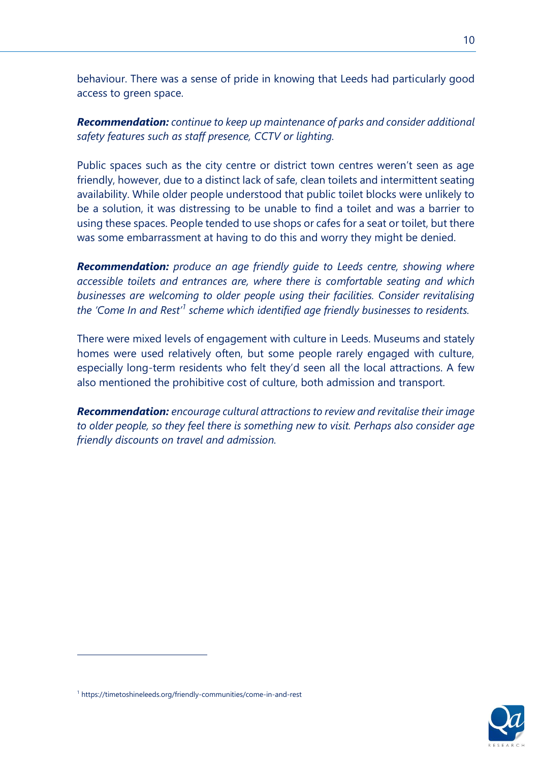behaviour. There was a sense of pride in knowing that Leeds had particularly good access to green space.

***Recommendation:*** *continue to keep up maintenance of parks and consider additional safety features such as staff presence, CCTV or lighting.*

Public spaces such as the city centre or district town centres weren't seen as age friendly, however, due to a distinct lack of safe, clean toilets and intermittent seating availability. While older people understood that public toilet blocks were unlikely to be a solution, it was distressing to be unable to find a toilet and was a barrier to using these spaces. People tended to use shops or cafes for a seat or toilet, but there was some embarrassment at having to do this and worry they might be denied.

***Recommendation:*** *produce an age friendly guide to Leeds centre, showing where accessible toilets and entrances are, where there is comfortable seating and which businesses are welcoming to older people using their facilities. Consider revitalising the 'Come In and Rest'*[1] *scheme which identified age friendly businesses to residents.*

There were mixed levels of engagement with culture in Leeds. Museums and stately homes were used relatively often, but some people rarely engaged with culture, especially long-term residents who felt they'd seen all the local attractions. A few also mentioned the prohibitive cost of culture, both admission and transport.

***Recommendation:*** *encourage cultural attractions to review and revitalise their image to older people, so they feel there is something new to visit. Perhaps also consider age friendly discounts on travel and admission.*

---

[1] https://timetoshineleeds.org/friendly-communities/come-in-and-rest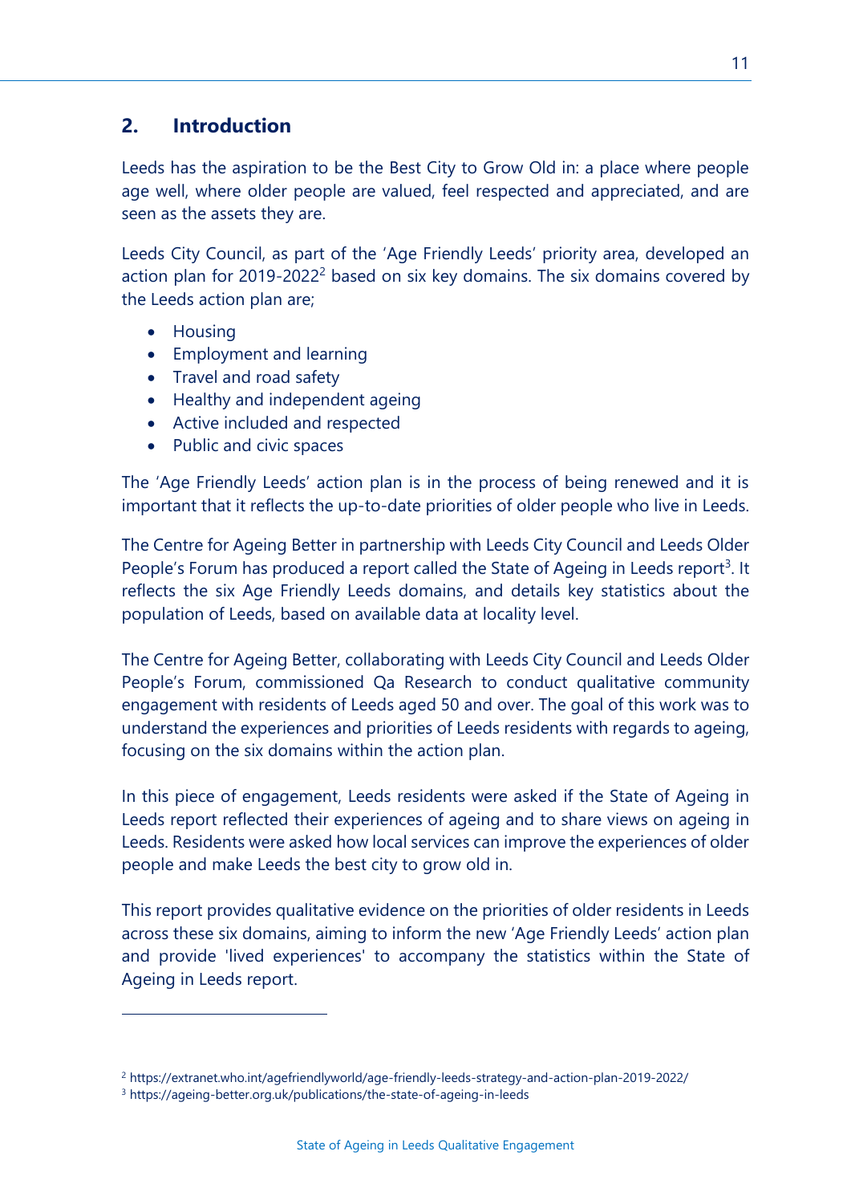## 2. Introduction

Leeds has the aspiration to be the Best City to Grow Old in: a place where people age well, where older people are valued, feel respected and appreciated, and are seen as the assets they are.

Leeds City Council, as part of the 'Age Friendly Leeds' priority area, developed an action plan for 2019-2022[2] based on six key domains. The six domains covered by the Leeds action plan are;

- Housing
- Employment and learning
- Travel and road safety
- Healthy and independent ageing
- Active included and respected
- Public and civic spaces

The 'Age Friendly Leeds' action plan is in the process of being renewed and it is important that it reflects the up-to-date priorities of older people who live in Leeds.

The Centre for Ageing Better in partnership with Leeds City Council and Leeds Older People's Forum has produced a report called the State of Ageing in Leeds report[3]. It reflects the six Age Friendly Leeds domains, and details key statistics about the population of Leeds, based on available data at locality level.

The Centre for Ageing Better, collaborating with Leeds City Council and Leeds Older People's Forum, commissioned Qa Research to conduct qualitative community engagement with residents of Leeds aged 50 and over. The goal of this work was to understand the experiences and priorities of Leeds residents with regards to ageing, focusing on the six domains within the action plan.

In this piece of engagement, Leeds residents were asked if the State of Ageing in Leeds report reflected their experiences of ageing and to share views on ageing in Leeds. Residents were asked how local services can improve the experiences of older people and make Leeds the best city to grow old in.

This report provides qualitative evidence on the priorities of older residents in Leeds across these six domains, aiming to inform the new 'Age Friendly Leeds' action plan and provide 'lived experiences' to accompany the statistics within the State of Ageing in Leeds report.

---

[2] https://extranet.who.int/agefriendlyworld/age-friendly-leeds-strategy-and-action-plan-2019-2022/

[3] https://ageing-better.org.uk/publications/the-state-of-ageing-in-leeds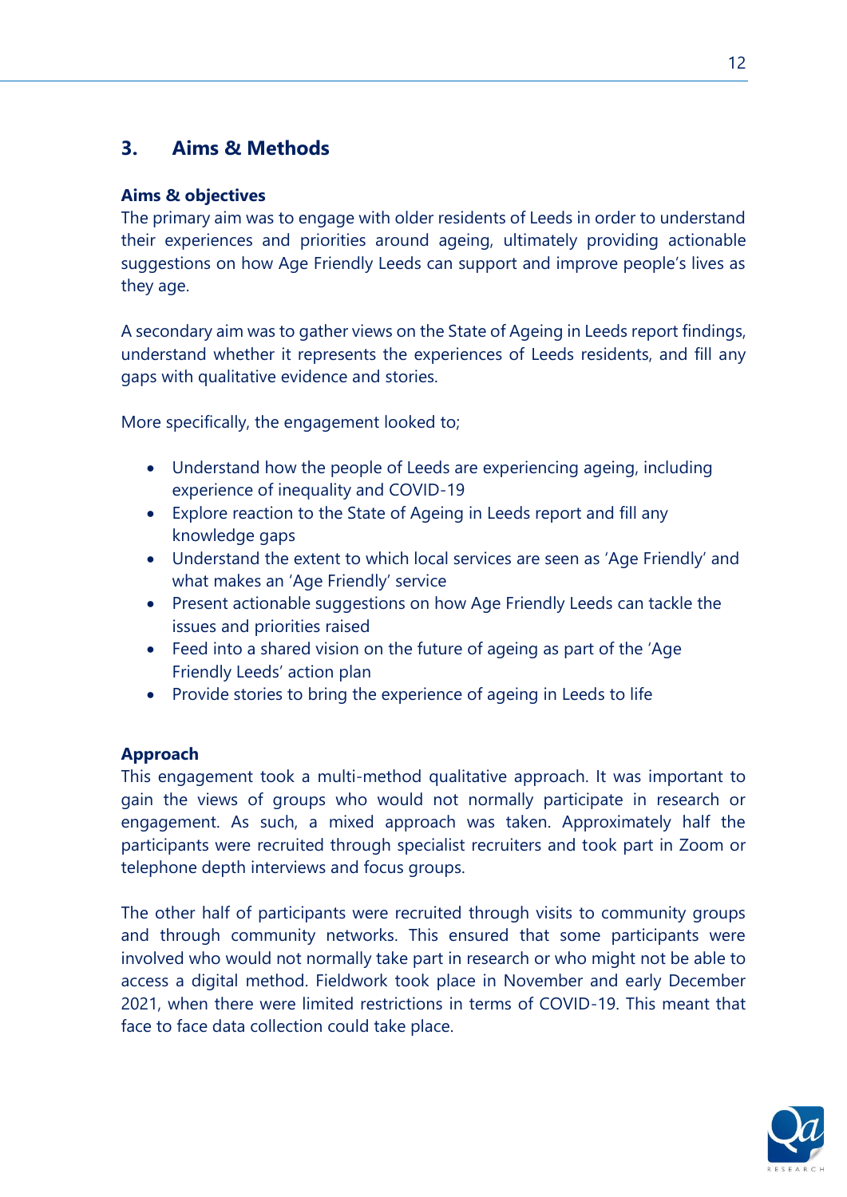## 3. Aims & Methods

**Aims & objectives**

The primary aim was to engage with older residents of Leeds in order to understand their experiences and priorities around ageing, ultimately providing actionable suggestions on how Age Friendly Leeds can support and improve people's lives as they age.

A secondary aim was to gather views on the State of Ageing in Leeds report findings, understand whether it represents the experiences of Leeds residents, and fill any gaps with qualitative evidence and stories.

More specifically, the engagement looked to;

- Understand how the people of Leeds are experiencing ageing, including experience of inequality and COVID-19
- Explore reaction to the State of Ageing in Leeds report and fill any knowledge gaps
- Understand the extent to which local services are seen as 'Age Friendly' and what makes an 'Age Friendly' service
- Present actionable suggestions on how Age Friendly Leeds can tackle the issues and priorities raised
- Feed into a shared vision on the future of ageing as part of the 'Age Friendly Leeds' action plan
- Provide stories to bring the experience of ageing in Leeds to life

**Approach**

This engagement took a multi-method qualitative approach. It was important to gain the views of groups who would not normally participate in research or engagement. As such, a mixed approach was taken. Approximately half the participants were recruited through specialist recruiters and took part in Zoom or telephone depth interviews and focus groups.

The other half of participants were recruited through visits to community groups and through community networks. This ensured that some participants were involved who would not normally take part in research or who might not be able to access a digital method. Fieldwork took place in November and early December 2021, when there were limited restrictions in terms of COVID-19. This meant that face to face data collection could take place.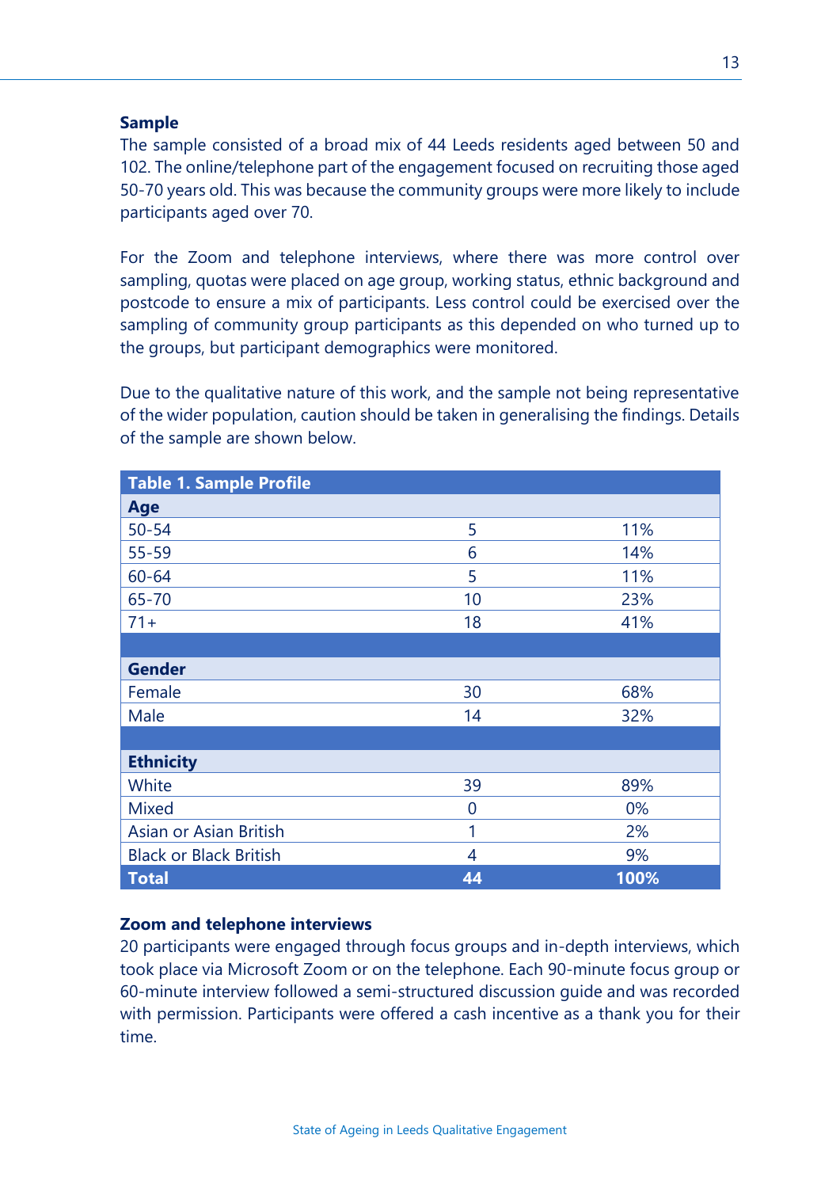**Sample**

The sample consisted of a broad mix of 44 Leeds residents aged between 50 and 102. The online/telephone part of the engagement focused on recruiting those aged 50-70 years old. This was because the community groups were more likely to include participants aged over 70.

For the Zoom and telephone interviews, where there was more control over sampling, quotas were placed on age group, working status, ethnic background and postcode to ensure a mix of participants. Less control could be exercised over the sampling of community group participants as this depended on who turned up to the groups, but participant demographics were monitored.

Due to the qualitative nature of this work, and the sample not being representative of the wider population, caution should be taken in generalising the findings. Details of the sample are shown below.

| Table 1. Sample Profile | | |
|---|---|---|
| **Age** | | |
| 50-54 | 5 | 11% |
| 55-59 | 6 | 14% |
| 60-64 | 5 | 11% |
| 65-70 | 10 | 23% |
| 71+ | 18 | 41% |
| | | |
| **Gender** | | |
| Female | 30 | 68% |
| Male | 14 | 32% |
| | | |
| **Ethnicity** | | |
| White | 39 | 89% |
| Mixed | 0 | 0% |
| Asian or Asian British | 1 | 2% |
| Black or Black British | 4 | 9% |
| **Total** | **44** | **100%** |

**Zoom and telephone interviews**

20 participants were engaged through focus groups and in-depth interviews, which took place via Microsoft Zoom or on the telephone. Each 90-minute focus group or 60-minute interview followed a semi-structured discussion guide and was recorded with permission. Participants were offered a cash incentive as a thank you for their time.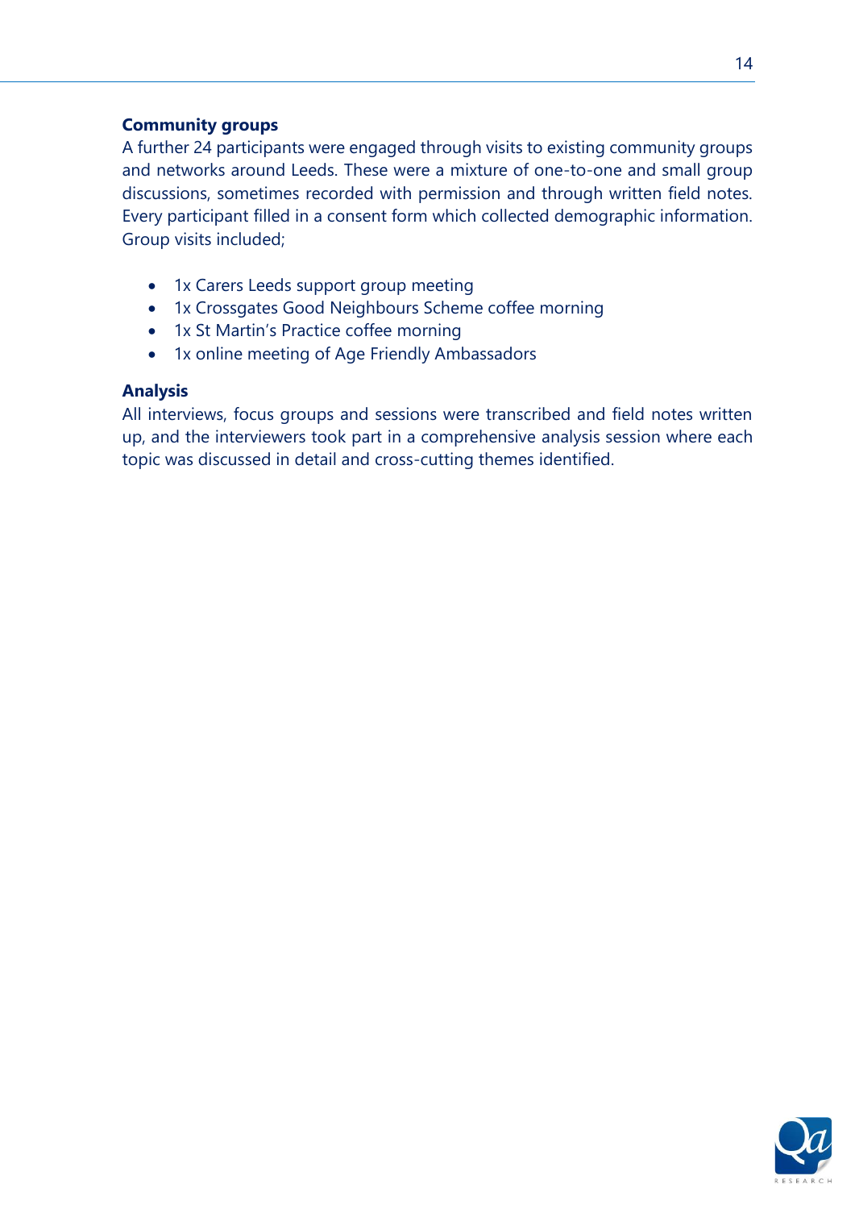**Community groups**

A further 24 participants were engaged through visits to existing community groups and networks around Leeds. These were a mixture of one-to-one and small group discussions, sometimes recorded with permission and through written field notes. Every participant filled in a consent form which collected demographic information. Group visits included;

- 1x Carers Leeds support group meeting
- 1x Crossgates Good Neighbours Scheme coffee morning
- 1x St Martin's Practice coffee morning
- 1x online meeting of Age Friendly Ambassadors

**Analysis**

All interviews, focus groups and sessions were transcribed and field notes written up, and the interviewers took part in a comprehensive analysis session where each topic was discussed in detail and cross-cutting themes identified.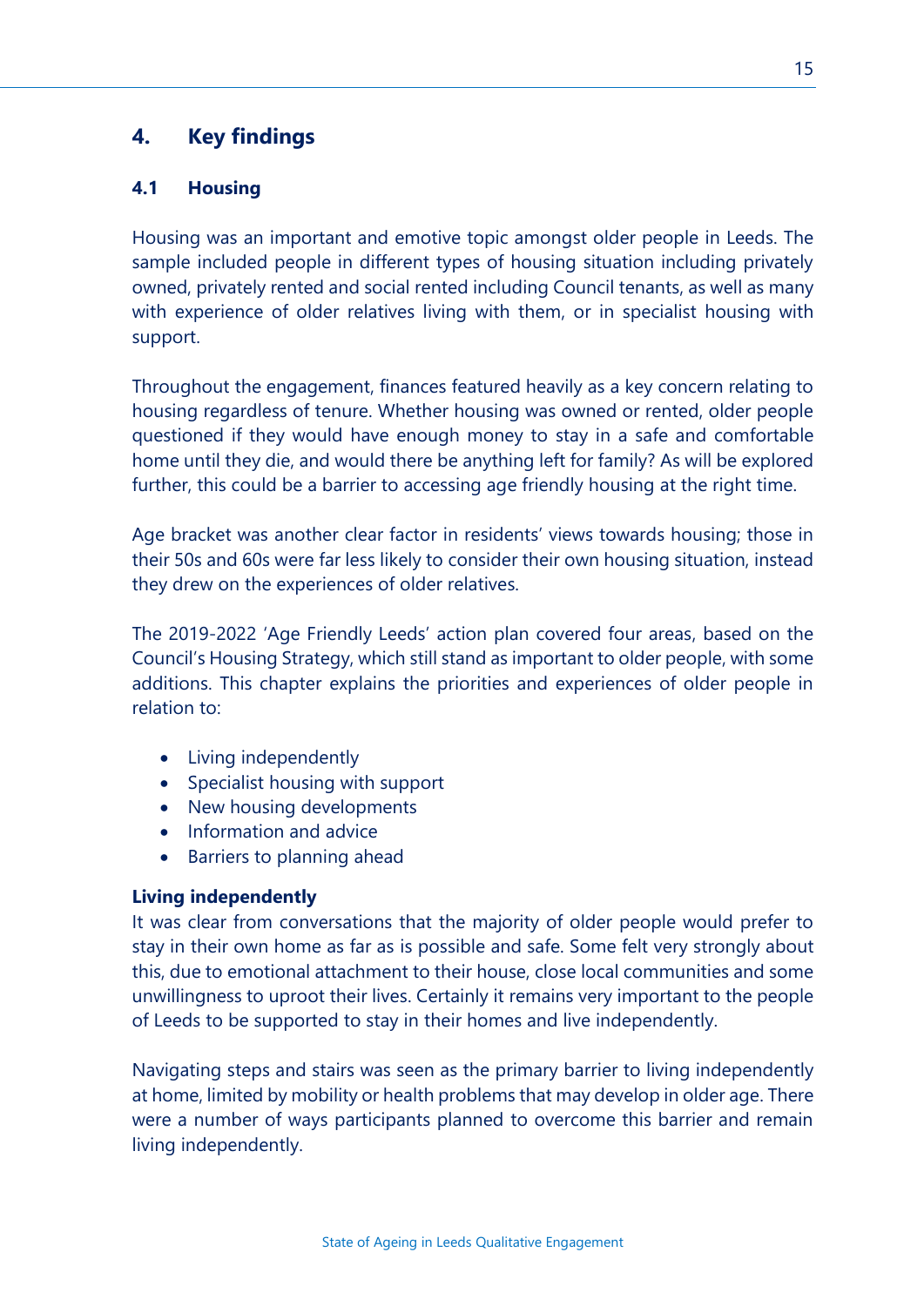# 4. Key findings

## 4.1 Housing

Housing was an important and emotive topic amongst older people in Leeds. The sample included people in different types of housing situation including privately owned, privately rented and social rented including Council tenants, as well as many with experience of older relatives living with them, or in specialist housing with support.

Throughout the engagement, finances featured heavily as a key concern relating to housing regardless of tenure. Whether housing was owned or rented, older people questioned if they would have enough money to stay in a safe and comfortable home until they die, and would there be anything left for family? As will be explored further, this could be a barrier to accessing age friendly housing at the right time.

Age bracket was another clear factor in residents' views towards housing; those in their 50s and 60s were far less likely to consider their own housing situation, instead they drew on the experiences of older relatives.

The 2019-2022 'Age Friendly Leeds' action plan covered four areas, based on the Council's Housing Strategy, which still stand as important to older people, with some additions. This chapter explains the priorities and experiences of older people in relation to:

- Living independently
- Specialist housing with support
- New housing developments
- Information and advice
- Barriers to planning ahead

**Living independently**

It was clear from conversations that the majority of older people would prefer to stay in their own home as far as is possible and safe. Some felt very strongly about this, due to emotional attachment to their house, close local communities and some unwillingness to uproot their lives. Certainly it remains very important to the people of Leeds to be supported to stay in their homes and live independently.

Navigating steps and stairs was seen as the primary barrier to living independently at home, limited by mobility or health problems that may develop in older age. There were a number of ways participants planned to overcome this barrier and remain living independently.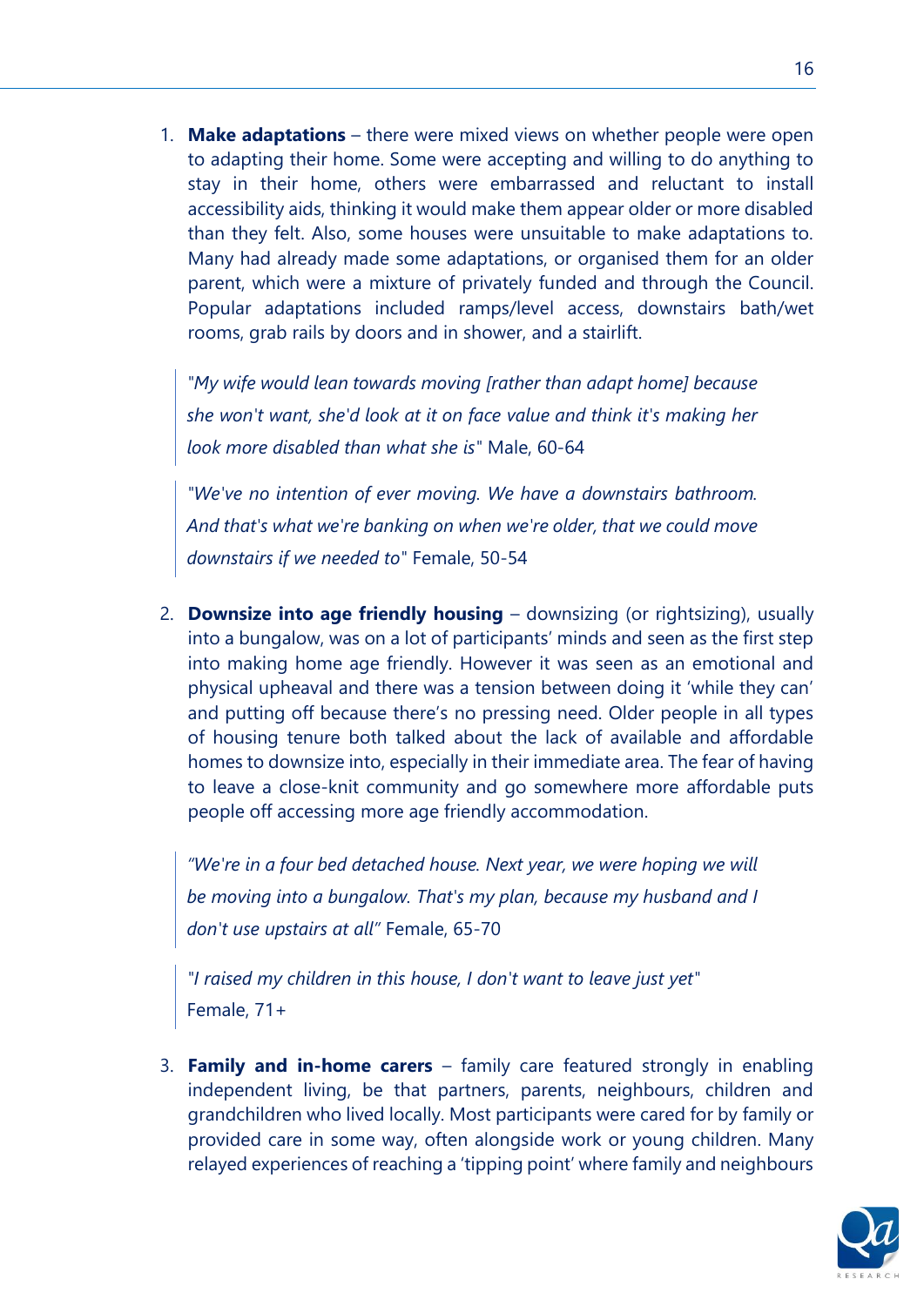1. **Make adaptations** – there were mixed views on whether people were open to adapting their home. Some were accepting and willing to do anything to stay in their home, others were embarrassed and reluctant to install accessibility aids, thinking it would make them appear older or more disabled than they felt. Also, some houses were unsuitable to make adaptations to. Many had already made some adaptations, or organised them for an older parent, which were a mixture of privately funded and through the Council. Popular adaptations included ramps/level access, downstairs bath/wet rooms, grab rails by doors and in shower, and a stairlift.

   > "*My wife would lean towards moving [rather than adapt home] because she won't want, she'd look at it on face value and think it's making her look more disabled than what she is*" Male, 60-64

   > "*We've no intention of ever moving. We have a downstairs bathroom. And that's what we're banking on when we're older, that we could move downstairs if we needed to*" Female, 50-54

2. **Downsize into age friendly housing** – downsizing (or rightsizing), usually into a bungalow, was on a lot of participants' minds and seen as the first step into making home age friendly. However it was seen as an emotional and physical upheaval and there was a tension between doing it 'while they can' and putting off because there's no pressing need. Older people in all types of housing tenure both talked about the lack of available and affordable homes to downsize into, especially in their immediate area. The fear of having to leave a close-knit community and go somewhere more affordable puts people off accessing more age friendly accommodation.

   > *"We're in a four bed detached house. Next year, we were hoping we will be moving into a bungalow. That's my plan, because my husband and I don't use upstairs at all"* Female, 65-70

   > "*I raised my children in this house, I don't want to leave just yet*" Female, 71+

3. **Family and in-home carers** – family care featured strongly in enabling independent living, be that partners, parents, neighbours, children and grandchildren who lived locally. Most participants were cared for by family or provided care in some way, often alongside work or young children. Many relayed experiences of reaching a 'tipping point' where family and neighbours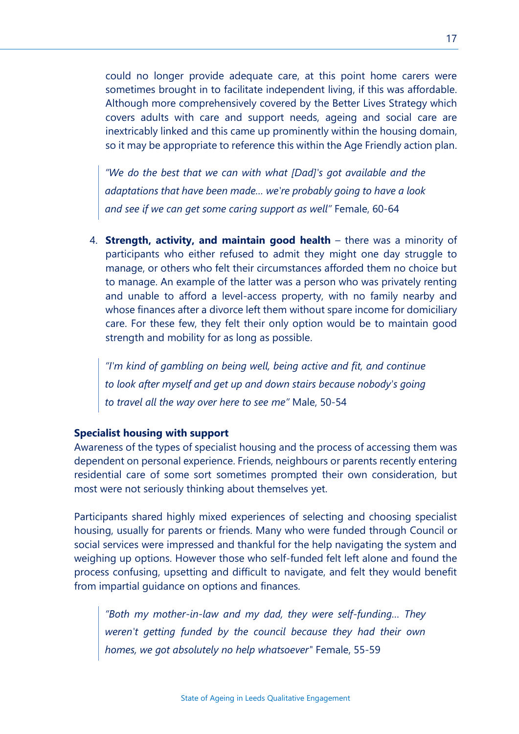could no longer provide adequate care, at this point home carers were sometimes brought in to facilitate independent living, if this was affordable. Although more comprehensively covered by the Better Lives Strategy which covers adults with care and support needs, ageing and social care are inextricably linked and this came up prominently within the housing domain, so it may be appropriate to reference this within the Age Friendly action plan.

> *"We do the best that we can with what [Dad]'s got available and the adaptations that have been made… we're probably going to have a look and see if we can get some caring support as well"* Female, 60-64

4. **Strength, activity, and maintain good health** – there was a minority of participants who either refused to admit they might one day struggle to manage, or others who felt their circumstances afforded them no choice but to manage. An example of the latter was a person who was privately renting and unable to afford a level-access property, with no family nearby and whose finances after a divorce left them without spare income for domiciliary care. For these few, they felt their only option would be to maintain good strength and mobility for as long as possible.

> *"I'm kind of gambling on being well, being active and fit, and continue to look after myself and get up and down stairs because nobody's going to travel all the way over here to see me"* Male, 50-54

**Specialist housing with support**

Awareness of the types of specialist housing and the process of accessing them was dependent on personal experience. Friends, neighbours or parents recently entering residential care of some sort sometimes prompted their own consideration, but most were not seriously thinking about themselves yet.

Participants shared highly mixed experiences of selecting and choosing specialist housing, usually for parents or friends. Many who were funded through Council or social services were impressed and thankful for the help navigating the system and weighing up options. However those who self-funded felt left alone and found the process confusing, upsetting and difficult to navigate, and felt they would benefit from impartial guidance on options and finances.

> *"Both my mother-in-law and my dad, they were self-funding… They weren't getting funded by the council because they had their own homes, we got absolutely no help whatsoever"* Female, 55-59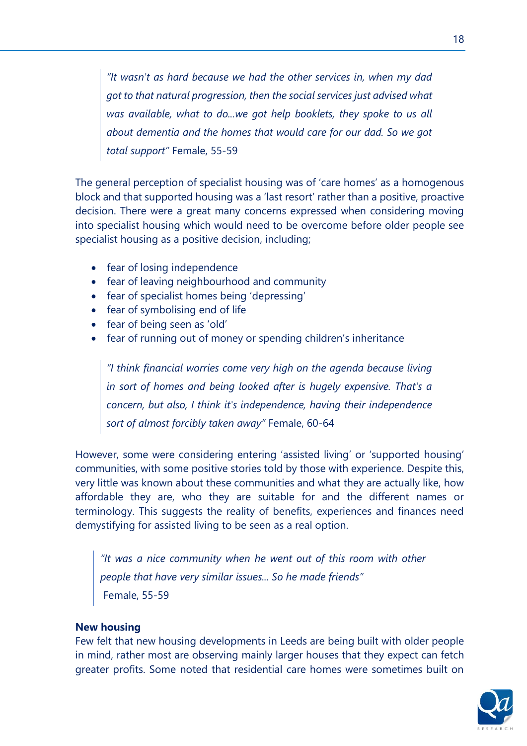> *"It wasn't as hard because we had the other services in, when my dad got to that natural progression, then the social services just advised what was available, what to do...we got help booklets, they spoke to us all about dementia and the homes that would care for our dad. So we got total support"* Female, 55-59

The general perception of specialist housing was of 'care homes' as a homogenous block and that supported housing was a 'last resort' rather than a positive, proactive decision. There were a great many concerns expressed when considering moving into specialist housing which would need to be overcome before older people see specialist housing as a positive decision, including;

- fear of losing independence
- fear of leaving neighbourhood and community
- fear of specialist homes being 'depressing'
- fear of symbolising end of life
- fear of being seen as 'old'
- fear of running out of money or spending children's inheritance

> *"I think financial worries come very high on the agenda because living in sort of homes and being looked after is hugely expensive. That's a concern, but also, I think it's independence, having their independence sort of almost forcibly taken away"* Female, 60-64

However, some were considering entering 'assisted living' or 'supported housing' communities, with some positive stories told by those with experience. Despite this, very little was known about these communities and what they are actually like, how affordable they are, who they are suitable for and the different names or terminology. This suggests the reality of benefits, experiences and finances need demystifying for assisted living to be seen as a real option.

> *"It was a nice community when he went out of this room with other people that have very similar issues... So he made friends"* Female, 55-59

**New housing**

Few felt that new housing developments in Leeds are being built with older people in mind, rather most are observing mainly larger houses that they expect can fetch greater profits. Some noted that residential care homes were sometimes built on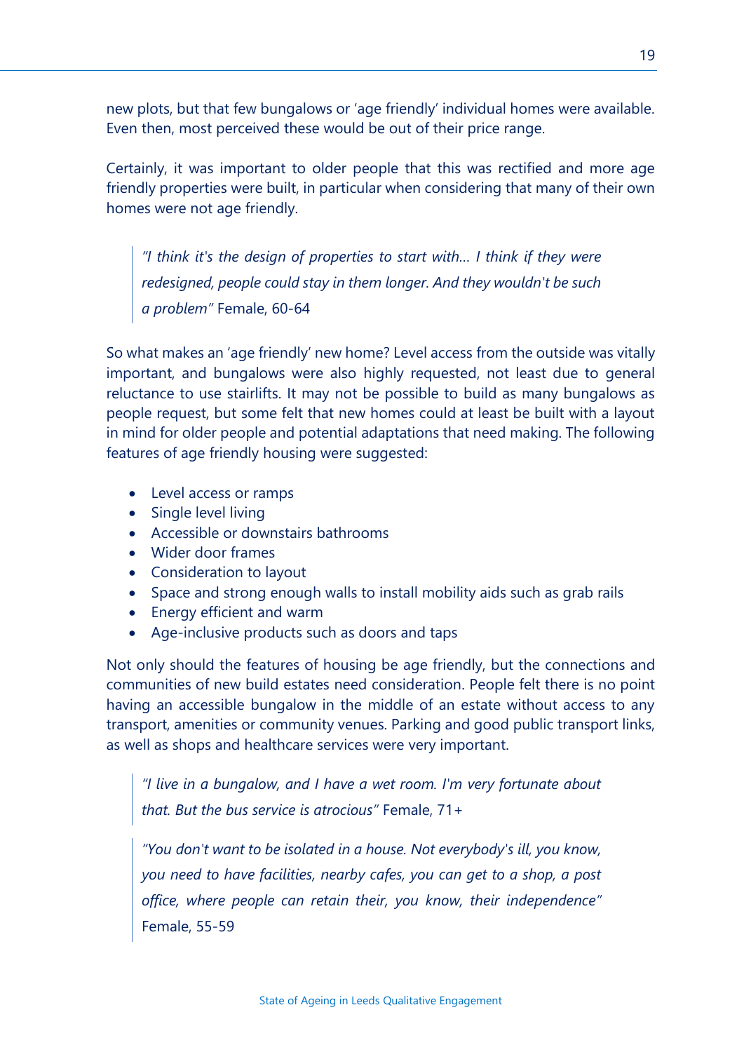new plots, but that few bungalows or 'age friendly' individual homes were available. Even then, most perceived these would be out of their price range.

Certainly, it was important to older people that this was rectified and more age friendly properties were built, in particular when considering that many of their own homes were not age friendly.

> *"I think it's the design of properties to start with… I think if they were redesigned, people could stay in them longer. And they wouldn't be such a problem"* Female, 60-64

So what makes an 'age friendly' new home? Level access from the outside was vitally important, and bungalows were also highly requested, not least due to general reluctance to use stairlifts. It may not be possible to build as many bungalows as people request, but some felt that new homes could at least be built with a layout in mind for older people and potential adaptations that need making. The following features of age friendly housing were suggested:

- Level access or ramps
- Single level living
- Accessible or downstairs bathrooms
- Wider door frames
- Consideration to layout
- Space and strong enough walls to install mobility aids such as grab rails
- Energy efficient and warm
- Age-inclusive products such as doors and taps

Not only should the features of housing be age friendly, but the connections and communities of new build estates need consideration. People felt there is no point having an accessible bungalow in the middle of an estate without access to any transport, amenities or community venues. Parking and good public transport links, as well as shops and healthcare services were very important.

> *"I live in a bungalow, and I have a wet room. I'm very fortunate about that. But the bus service is atrocious"* Female, 71+

> *"You don't want to be isolated in a house. Not everybody's ill, you know, you need to have facilities, nearby cafes, you can get to a shop, a post office, where people can retain their, you know, their independence"* Female, 55-59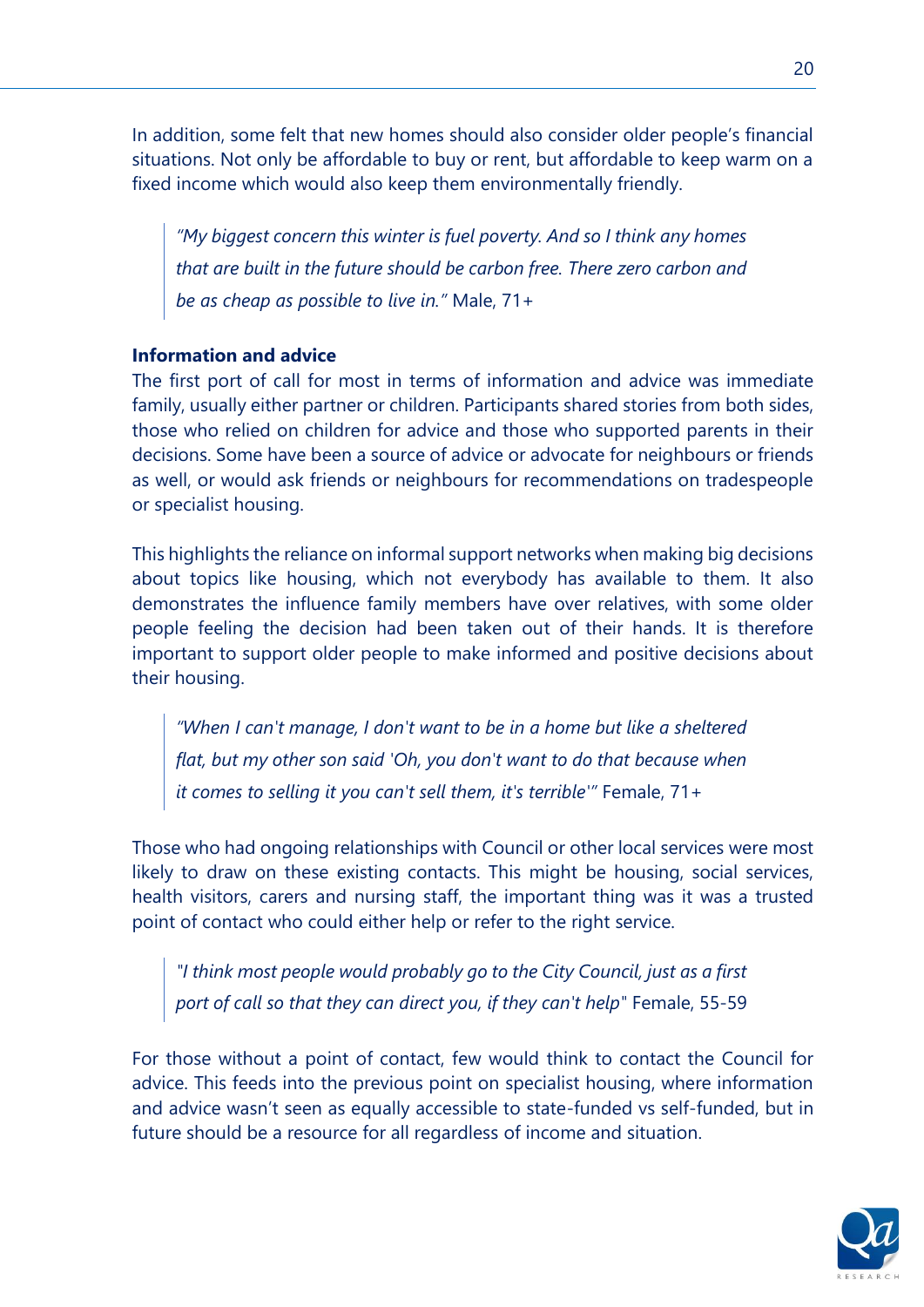In addition, some felt that new homes should also consider older people's financial situations. Not only be affordable to buy or rent, but affordable to keep warm on a fixed income which would also keep them environmentally friendly.

> *"My biggest concern this winter is fuel poverty. And so I think any homes that are built in the future should be carbon free. There zero carbon and be as cheap as possible to live in."* Male, 71+

**Information and advice**

The first port of call for most in terms of information and advice was immediate family, usually either partner or children. Participants shared stories from both sides, those who relied on children for advice and those who supported parents in their decisions. Some have been a source of advice or advocate for neighbours or friends as well, or would ask friends or neighbours for recommendations on tradespeople or specialist housing.

This highlights the reliance on informal support networks when making big decisions about topics like housing, which not everybody has available to them. It also demonstrates the influence family members have over relatives, with some older people feeling the decision had been taken out of their hands. It is therefore important to support older people to make informed and positive decisions about their housing.

> *"When I can't manage, I don't want to be in a home but like a sheltered flat, but my other son said 'Oh, you don't want to do that because when it comes to selling it you can't sell them, it's terrible'"* Female, 71+

Those who had ongoing relationships with Council or other local services were most likely to draw on these existing contacts. This might be housing, social services, health visitors, carers and nursing staff, the important thing was it was a trusted point of contact who could either help or refer to the right service.

> *"I think most people would probably go to the City Council, just as a first port of call so that they can direct you, if they can't help"* Female, 55-59

For those without a point of contact, few would think to contact the Council for advice. This feeds into the previous point on specialist housing, where information and advice wasn't seen as equally accessible to state-funded vs self-funded, but in future should be a resource for all regardless of income and situation.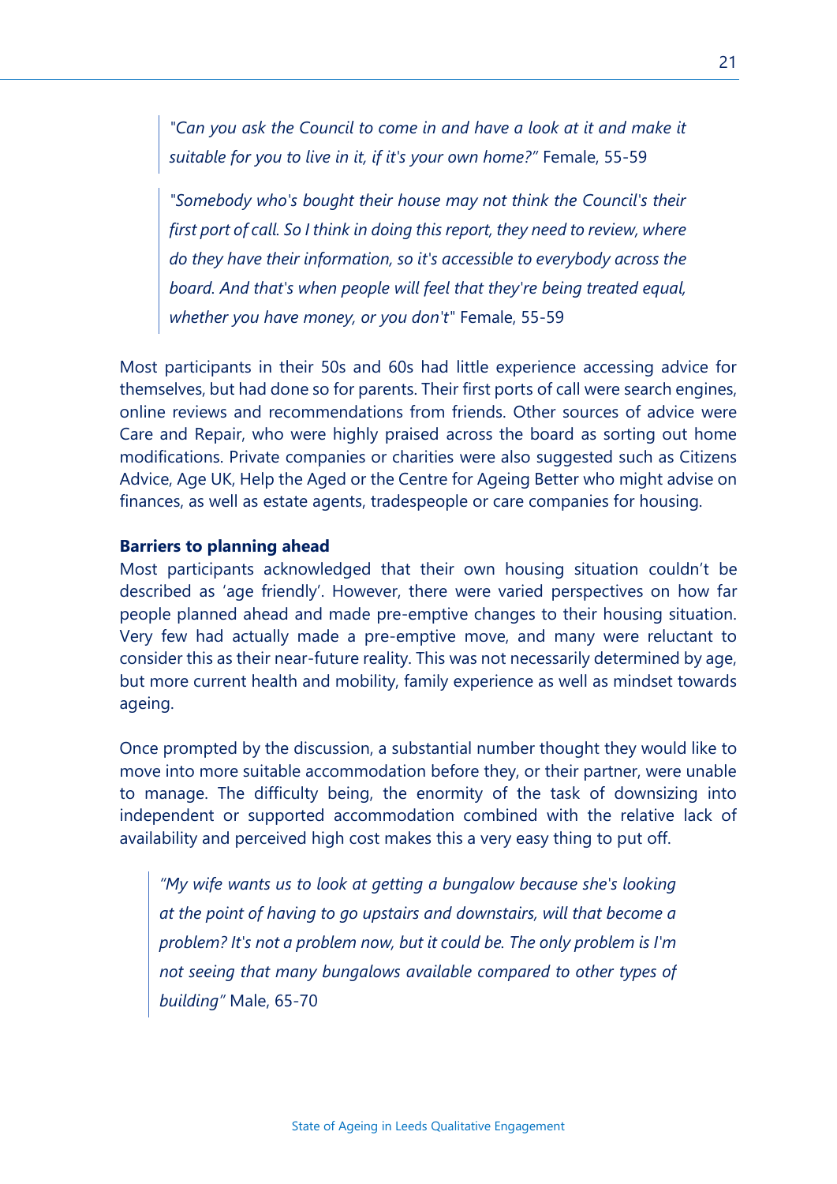> *"Can you ask the Council to come in and have a look at it and make it suitable for you to live in it, if it's your own home?"* Female, 55-59

> *"Somebody who's bought their house may not think the Council's their first port of call. So I think in doing this report, they need to review, where do they have their information, so it's accessible to everybody across the board. And that's when people will feel that they're being treated equal, whether you have money, or you don't"* Female, 55-59

Most participants in their 50s and 60s had little experience accessing advice for themselves, but had done so for parents. Their first ports of call were search engines, online reviews and recommendations from friends. Other sources of advice were Care and Repair, who were highly praised across the board as sorting out home modifications. Private companies or charities were also suggested such as Citizens Advice, Age UK, Help the Aged or the Centre for Ageing Better who might advise on finances, as well as estate agents, tradespeople or care companies for housing.

**Barriers to planning ahead**

Most participants acknowledged that their own housing situation couldn't be described as 'age friendly'. However, there were varied perspectives on how far people planned ahead and made pre-emptive changes to their housing situation. Very few had actually made a pre-emptive move, and many were reluctant to consider this as their near-future reality. This was not necessarily determined by age, but more current health and mobility, family experience as well as mindset towards ageing.

Once prompted by the discussion, a substantial number thought they would like to move into more suitable accommodation before they, or their partner, were unable to manage. The difficulty being, the enormity of the task of downsizing into independent or supported accommodation combined with the relative lack of availability and perceived high cost makes this a very easy thing to put off.

> *"My wife wants us to look at getting a bungalow because she's looking at the point of having to go upstairs and downstairs, will that become a problem? It's not a problem now, but it could be. The only problem is I'm not seeing that many bungalows available compared to other types of building"* Male, 65-70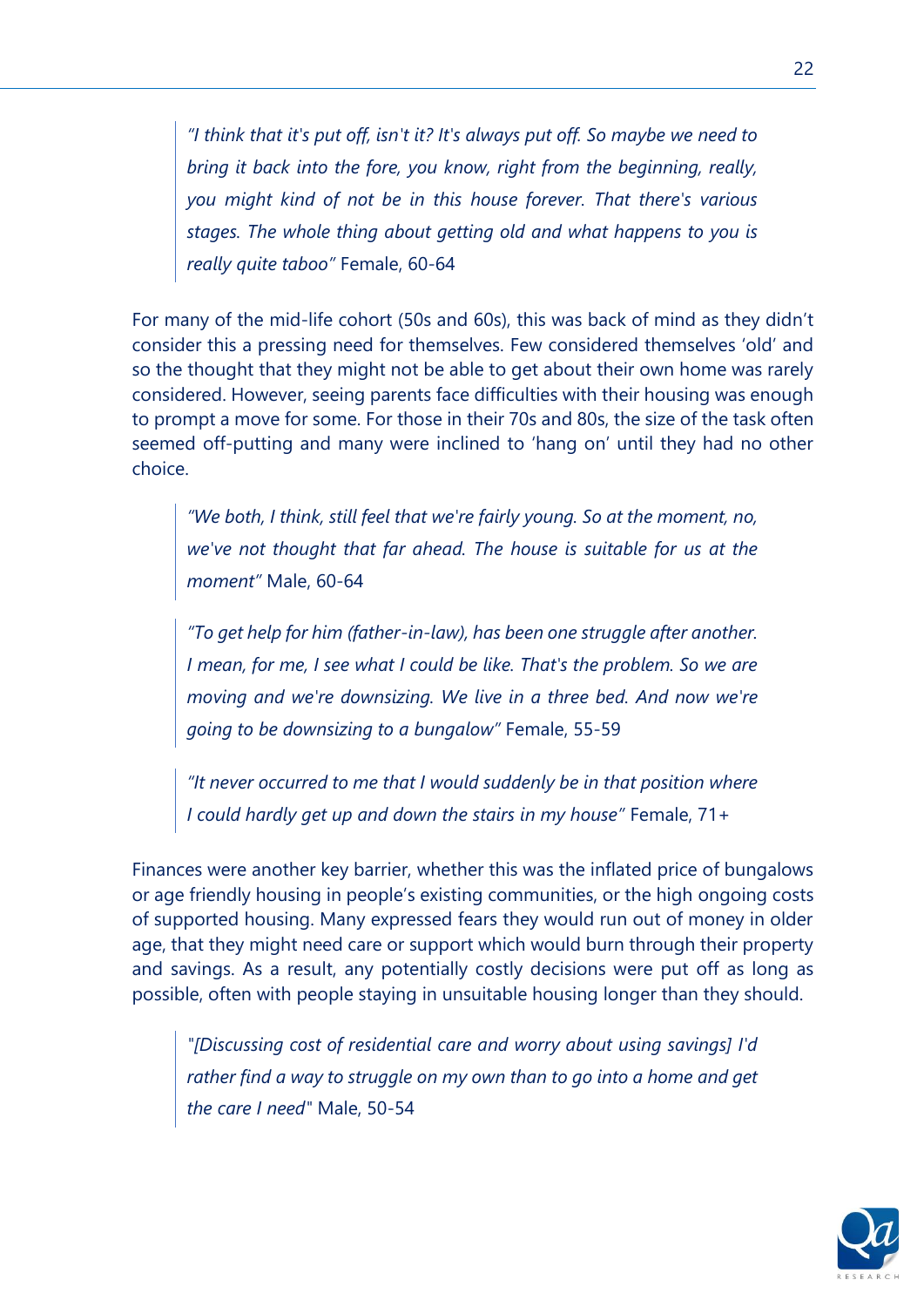> *"I think that it's put off, isn't it? It's always put off. So maybe we need to bring it back into the fore, you know, right from the beginning, really, you might kind of not be in this house forever. That there's various stages. The whole thing about getting old and what happens to you is really quite taboo"* Female, 60-64

For many of the mid-life cohort (50s and 60s), this was back of mind as they didn't consider this a pressing need for themselves. Few considered themselves 'old' and so the thought that they might not be able to get about their own home was rarely considered. However, seeing parents face difficulties with their housing was enough to prompt a move for some. For those in their 70s and 80s, the size of the task often seemed off-putting and many were inclined to 'hang on' until they had no other choice.

> *"We both, I think, still feel that we're fairly young. So at the moment, no, we've not thought that far ahead. The house is suitable for us at the moment"* Male, 60-64

> *"To get help for him (father-in-law), has been one struggle after another. I mean, for me, I see what I could be like. That's the problem. So we are moving and we're downsizing. We live in a three bed. And now we're going to be downsizing to a bungalow"* Female, 55-59

> *"It never occurred to me that I would suddenly be in that position where I could hardly get up and down the stairs in my house"* Female, 71+

Finances were another key barrier, whether this was the inflated price of bungalows or age friendly housing in people's existing communities, or the high ongoing costs of supported housing. Many expressed fears they would run out of money in older age, that they might need care or support which would burn through their property and savings. As a result, any potentially costly decisions were put off as long as possible, often with people staying in unsuitable housing longer than they should.

> *"[Discussing cost of residential care and worry about using savings] I'd rather find a way to struggle on my own than to go into a home and get the care I need"* Male, 50-54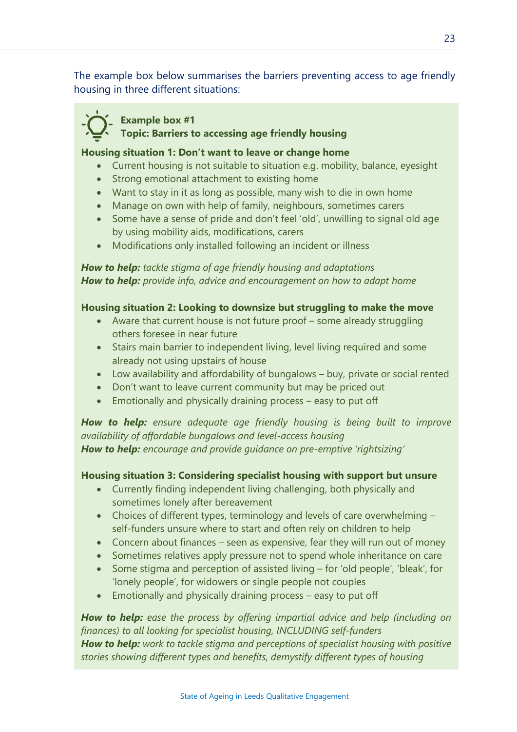The example box below summarises the barriers preventing access to age friendly housing in three different situations:

**Example box #1**
**Topic: Barriers to accessing age friendly housing**

**Housing situation 1: Don't want to leave or change home**

- Current housing is not suitable to situation e.g. mobility, balance, eyesight
- Strong emotional attachment to existing home
- Want to stay in it as long as possible, many wish to die in own home
- Manage on own with help of family, neighbours, sometimes carers
- Some have a sense of pride and don't feel 'old', unwilling to signal old age by using mobility aids, modifications, carers
- Modifications only installed following an incident or illness

***How to help:*** *tackle stigma of age friendly housing and adaptations*
***How to help:*** *provide info, advice and encouragement on how to adapt home*

**Housing situation 2: Looking to downsize but struggling to make the move**

- Aware that current house is not future proof – some already struggling others foresee in near future
- Stairs main barrier to independent living, level living required and some already not using upstairs of house
- Low availability and affordability of bungalows – buy, private or social rented
- Don't want to leave current community but may be priced out
- Emotionally and physically draining process – easy to put off

***How to help:*** *ensure adequate age friendly housing is being built to improve availability of affordable bungalows and level-access housing*
***How to help:*** *encourage and provide guidance on pre-emptive 'rightsizing'*

**Housing situation 3: Considering specialist housing with support but unsure**

- Currently finding independent living challenging, both physically and sometimes lonely after bereavement
- Choices of different types, terminology and levels of care overwhelming – self-funders unsure where to start and often rely on children to help
- Concern about finances – seen as expensive, fear they will run out of money
- Sometimes relatives apply pressure not to spend whole inheritance on care
- Some stigma and perception of assisted living – for 'old people', 'bleak', for 'lonely people', for widowers or single people not couples
- Emotionally and physically draining process – easy to put off

***How to help:*** *ease the process by offering impartial advice and help (including on finances) to all looking for specialist housing, INCLUDING self-funders*
***How to help:*** *work to tackle stigma and perceptions of specialist housing with positive stories showing different types and benefits, demystify different types of housing*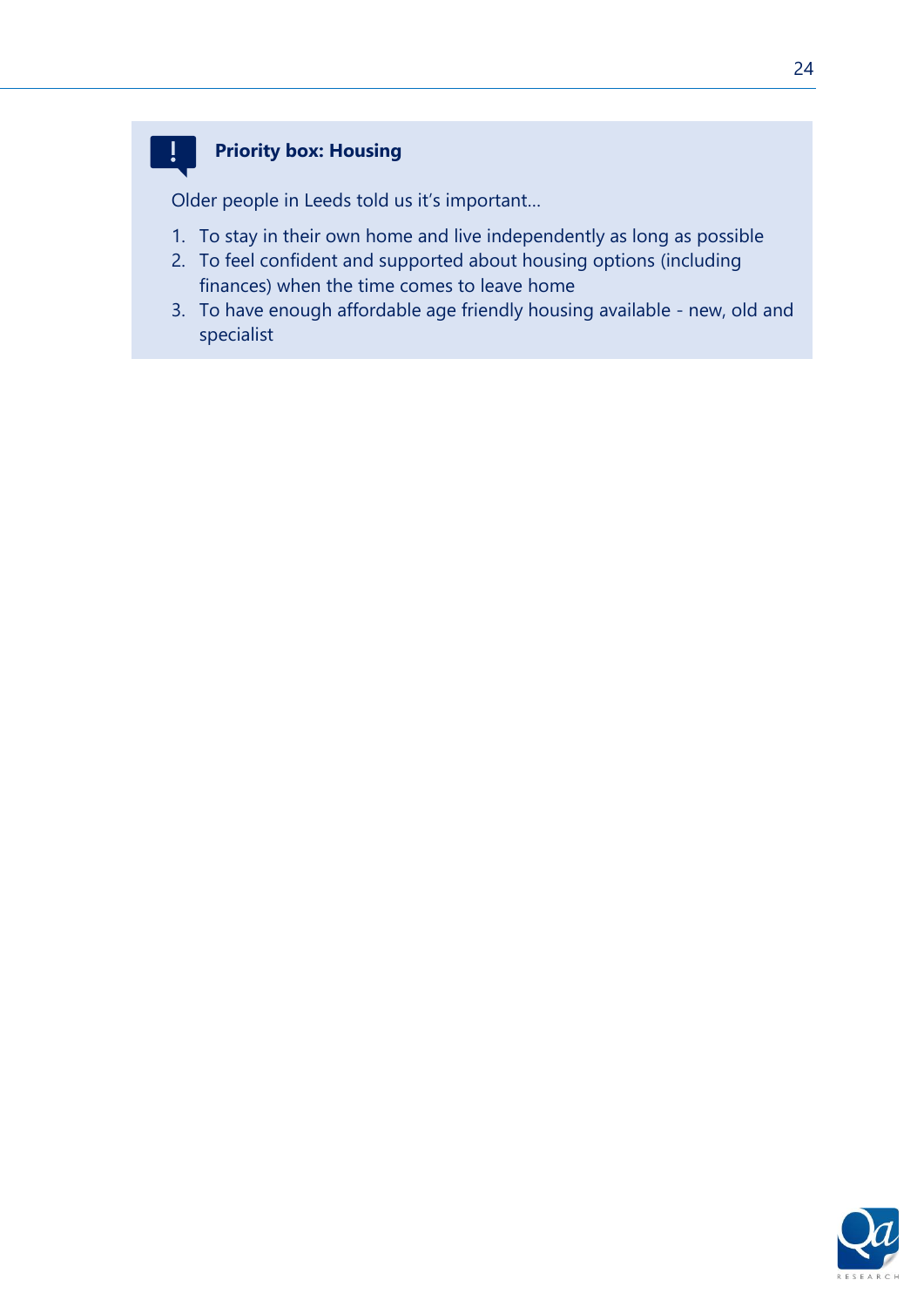**Priority box: Housing**

Older people in Leeds told us it's important…

1. To stay in their own home and live independently as long as possible
2. To feel confident and supported about housing options (including finances) when the time comes to leave home
3. To have enough affordable age friendly housing available - new, old and specialist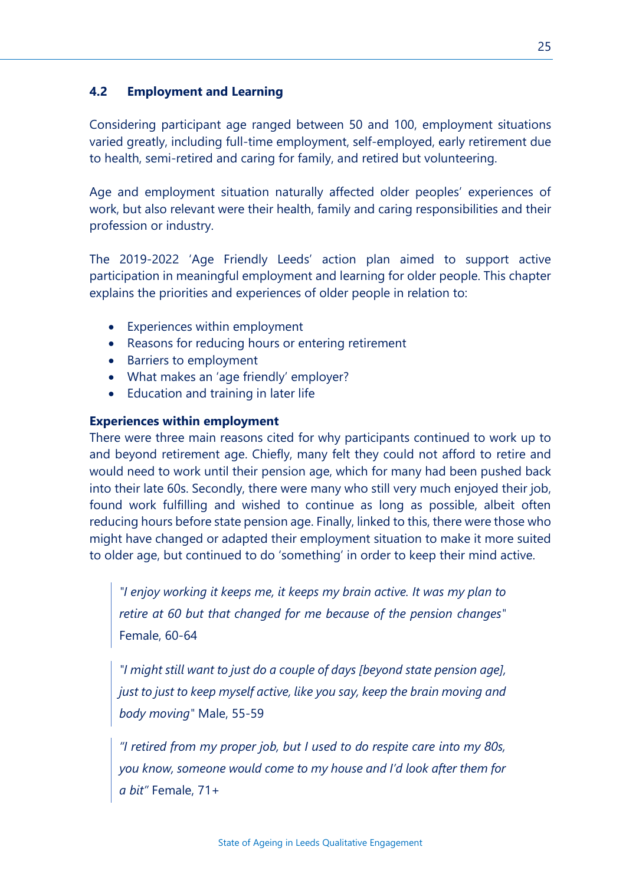## 4.2 Employment and Learning

Considering participant age ranged between 50 and 100, employment situations varied greatly, including full-time employment, self-employed, early retirement due to health, semi-retired and caring for family, and retired but volunteering.

Age and employment situation naturally affected older peoples' experiences of work, but also relevant were their health, family and caring responsibilities and their profession or industry.

The 2019-2022 'Age Friendly Leeds' action plan aimed to support active participation in meaningful employment and learning for older people. This chapter explains the priorities and experiences of older people in relation to:

- Experiences within employment
- Reasons for reducing hours or entering retirement
- Barriers to employment
- What makes an 'age friendly' employer?
- Education and training in later life

**Experiences within employment**

There were three main reasons cited for why participants continued to work up to and beyond retirement age. Chiefly, many felt they could not afford to retire and would need to work until their pension age, which for many had been pushed back into their late 60s. Secondly, there were many who still very much enjoyed their job, found work fulfilling and wished to continue as long as possible, albeit often reducing hours before state pension age. Finally, linked to this, there were those who might have changed or adapted their employment situation to make it more suited to older age, but continued to do 'something' in order to keep their mind active.

> *"I enjoy working it keeps me, it keeps my brain active. It was my plan to retire at 60 but that changed for me because of the pension changes"* Female, 60-64

> *"I might still want to just do a couple of days [beyond state pension age], just to just to keep myself active, like you say, keep the brain moving and body moving"* Male, 55-59

> *"I retired from my proper job, but I used to do respite care into my 80s, you know, someone would come to my house and I'd look after them for a bit"* Female, 71+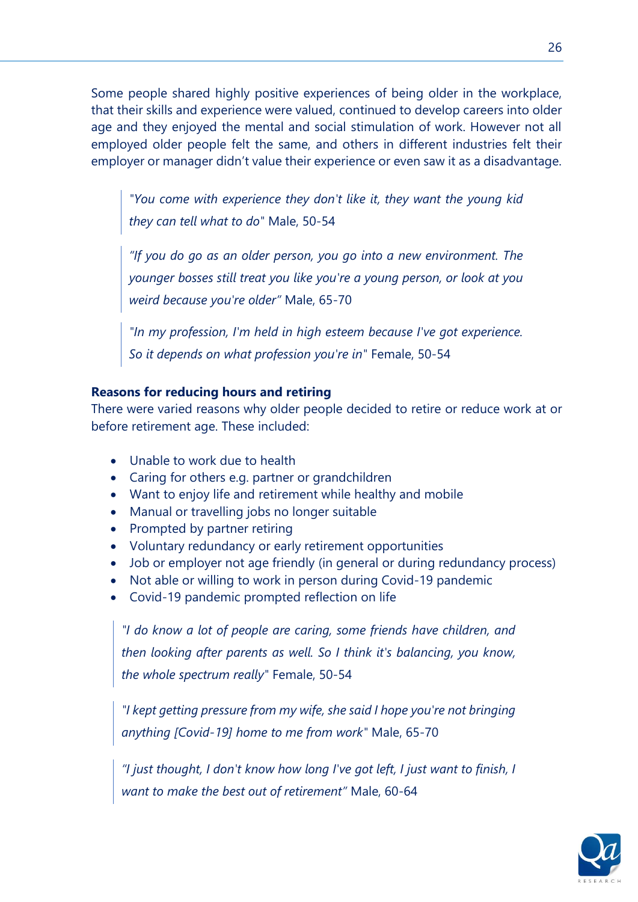Some people shared highly positive experiences of being older in the workplace, that their skills and experience were valued, continued to develop careers into older age and they enjoyed the mental and social stimulation of work. However not all employed older people felt the same, and others in different industries felt their employer or manager didn't value their experience or even saw it as a disadvantage.

> "*You come with experience they don't like it, they want the young kid they can tell what to do*" Male, 50-54

> *"If you do go as an older person, you go into a new environment. The younger bosses still treat you like you're a young person, or look at you weird because you're older"* Male, 65-70

> "*In my profession, I'm held in high esteem because I've got experience. So it depends on what profession you're in*" Female, 50-54

**Reasons for reducing hours and retiring**

There were varied reasons why older people decided to retire or reduce work at or before retirement age. These included:

- Unable to work due to health
- Caring for others e.g. partner or grandchildren
- Want to enjoy life and retirement while healthy and mobile
- Manual or travelling jobs no longer suitable
- Prompted by partner retiring
- Voluntary redundancy or early retirement opportunities
- Job or employer not age friendly (in general or during redundancy process)
- Not able or willing to work in person during Covid-19 pandemic
- Covid-19 pandemic prompted reflection on life

> "*I do know a lot of people are caring, some friends have children, and then looking after parents as well. So I think it's balancing, you know, the whole spectrum really*" Female, 50-54

> "*I kept getting pressure from my wife, she said I hope you're not bringing anything [Covid-19] home to me from work*" Male, 65-70

> *"I just thought, I don't know how long I've got left, I just want to finish, I want to make the best out of retirement"* Male, 60-64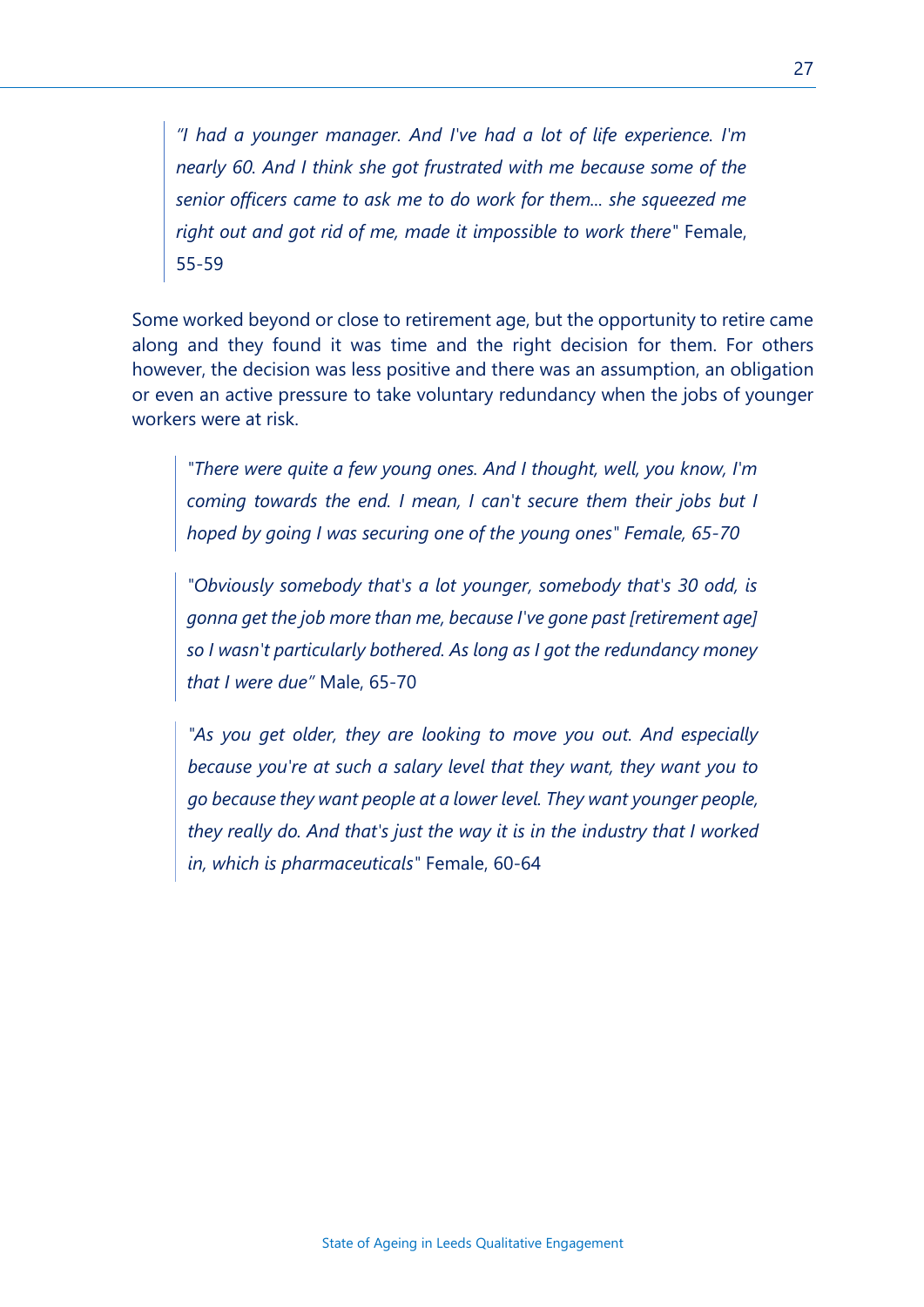> *"I had a younger manager. And I've had a lot of life experience. I'm nearly 60. And I think she got frustrated with me because some of the senior officers came to ask me to do work for them... she squeezed me right out and got rid of me, made it impossible to work there"* Female, 55-59

Some worked beyond or close to retirement age, but the opportunity to retire came along and they found it was time and the right decision for them. For others however, the decision was less positive and there was an assumption, an obligation or even an active pressure to take voluntary redundancy when the jobs of younger workers were at risk.

> *"There were quite a few young ones. And I thought, well, you know, I'm coming towards the end. I mean, I can't secure them their jobs but I hoped by going I was securing one of the young ones" Female, 65-70*

> *"Obviously somebody that's a lot younger, somebody that's 30 odd, is gonna get the job more than me, because I've gone past [retirement age] so I wasn't particularly bothered. As long as I got the redundancy money that I were due"* Male, 65-70

> *"As you get older, they are looking to move you out. And especially because you're at such a salary level that they want, they want you to go because they want people at a lower level. They want younger people, they really do. And that's just the way it is in the industry that I worked in, which is pharmaceuticals"* Female, 60-64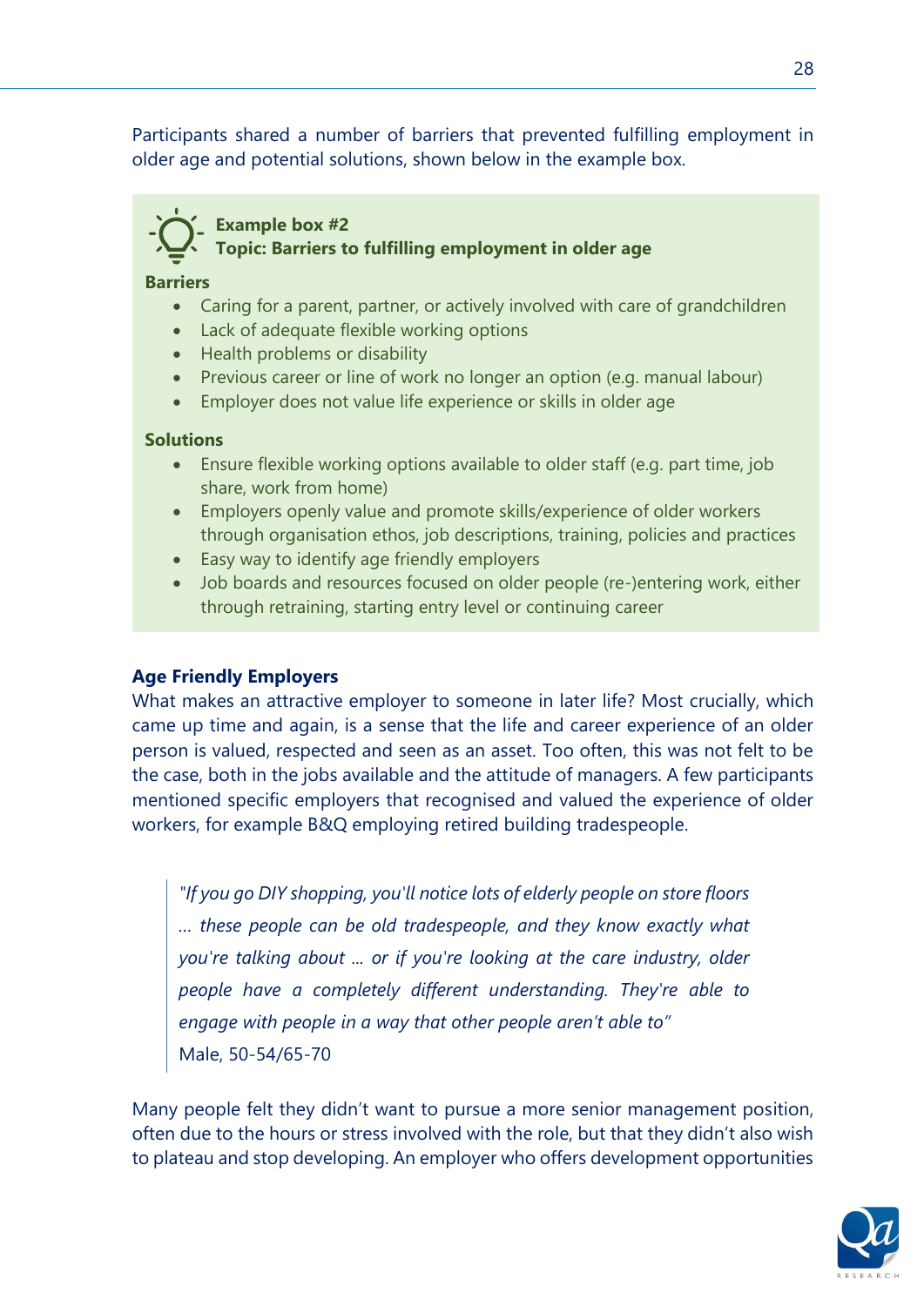Participants shared a number of barriers that prevented fulfilling employment in older age and potential solutions, shown below in the example box.

> **Example box #2**
> **Topic: Barriers to fulfilling employment in older age**
>
> **Barriers**
>
> - Caring for a parent, partner, or actively involved with care of grandchildren
> - Lack of adequate flexible working options
> - Health problems or disability
> - Previous career or line of work no longer an option (e.g. manual labour)
> - Employer does not value life experience or skills in older age
>
> **Solutions**
>
> - Ensure flexible working options available to older staff (e.g. part time, job share, work from home)
> - Employers openly value and promote skills/experience of older workers through organisation ethos, job descriptions, training, policies and practices
> - Easy way to identify age friendly employers
> - Job boards and resources focused on older people (re-)entering work, either through retraining, starting entry level or continuing career

**Age Friendly Employers**

What makes an attractive employer to someone in later life? Most crucially, which came up time and again, is a sense that the life and career experience of an older person is valued, respected and seen as an asset. Too often, this was not felt to be the case, both in the jobs available and the attitude of managers. A few participants mentioned specific employers that recognised and valued the experience of older workers, for example B&Q employing retired building tradespeople.

> *"If you go DIY shopping, you'll notice lots of elderly people on store floors … these people can be old tradespeople, and they know exactly what you're talking about … or if you're looking at the care industry, older people have a completely different understanding. They're able to engage with people in a way that other people aren't able to"*
> Male, 50-54/65-70

Many people felt they didn't want to pursue a more senior management position, often due to the hours or stress involved with the role, but that they didn't also wish to plateau and stop developing. An employer who offers development opportunities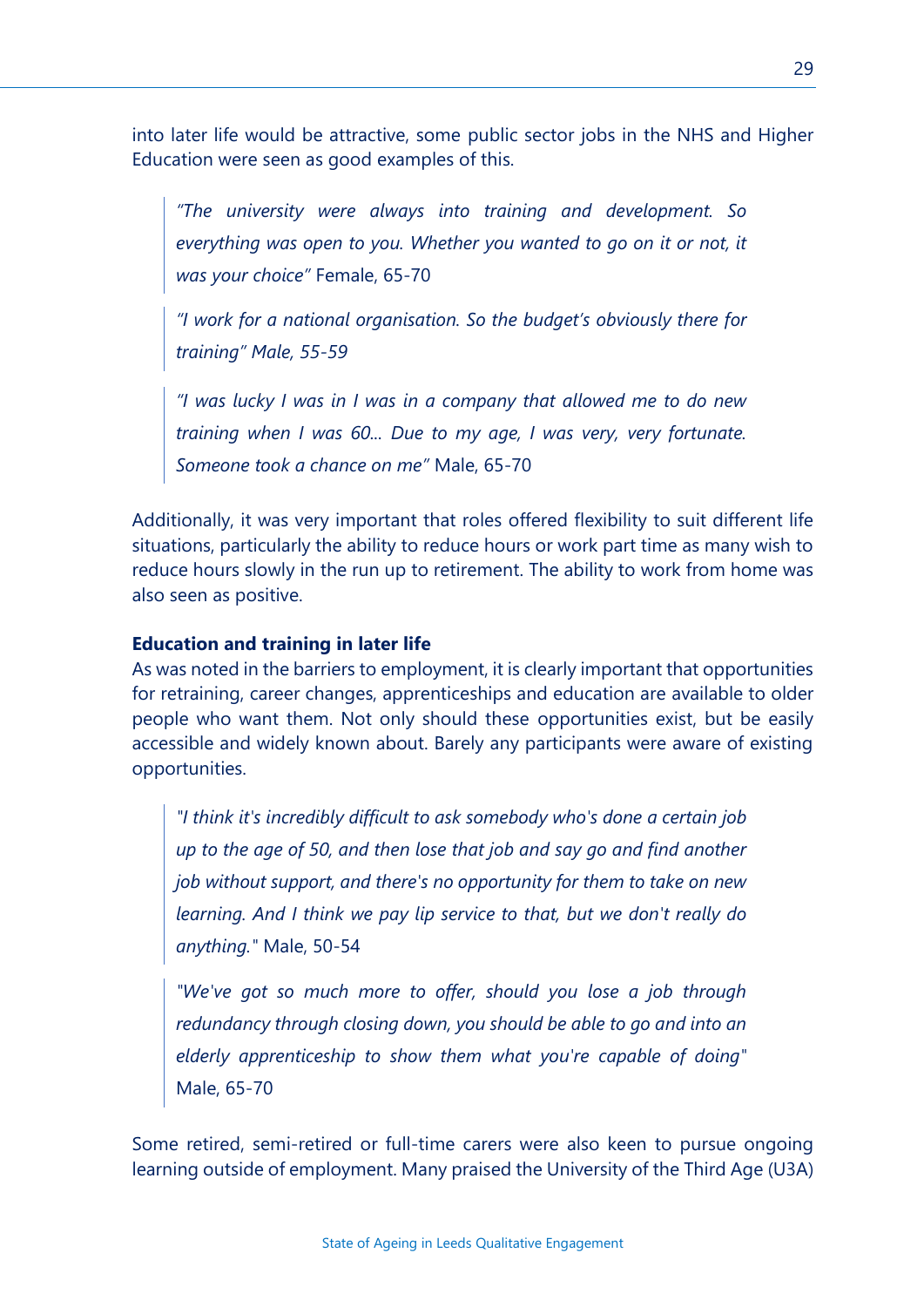into later life would be attractive, some public sector jobs in the NHS and Higher Education were seen as good examples of this.

> *"The university were always into training and development. So everything was open to you. Whether you wanted to go on it or not, it was your choice"* Female, 65-70

> *"I work for a national organisation. So the budget's obviously there for training" Male, 55-59*

> *"I was lucky I was in I was in a company that allowed me to do new training when I was 60… Due to my age, I was very, very fortunate. Someone took a chance on me"* Male, 65-70

Additionally, it was very important that roles offered flexibility to suit different life situations, particularly the ability to reduce hours or work part time as many wish to reduce hours slowly in the run up to retirement. The ability to work from home was also seen as positive.

**Education and training in later life**

As was noted in the barriers to employment, it is clearly important that opportunities for retraining, career changes, apprenticeships and education are available to older people who want them. Not only should these opportunities exist, but be easily accessible and widely known about. Barely any participants were aware of existing opportunities.

> *"I think it's incredibly difficult to ask somebody who's done a certain job up to the age of 50, and then lose that job and say go and find another job without support, and there's no opportunity for them to take on new learning. And I think we pay lip service to that, but we don't really do anything."* Male, 50-54

> *"We've got so much more to offer, should you lose a job through redundancy through closing down, you should be able to go and into an elderly apprenticeship to show them what you're capable of doing"* Male, 65-70

Some retired, semi-retired or full-time carers were also keen to pursue ongoing learning outside of employment. Many praised the University of the Third Age (U3A)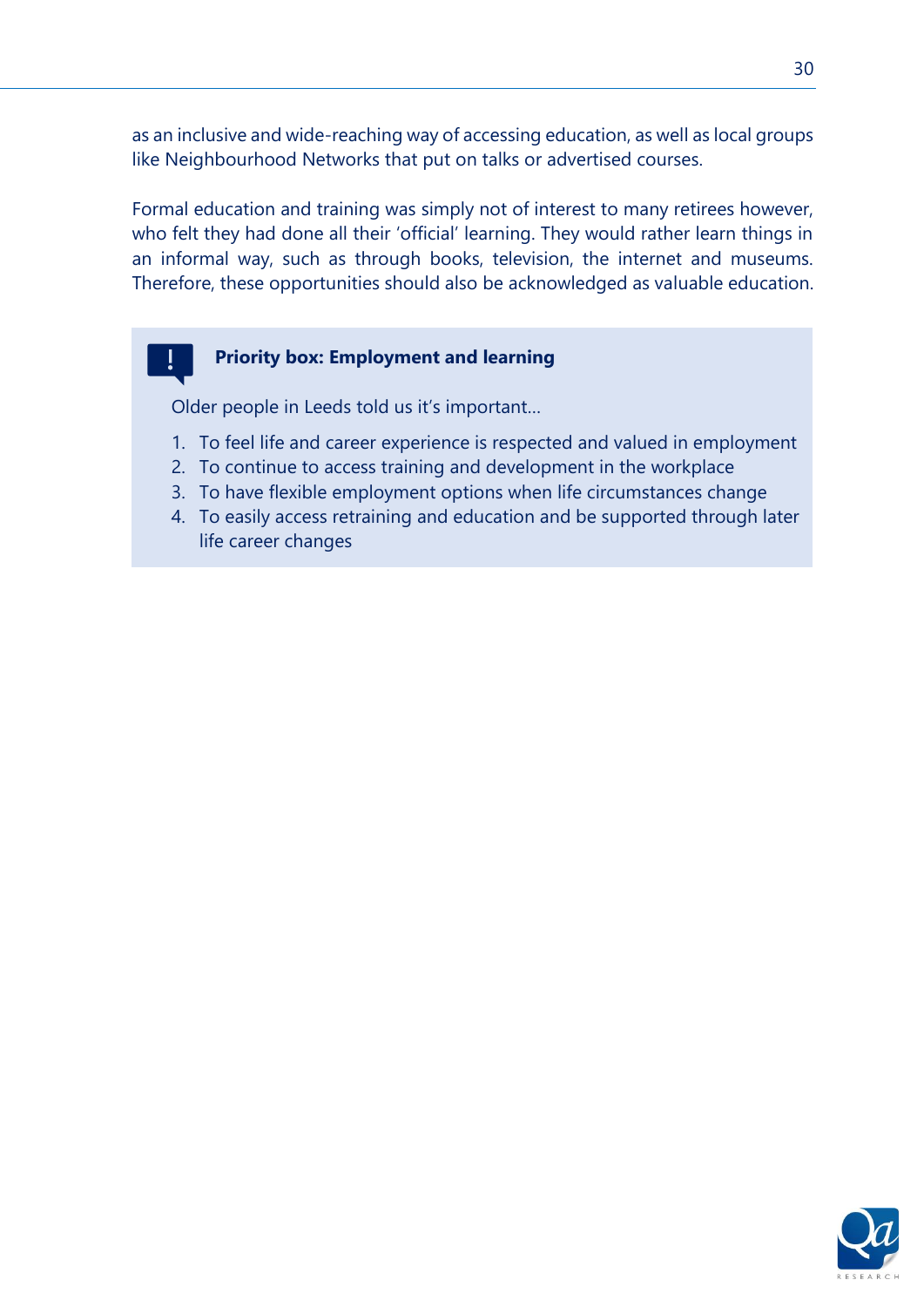as an inclusive and wide-reaching way of accessing education, as well as local groups like Neighbourhood Networks that put on talks or advertised courses.

Formal education and training was simply not of interest to many retirees however, who felt they had done all their 'official' learning. They would rather learn things in an informal way, such as through books, television, the internet and museums. Therefore, these opportunities should also be acknowledged as valuable education.

**Priority box: Employment and learning**

Older people in Leeds told us it's important…

1. To feel life and career experience is respected and valued in employment
2. To continue to access training and development in the workplace
3. To have flexible employment options when life circumstances change
4. To easily access retraining and education and be supported through later life career changes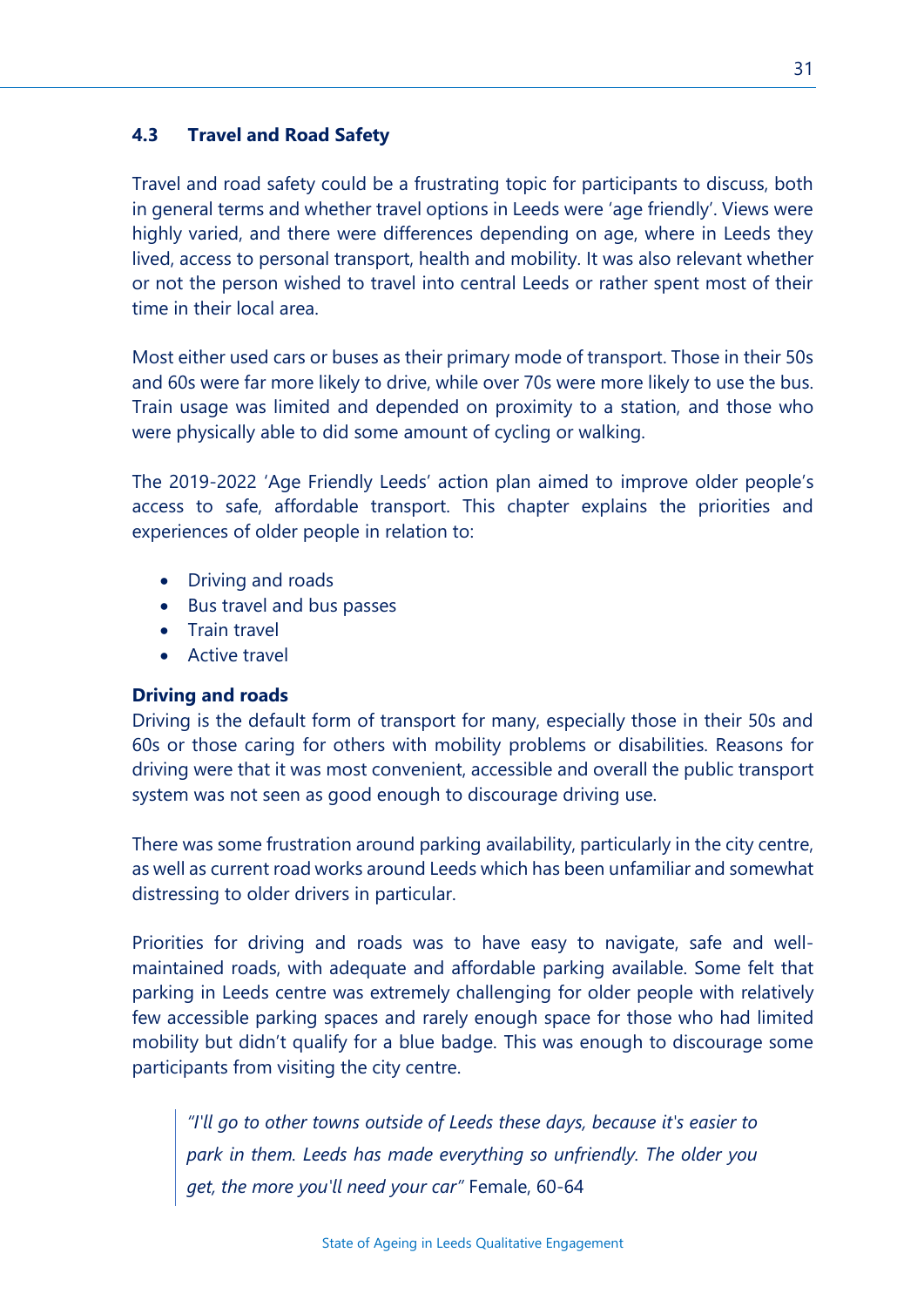## 4.3 Travel and Road Safety

Travel and road safety could be a frustrating topic for participants to discuss, both in general terms and whether travel options in Leeds were 'age friendly'. Views were highly varied, and there were differences depending on age, where in Leeds they lived, access to personal transport, health and mobility. It was also relevant whether or not the person wished to travel into central Leeds or rather spent most of their time in their local area.

Most either used cars or buses as their primary mode of transport. Those in their 50s and 60s were far more likely to drive, while over 70s were more likely to use the bus. Train usage was limited and depended on proximity to a station, and those who were physically able to did some amount of cycling or walking.

The 2019-2022 'Age Friendly Leeds' action plan aimed to improve older people's access to safe, affordable transport. This chapter explains the priorities and experiences of older people in relation to:

- Driving and roads
- Bus travel and bus passes
- Train travel
- Active travel

**Driving and roads**

Driving is the default form of transport for many, especially those in their 50s and 60s or those caring for others with mobility problems or disabilities. Reasons for driving were that it was most convenient, accessible and overall the public transport system was not seen as good enough to discourage driving use.

There was some frustration around parking availability, particularly in the city centre, as well as current road works around Leeds which has been unfamiliar and somewhat distressing to older drivers in particular.

Priorities for driving and roads was to have easy to navigate, safe and well-maintained roads, with adequate and affordable parking available. Some felt that parking in Leeds centre was extremely challenging for older people with relatively few accessible parking spaces and rarely enough space for those who had limited mobility but didn't qualify for a blue badge. This was enough to discourage some participants from visiting the city centre.

> *"I'll go to other towns outside of Leeds these days, because it's easier to park in them. Leeds has made everything so unfriendly. The older you get, the more you'll need your car"* Female, 60-64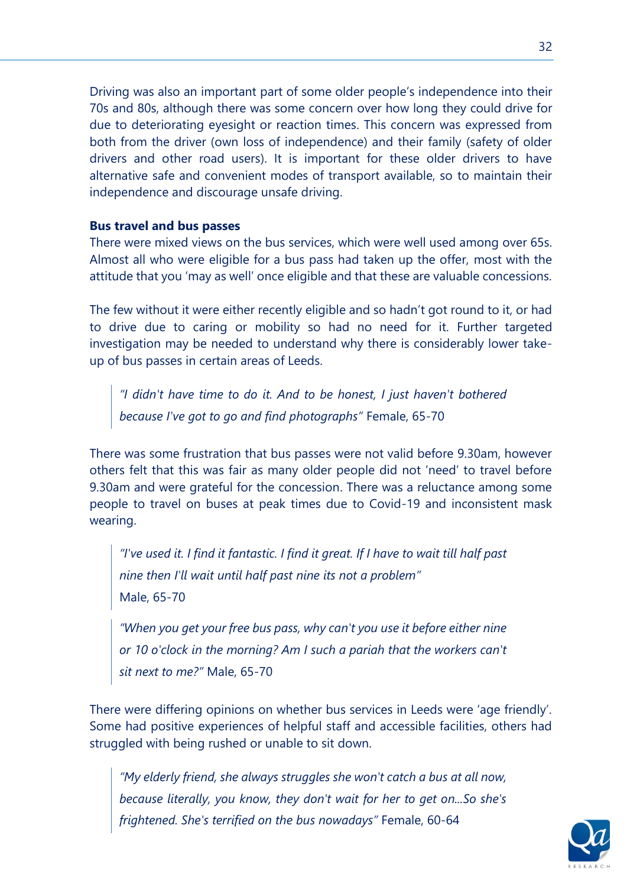Driving was also an important part of some older people's independence into their 70s and 80s, although there was some concern over how long they could drive for due to deteriorating eyesight or reaction times. This concern was expressed from both from the driver (own loss of independence) and their family (safety of older drivers and other road users). It is important for these older drivers to have alternative safe and convenient modes of transport available, so to maintain their independence and discourage unsafe driving.

**Bus travel and bus passes**

There were mixed views on the bus services, which were well used among over 65s. Almost all who were eligible for a bus pass had taken up the offer, most with the attitude that you 'may as well' once eligible and that these are valuable concessions.

The few without it were either recently eligible and so hadn't got round to it, or had to drive due to caring or mobility so had no need for it. Further targeted investigation may be needed to understand why there is considerably lower take-up of bus passes in certain areas of Leeds.

> *"I didn't have time to do it. And to be honest, I just haven't bothered because I've got to go and find photographs"* Female, 65-70

There was some frustration that bus passes were not valid before 9.30am, however others felt that this was fair as many older people did not 'need' to travel before 9.30am and were grateful for the concession. There was a reluctance among some people to travel on buses at peak times due to Covid-19 and inconsistent mask wearing.

> *"I've used it. I find it fantastic. I find it great. If I have to wait till half past nine then I'll wait until half past nine its not a problem"*
> Male, 65-70

> *"When you get your free bus pass, why can't you use it before either nine or 10 o'clock in the morning? Am I such a pariah that the workers can't sit next to me?"* Male, 65-70

There were differing opinions on whether bus services in Leeds were 'age friendly'. Some had positive experiences of helpful staff and accessible facilities, others had struggled with being rushed or unable to sit down.

> *"My elderly friend, she always struggles she won't catch a bus at all now, because literally, you know, they don't wait for her to get on...So she's frightened. She's terrified on the bus nowadays"* Female, 60-64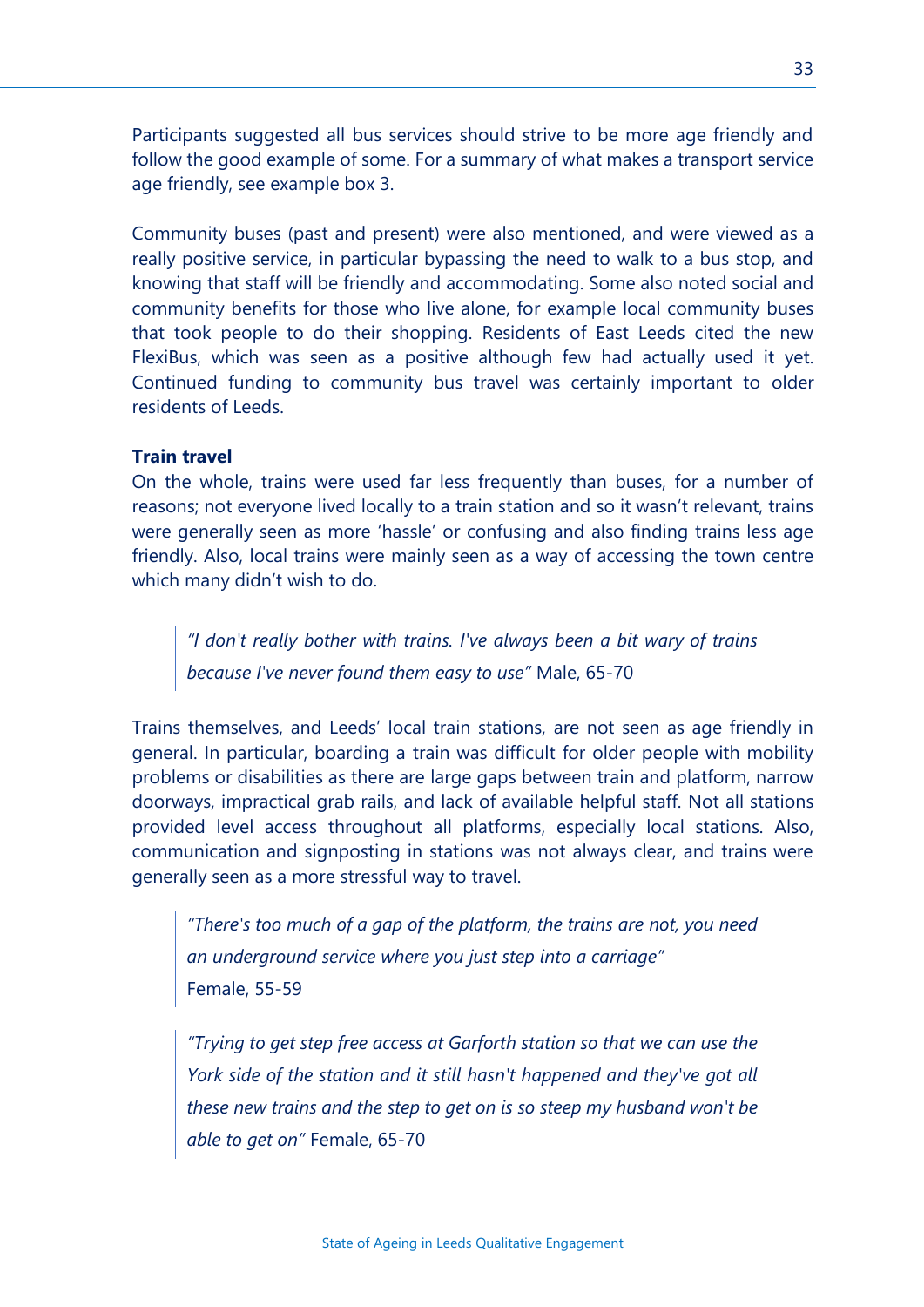Participants suggested all bus services should strive to be more age friendly and follow the good example of some. For a summary of what makes a transport service age friendly, see example box 3.

Community buses (past and present) were also mentioned, and were viewed as a really positive service, in particular bypassing the need to walk to a bus stop, and knowing that staff will be friendly and accommodating. Some also noted social and community benefits for those who live alone, for example local community buses that took people to do their shopping. Residents of East Leeds cited the new FlexiBus, which was seen as a positive although few had actually used it yet. Continued funding to community bus travel was certainly important to older residents of Leeds.

**Train travel**

On the whole, trains were used far less frequently than buses, for a number of reasons; not everyone lived locally to a train station and so it wasn't relevant, trains were generally seen as more 'hassle' or confusing and also finding trains less age friendly. Also, local trains were mainly seen as a way of accessing the town centre which many didn't wish to do.

> *"I don't really bother with trains. I've always been a bit wary of trains because I've never found them easy to use"* Male, 65-70

Trains themselves, and Leeds' local train stations, are not seen as age friendly in general. In particular, boarding a train was difficult for older people with mobility problems or disabilities as there are large gaps between train and platform, narrow doorways, impractical grab rails, and lack of available helpful staff. Not all stations provided level access throughout all platforms, especially local stations. Also, communication and signposting in stations was not always clear, and trains were generally seen as a more stressful way to travel.

> *"There's too much of a gap of the platform, the trains are not, you need an underground service where you just step into a carriage"*
> Female, 55-59

> *"Trying to get step free access at Garforth station so that we can use the York side of the station and it still hasn't happened and they've got all these new trains and the step to get on is so steep my husband won't be able to get on"* Female, 65-70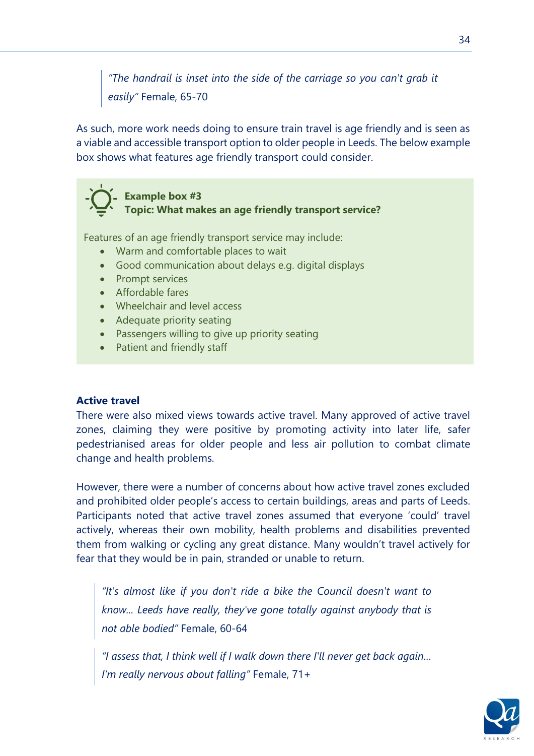> *"The handrail is inset into the side of the carriage so you can't grab it easily"* Female, 65-70

As such, more work needs doing to ensure train travel is age friendly and is seen as a viable and accessible transport option to older people in Leeds. The below example box shows what features age friendly transport could consider.

> **Example box #3**
> **Topic: What makes an age friendly transport service?**
>
> Features of an age friendly transport service may include:
>
> - Warm and comfortable places to wait
> - Good communication about delays e.g. digital displays
> - Prompt services
> - Affordable fares
> - Wheelchair and level access
> - Adequate priority seating
> - Passengers willing to give up priority seating
> - Patient and friendly staff

**Active travel**

There were also mixed views towards active travel. Many approved of active travel zones, claiming they were positive by promoting activity into later life, safer pedestrianised areas for older people and less air pollution to combat climate change and health problems.

However, there were a number of concerns about how active travel zones excluded and prohibited older people's access to certain buildings, areas and parts of Leeds. Participants noted that active travel zones assumed that everyone 'could' travel actively, whereas their own mobility, health problems and disabilities prevented them from walking or cycling any great distance. Many wouldn't travel actively for fear that they would be in pain, stranded or unable to return.

> *"It's almost like if you don't ride a bike the Council doesn't want to know... Leeds have really, they've gone totally against anybody that is not able bodied"* Female, 60-64

> *"I assess that, I think well if I walk down there I'll never get back again... I'm really nervous about falling"* Female, 71+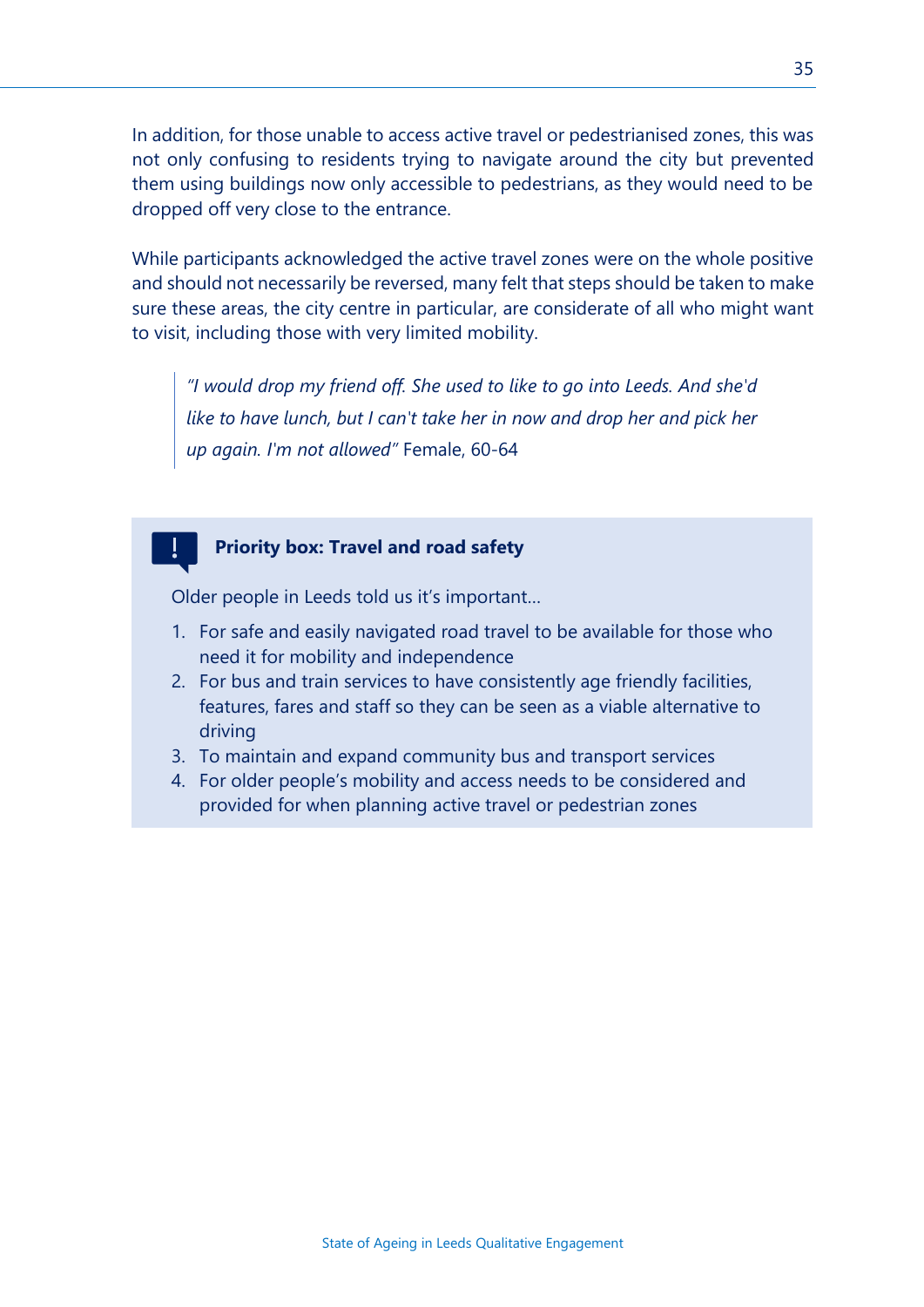In addition, for those unable to access active travel or pedestrianised zones, this was not only confusing to residents trying to navigate around the city but prevented them using buildings now only accessible to pedestrians, as they would need to be dropped off very close to the entrance.

While participants acknowledged the active travel zones were on the whole positive and should not necessarily be reversed, many felt that steps should be taken to make sure these areas, the city centre in particular, are considerate of all who might want to visit, including those with very limited mobility.

> *"I would drop my friend off. She used to like to go into Leeds. And she'd like to have lunch, but I can't take her in now and drop her and pick her up again. I'm not allowed"* Female, 60-64

**Priority box: Travel and road safety**

Older people in Leeds told us it's important…

1. For safe and easily navigated road travel to be available for those who need it for mobility and independence
2. For bus and train services to have consistently age friendly facilities, features, fares and staff so they can be seen as a viable alternative to driving
3. To maintain and expand community bus and transport services
4. For older people's mobility and access needs to be considered and provided for when planning active travel or pedestrian zones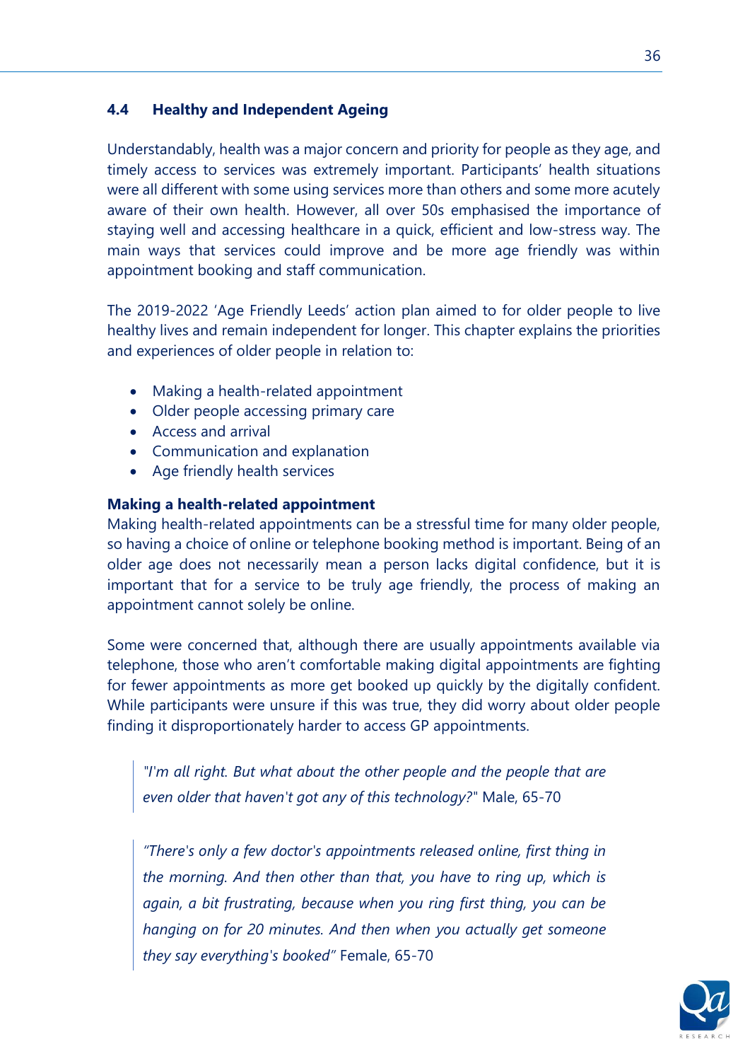## 4.4 Healthy and Independent Ageing

Understandably, health was a major concern and priority for people as they age, and timely access to services was extremely important. Participants' health situations were all different with some using services more than others and some more acutely aware of their own health. However, all over 50s emphasised the importance of staying well and accessing healthcare in a quick, efficient and low-stress way. The main ways that services could improve and be more age friendly was within appointment booking and staff communication.

The 2019-2022 'Age Friendly Leeds' action plan aimed to for older people to live healthy lives and remain independent for longer. This chapter explains the priorities and experiences of older people in relation to:

- Making a health-related appointment
- Older people accessing primary care
- Access and arrival
- Communication and explanation
- Age friendly health services

**Making a health-related appointment**

Making health-related appointments can be a stressful time for many older people, so having a choice of online or telephone booking method is important. Being of an older age does not necessarily mean a person lacks digital confidence, but it is important that for a service to be truly age friendly, the process of making an appointment cannot solely be online.

Some were concerned that, although there are usually appointments available via telephone, those who aren't comfortable making digital appointments are fighting for fewer appointments as more get booked up quickly by the digitally confident. While participants were unsure if this was true, they did worry about older people finding it disproportionately harder to access GP appointments.

> *"I'm all right. But what about the other people and the people that are even older that haven't got any of this technology?"* Male, 65-70

> *"There's only a few doctor's appointments released online, first thing in the morning. And then other than that, you have to ring up, which is again, a bit frustrating, because when you ring first thing, you can be hanging on for 20 minutes. And then when you actually get someone they say everything's booked"* Female, 65-70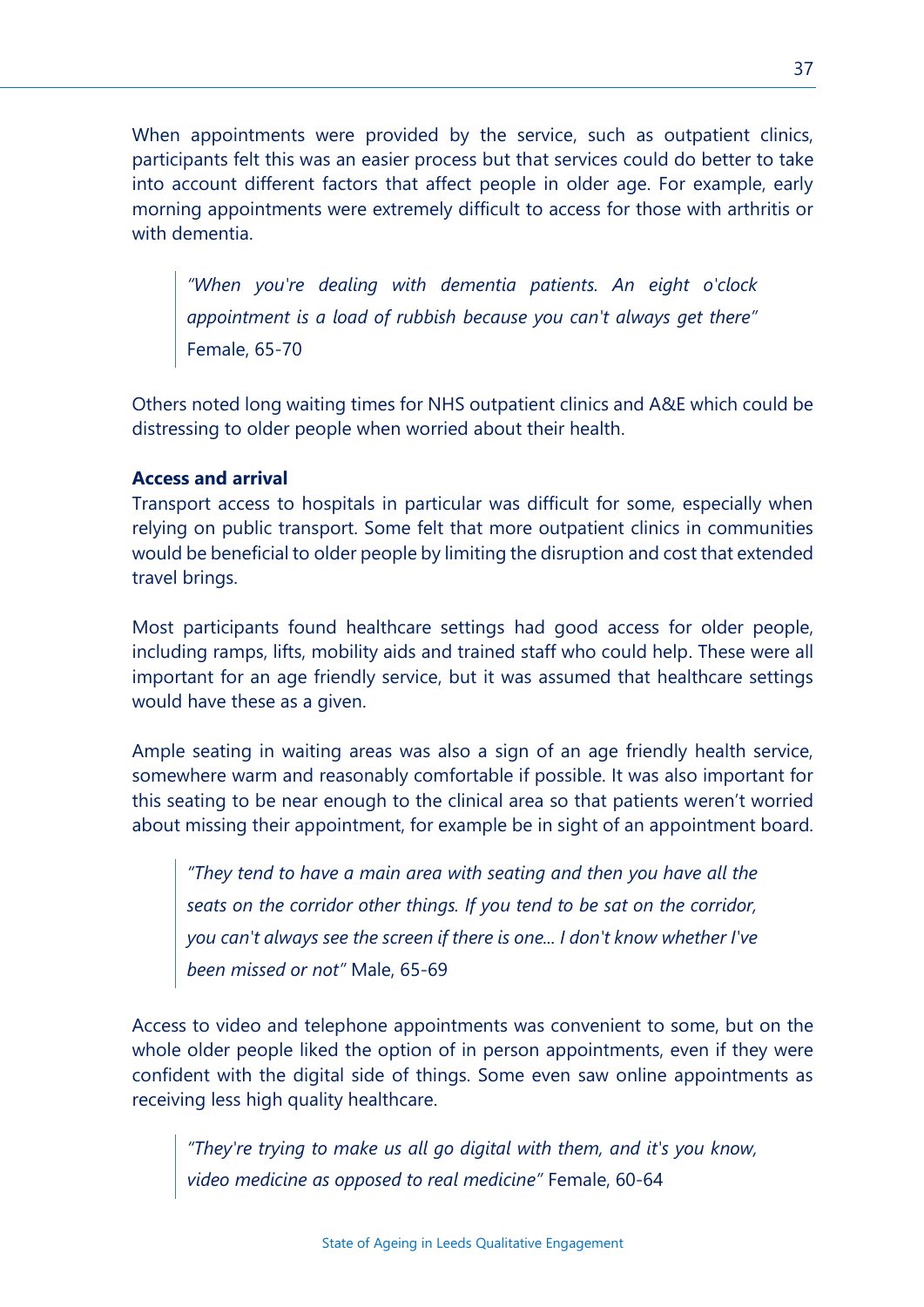When appointments were provided by the service, such as outpatient clinics, participants felt this was an easier process but that services could do better to take into account different factors that affect people in older age. For example, early morning appointments were extremely difficult to access for those with arthritis or with dementia.

> *"When you're dealing with dementia patients. An eight o'clock appointment is a load of rubbish because you can't always get there"*
> Female, 65-70

Others noted long waiting times for NHS outpatient clinics and A&E which could be distressing to older people when worried about their health.

**Access and arrival**

Transport access to hospitals in particular was difficult for some, especially when relying on public transport. Some felt that more outpatient clinics in communities would be beneficial to older people by limiting the disruption and cost that extended travel brings.

Most participants found healthcare settings had good access for older people, including ramps, lifts, mobility aids and trained staff who could help. These were all important for an age friendly service, but it was assumed that healthcare settings would have these as a given.

Ample seating in waiting areas was also a sign of an age friendly health service, somewhere warm and reasonably comfortable if possible. It was also important for this seating to be near enough to the clinical area so that patients weren't worried about missing their appointment, for example be in sight of an appointment board.

> *"They tend to have a main area with seating and then you have all the seats on the corridor other things. If you tend to be sat on the corridor, you can't always see the screen if there is one... I don't know whether I've been missed or not"* Male, 65-69

Access to video and telephone appointments was convenient to some, but on the whole older people liked the option of in person appointments, even if they were confident with the digital side of things. Some even saw online appointments as receiving less high quality healthcare.

> *"They're trying to make us all go digital with them, and it's you know, video medicine as opposed to real medicine"* Female, 60-64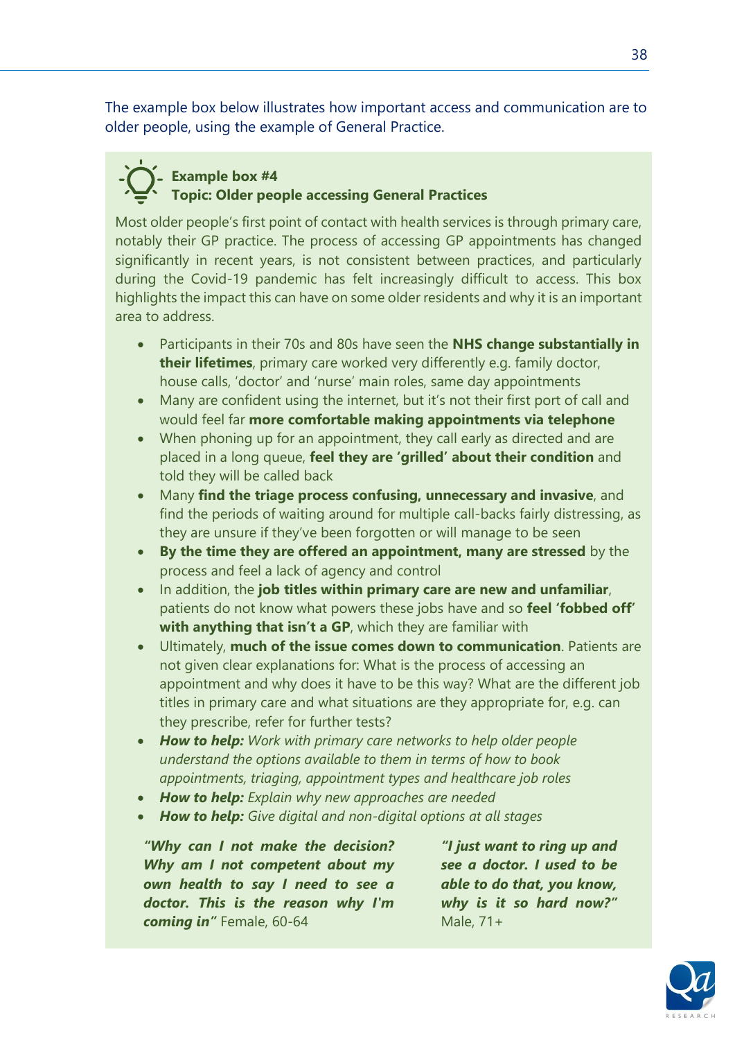The example box below illustrates how important access and communication are to older people, using the example of General Practice.

**Example box #4**
**Topic: Older people accessing General Practices**

Most older people's first point of contact with health services is through primary care, notably their GP practice. The process of accessing GP appointments has changed significantly in recent years, is not consistent between practices, and particularly during the Covid-19 pandemic has felt increasingly difficult to access. This box highlights the impact this can have on some older residents and why it is an important area to address.

- Participants in their 70s and 80s have seen the **NHS change substantially in their lifetimes**, primary care worked very differently e.g. family doctor, house calls, 'doctor' and 'nurse' main roles, same day appointments
- Many are confident using the internet, but it's not their first port of call and would feel far **more comfortable making appointments via telephone**
- When phoning up for an appointment, they call early as directed and are placed in a long queue, **feel they are 'grilled' about their condition** and told they will be called back
- Many **find the triage process confusing, unnecessary and invasive**, and find the periods of waiting around for multiple call-backs fairly distressing, as they are unsure if they've been forgotten or will manage to be seen
- **By the time they are offered an appointment, many are stressed** by the process and feel a lack of agency and control
- In addition, the **job titles within primary care are new and unfamiliar**, patients do not know what powers these jobs have and so **feel 'fobbed off' with anything that isn't a GP**, which they are familiar with
- Ultimately, **much of the issue comes down to communication**. Patients are not given clear explanations for: What is the process of accessing an appointment and why does it have to be this way? What are the different job titles in primary care and what situations are they appropriate for, e.g. can they prescribe, refer for further tests?
- ***How to help:*** *Work with primary care networks to help older people understand the options available to them in terms of how to book appointments, triaging, appointment types and healthcare job roles*
- ***How to help:*** *Explain why new approaches are needed*
- ***How to help:*** *Give digital and non-digital options at all stages*

***"Why can I not make the decision? Why am I not competent about my own health to say I need to see a doctor. This is the reason why I'm coming in"*** Female, 60-64

***"I just want to ring up and see a doctor. I used to be able to do that, you know, why is it so hard now?"*** Male, 71+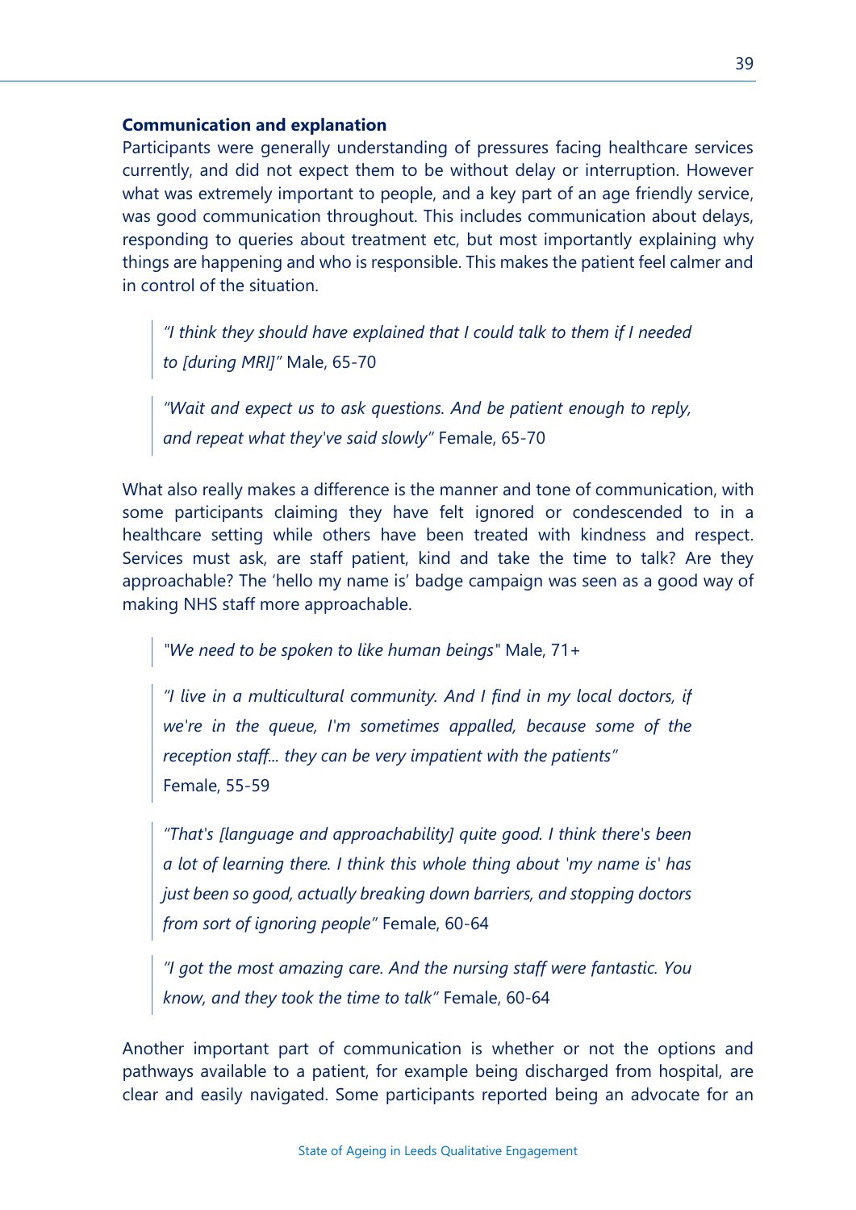**Communication and explanation**

Participants were generally understanding of pressures facing healthcare services currently, and did not expect them to be without delay or interruption. However what was extremely important to people, and a key part of an age friendly service, was good communication throughout. This includes communication about delays, responding to queries about treatment etc, but most importantly explaining why things are happening and who is responsible. This makes the patient feel calmer and in control of the situation.

> *"I think they should have explained that I could talk to them if I needed to [during MRI]"* Male, 65-70

> *"Wait and expect us to ask questions. And be patient enough to reply, and repeat what they've said slowly"* Female, 65-70

What also really makes a difference is the manner and tone of communication, with some participants claiming they have felt ignored or condescended to in a healthcare setting while others have been treated with kindness and respect. Services must ask, are staff patient, kind and take the time to talk? Are they approachable? The 'hello my name is' badge campaign was seen as a good way of making NHS staff more approachable.

> *"We need to be spoken to like human beings"* Male, 71+

> *"I live in a multicultural community. And I find in my local doctors, if we're in the queue, I'm sometimes appalled, because some of the reception staff... they can be very impatient with the patients"* Female, 55-59

> *"That's [language and approachability] quite good. I think there's been a lot of learning there. I think this whole thing about 'my name is' has just been so good, actually breaking down barriers, and stopping doctors from sort of ignoring people"* Female, 60-64

> *"I got the most amazing care. And the nursing staff were fantastic. You know, and they took the time to talk"* Female, 60-64

Another important part of communication is whether or not the options and pathways available to a patient, for example being discharged from hospital, are clear and easily navigated. Some participants reported being an advocate for an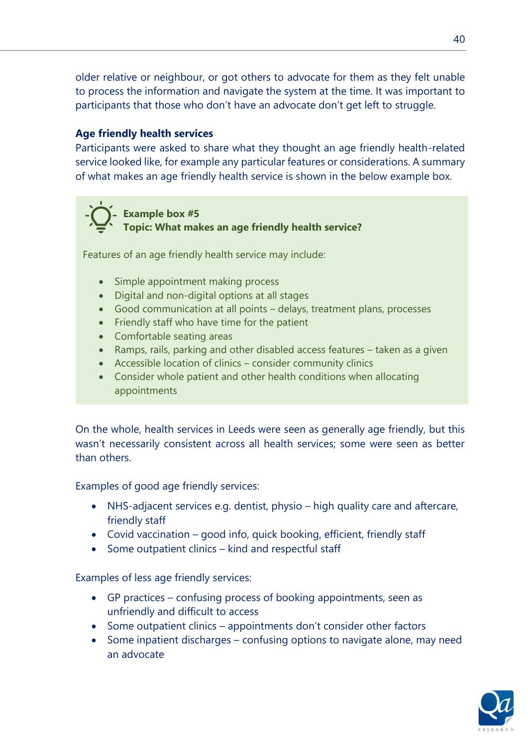older relative or neighbour, or got others to advocate for them as they felt unable to process the information and navigate the system at the time. It was important to participants that those who don't have an advocate don't get left to struggle.

**Age friendly health services**

Participants were asked to share what they thought an age friendly health-related service looked like, for example any particular features or considerations. A summary of what makes an age friendly health service is shown in the below example box.

> **Example box #5**
> **Topic: What makes an age friendly health service?**
>
> Features of an age friendly health service may include:
>
> - Simple appointment making process
> - Digital and non-digital options at all stages
> - Good communication at all points – delays, treatment plans, processes
> - Friendly staff who have time for the patient
> - Comfortable seating areas
> - Ramps, rails, parking and other disabled access features – taken as a given
> - Accessible location of clinics – consider community clinics
> - Consider whole patient and other health conditions when allocating appointments

On the whole, health services in Leeds were seen as generally age friendly, but this wasn't necessarily consistent across all health services; some were seen as better than others.

Examples of good age friendly services:

- NHS-adjacent services e.g. dentist, physio – high quality care and aftercare, friendly staff
- Covid vaccination – good info, quick booking, efficient, friendly staff
- Some outpatient clinics – kind and respectful staff

Examples of less age friendly services:

- GP practices – confusing process of booking appointments, seen as unfriendly and difficult to access
- Some outpatient clinics – appointments don't consider other factors
- Some inpatient discharges – confusing options to navigate alone, may need an advocate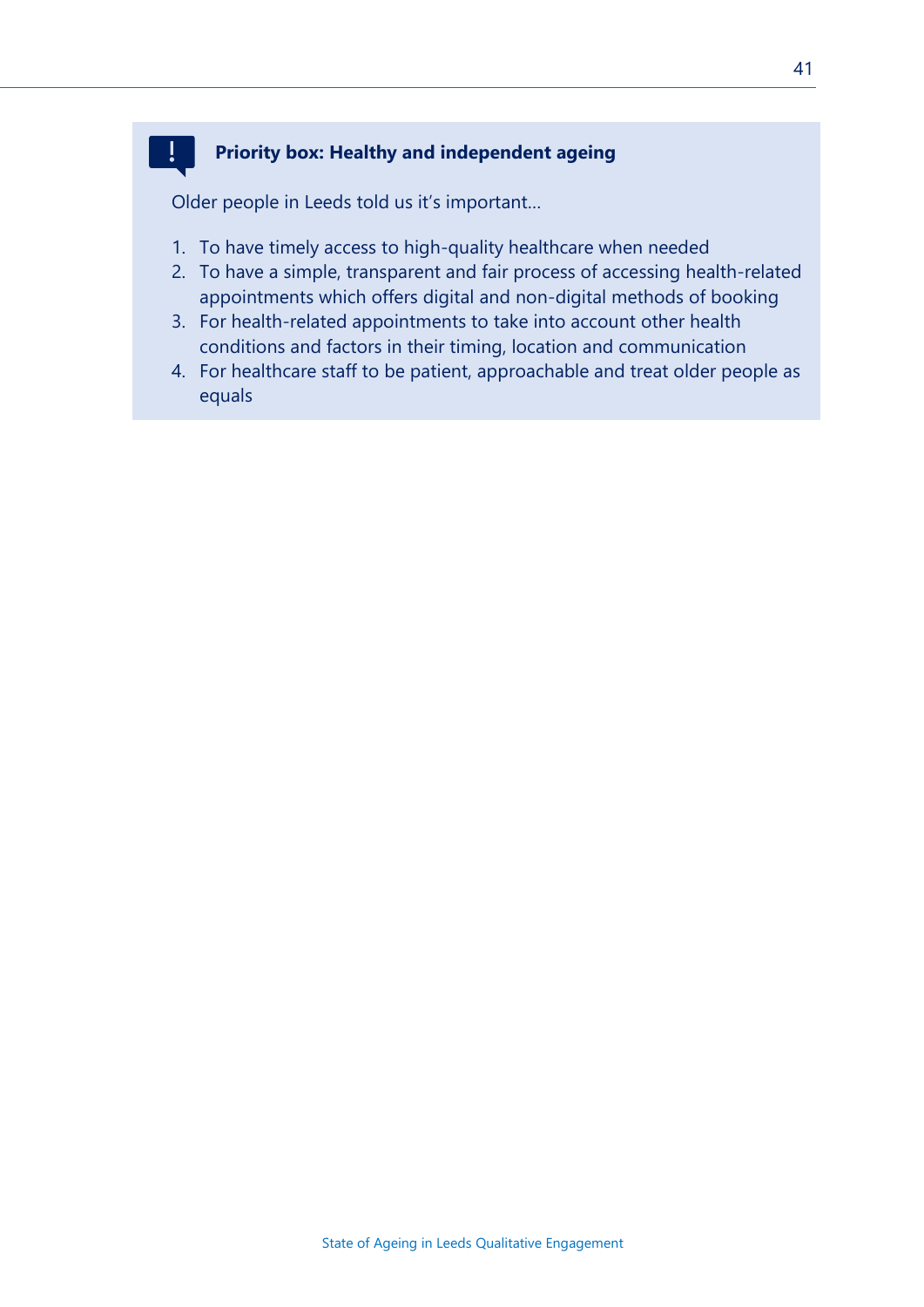**Priority box: Healthy and independent ageing**

Older people in Leeds told us it's important…

1. To have timely access to high-quality healthcare when needed
2. To have a simple, transparent and fair process of accessing health-related appointments which offers digital and non-digital methods of booking
3. For health-related appointments to take into account other health conditions and factors in their timing, location and communication
4. For healthcare staff to be patient, approachable and treat older people as equals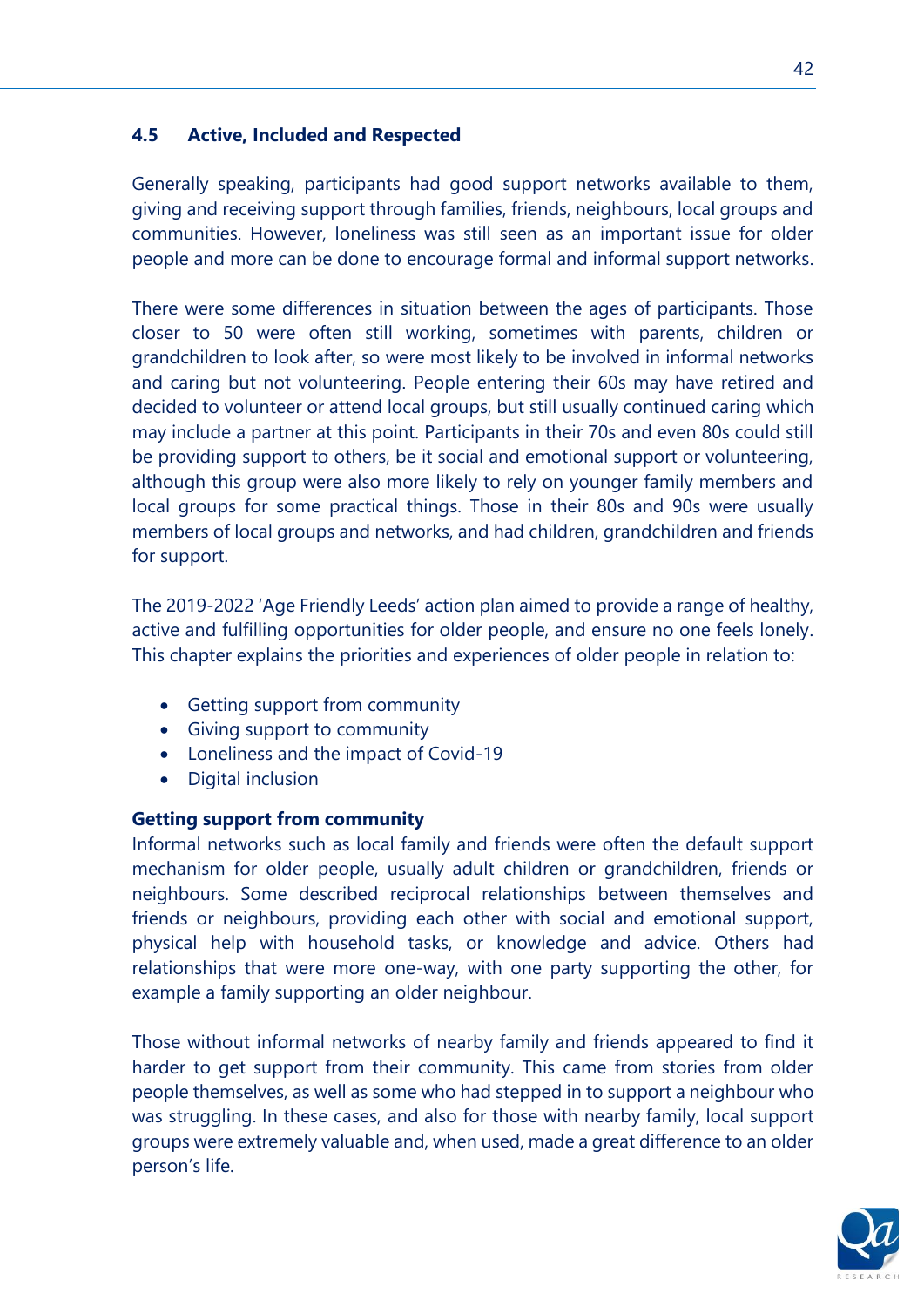## 4.5 Active, Included and Respected

Generally speaking, participants had good support networks available to them, giving and receiving support through families, friends, neighbours, local groups and communities. However, loneliness was still seen as an important issue for older people and more can be done to encourage formal and informal support networks.

There were some differences in situation between the ages of participants. Those closer to 50 were often still working, sometimes with parents, children or grandchildren to look after, so were most likely to be involved in informal networks and caring but not volunteering. People entering their 60s may have retired and decided to volunteer or attend local groups, but still usually continued caring which may include a partner at this point. Participants in their 70s and even 80s could still be providing support to others, be it social and emotional support or volunteering, although this group were also more likely to rely on younger family members and local groups for some practical things. Those in their 80s and 90s were usually members of local groups and networks, and had children, grandchildren and friends for support.

The 2019-2022 'Age Friendly Leeds' action plan aimed to provide a range of healthy, active and fulfilling opportunities for older people, and ensure no one feels lonely. This chapter explains the priorities and experiences of older people in relation to:

- Getting support from community
- Giving support to community
- Loneliness and the impact of Covid-19
- Digital inclusion

**Getting support from community**

Informal networks such as local family and friends were often the default support mechanism for older people, usually adult children or grandchildren, friends or neighbours. Some described reciprocal relationships between themselves and friends or neighbours, providing each other with social and emotional support, physical help with household tasks, or knowledge and advice. Others had relationships that were more one-way, with one party supporting the other, for example a family supporting an older neighbour.

Those without informal networks of nearby family and friends appeared to find it harder to get support from their community. This came from stories from older people themselves, as well as some who had stepped in to support a neighbour who was struggling. In these cases, and also for those with nearby family, local support groups were extremely valuable and, when used, made a great difference to an older person's life.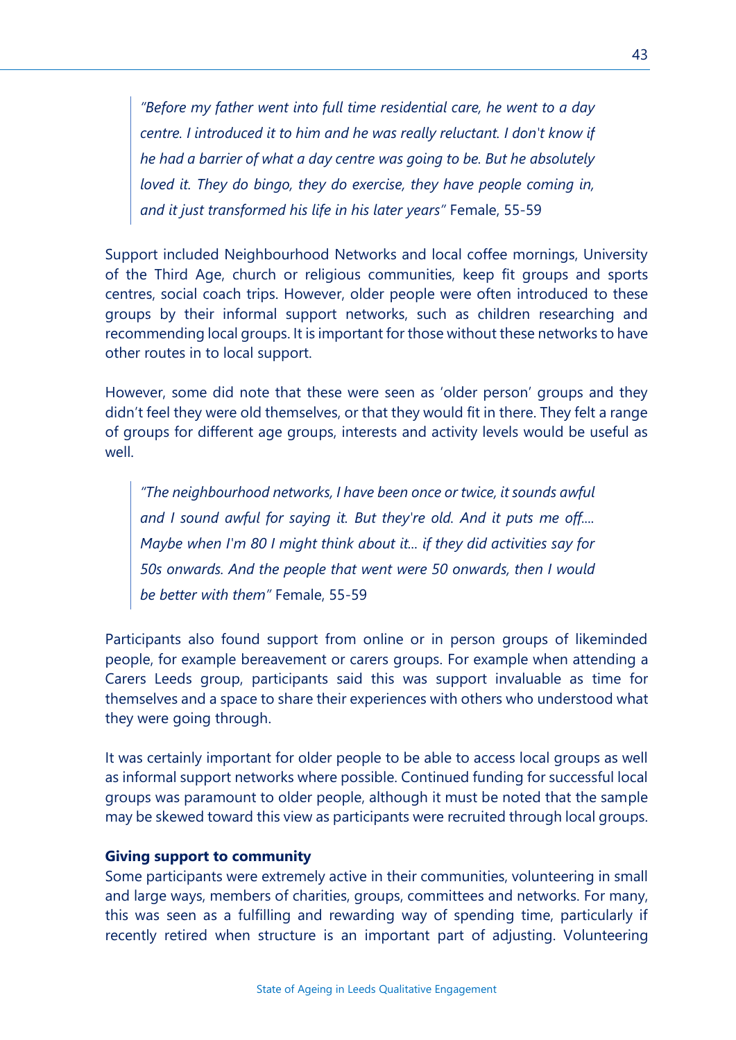> *"Before my father went into full time residential care, he went to a day centre. I introduced it to him and he was really reluctant. I don't know if he had a barrier of what a day centre was going to be. But he absolutely loved it. They do bingo, they do exercise, they have people coming in, and it just transformed his life in his later years"* Female, 55-59

Support included Neighbourhood Networks and local coffee mornings, University of the Third Age, church or religious communities, keep fit groups and sports centres, social coach trips. However, older people were often introduced to these groups by their informal support networks, such as children researching and recommending local groups. It is important for those without these networks to have other routes in to local support.

However, some did note that these were seen as 'older person' groups and they didn't feel they were old themselves, or that they would fit in there. They felt a range of groups for different age groups, interests and activity levels would be useful as well.

> *"The neighbourhood networks, I have been once or twice, it sounds awful and I sound awful for saying it. But they're old. And it puts me off.... Maybe when I'm 80 I might think about it... if they did activities say for 50s onwards. And the people that went were 50 onwards, then I would be better with them"* Female, 55-59

Participants also found support from online or in person groups of likeminded people, for example bereavement or carers groups. For example when attending a Carers Leeds group, participants said this was support invaluable as time for themselves and a space to share their experiences with others who understood what they were going through.

It was certainly important for older people to be able to access local groups as well as informal support networks where possible. Continued funding for successful local groups was paramount to older people, although it must be noted that the sample may be skewed toward this view as participants were recruited through local groups.

**Giving support to community**

Some participants were extremely active in their communities, volunteering in small and large ways, members of charities, groups, committees and networks. For many, this was seen as a fulfilling and rewarding way of spending time, particularly if recently retired when structure is an important part of adjusting. Volunteering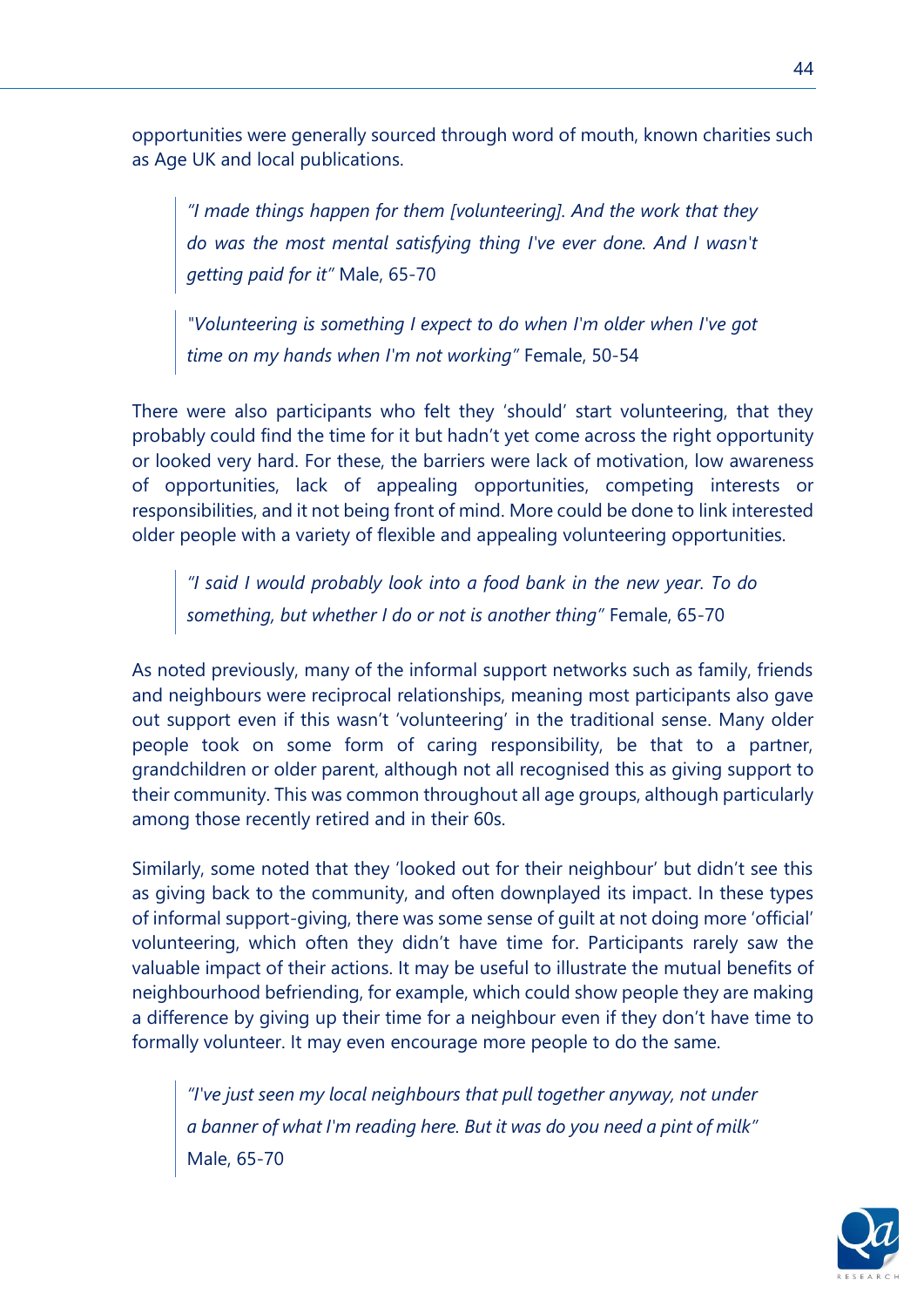opportunities were generally sourced through word of mouth, known charities such as Age UK and local publications.

> *"I made things happen for them [volunteering]. And the work that they do was the most mental satisfying thing I've ever done. And I wasn't getting paid for it"* Male, 65-70

> *"Volunteering is something I expect to do when I'm older when I've got time on my hands when I'm not working"* Female, 50-54

There were also participants who felt they 'should' start volunteering, that they probably could find the time for it but hadn't yet come across the right opportunity or looked very hard. For these, the barriers were lack of motivation, low awareness of opportunities, lack of appealing opportunities, competing interests or responsibilities, and it not being front of mind. More could be done to link interested older people with a variety of flexible and appealing volunteering opportunities.

> *"I said I would probably look into a food bank in the new year. To do something, but whether I do or not is another thing"* Female, 65-70

As noted previously, many of the informal support networks such as family, friends and neighbours were reciprocal relationships, meaning most participants also gave out support even if this wasn't 'volunteering' in the traditional sense. Many older people took on some form of caring responsibility, be that to a partner, grandchildren or older parent, although not all recognised this as giving support to their community. This was common throughout all age groups, although particularly among those recently retired and in their 60s.

Similarly, some noted that they 'looked out for their neighbour' but didn't see this as giving back to the community, and often downplayed its impact. In these types of informal support-giving, there was some sense of guilt at not doing more 'official' volunteering, which often they didn't have time for. Participants rarely saw the valuable impact of their actions. It may be useful to illustrate the mutual benefits of neighbourhood befriending, for example, which could show people they are making a difference by giving up their time for a neighbour even if they don't have time to formally volunteer. It may even encourage more people to do the same.

> *"I've just seen my local neighbours that pull together anyway, not under a banner of what I'm reading here. But it was do you need a pint of milk"* Male, 65-70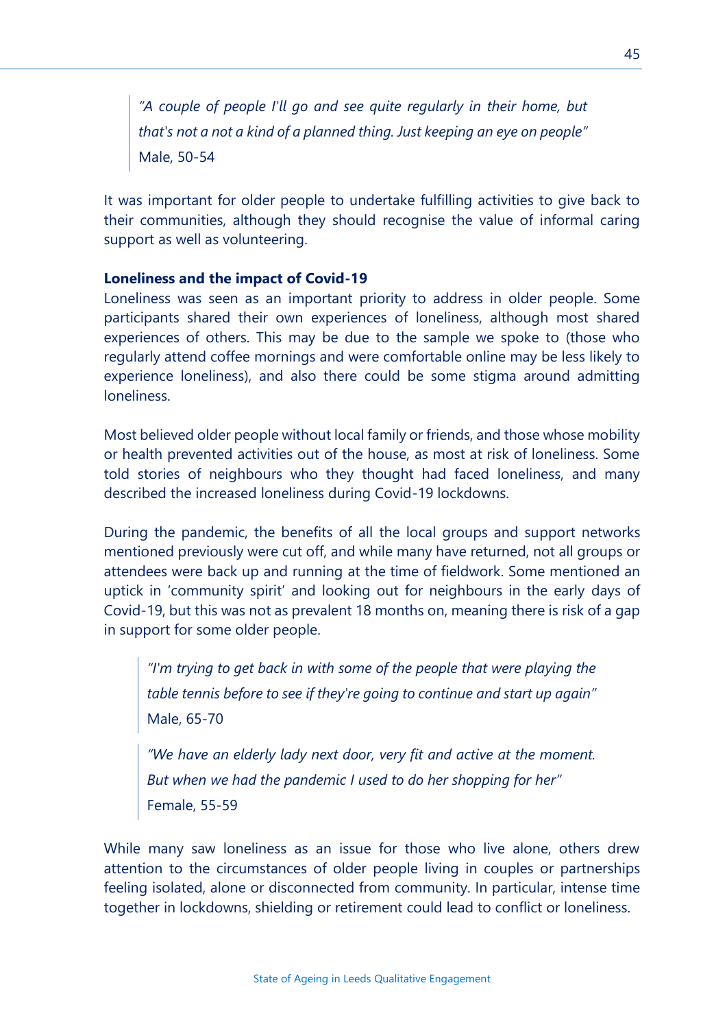> *"A couple of people I'll go and see quite regularly in their home, but that's not a not a kind of a planned thing. Just keeping an eye on people"*
> Male, 50-54

It was important for older people to undertake fulfilling activities to give back to their communities, although they should recognise the value of informal caring support as well as volunteering.

**Loneliness and the impact of Covid-19**

Loneliness was seen as an important priority to address in older people. Some participants shared their own experiences of loneliness, although most shared experiences of others. This may be due to the sample we spoke to (those who regularly attend coffee mornings and were comfortable online may be less likely to experience loneliness), and also there could be some stigma around admitting loneliness.

Most believed older people without local family or friends, and those whose mobility or health prevented activities out of the house, as most at risk of loneliness. Some told stories of neighbours who they thought had faced loneliness, and many described the increased loneliness during Covid-19 lockdowns.

During the pandemic, the benefits of all the local groups and support networks mentioned previously were cut off, and while many have returned, not all groups or attendees were back up and running at the time of fieldwork. Some mentioned an uptick in 'community spirit' and looking out for neighbours in the early days of Covid-19, but this was not as prevalent 18 months on, meaning there is risk of a gap in support for some older people.

> *"I'm trying to get back in with some of the people that were playing the table tennis before to see if they're going to continue and start up again"*
> Male, 65-70

> *"We have an elderly lady next door, very fit and active at the moment. But when we had the pandemic I used to do her shopping for her"*
> Female, 55-59

While many saw loneliness as an issue for those who live alone, others drew attention to the circumstances of older people living in couples or partnerships feeling isolated, alone or disconnected from community. In particular, intense time together in lockdowns, shielding or retirement could lead to conflict or loneliness.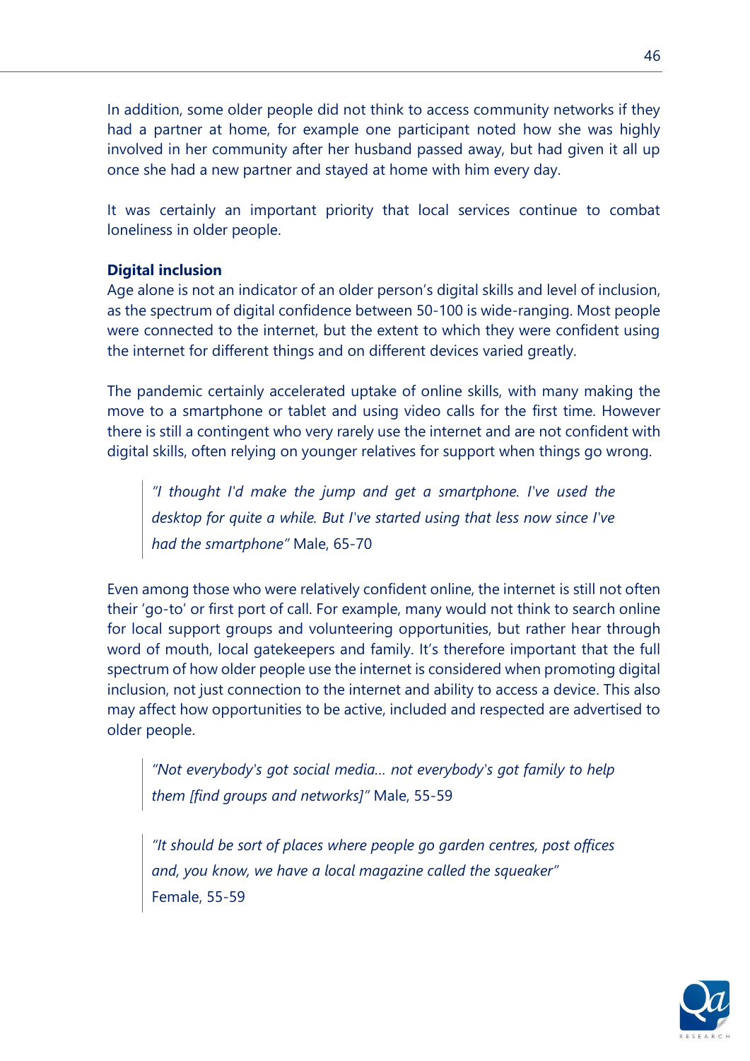In addition, some older people did not think to access community networks if they had a partner at home, for example one participant noted how she was highly involved in her community after her husband passed away, but had given it all up once she had a new partner and stayed at home with him every day.

It was certainly an important priority that local services continue to combat loneliness in older people.

**Digital inclusion**

Age alone is not an indicator of an older person's digital skills and level of inclusion, as the spectrum of digital confidence between 50-100 is wide-ranging. Most people were connected to the internet, but the extent to which they were confident using the internet for different things and on different devices varied greatly.

The pandemic certainly accelerated uptake of online skills, with many making the move to a smartphone or tablet and using video calls for the first time. However there is still a contingent who very rarely use the internet and are not confident with digital skills, often relying on younger relatives for support when things go wrong.

> *"I thought I'd make the jump and get a smartphone. I've used the desktop for quite a while. But I've started using that less now since I've had the smartphone"* Male, 65-70

Even among those who were relatively confident online, the internet is still not often their 'go-to' or first port of call. For example, many would not think to search online for local support groups and volunteering opportunities, but rather hear through word of mouth, local gatekeepers and family. It's therefore important that the full spectrum of how older people use the internet is considered when promoting digital inclusion, not just connection to the internet and ability to access a device. This also may affect how opportunities to be active, included and respected are advertised to older people.

> *"Not everybody's got social media… not everybody's got family to help them [find groups and networks]"* Male, 55-59

> *"It should be sort of places where people go garden centres, post offices and, you know, we have a local magazine called the squeaker"* Female, 55-59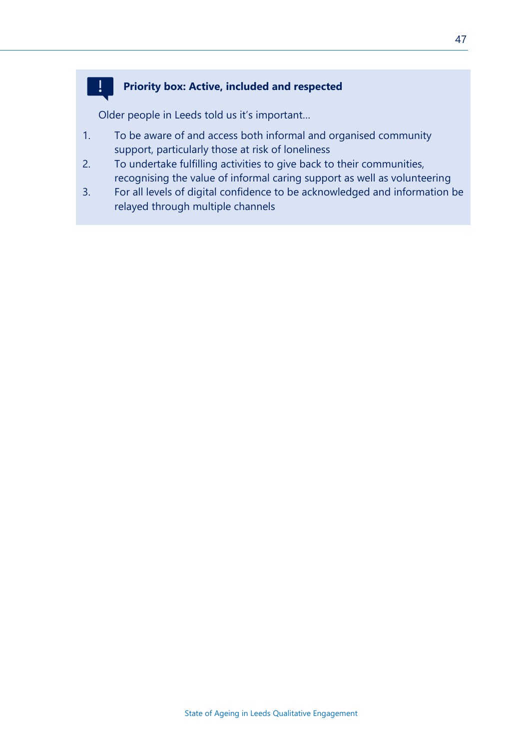**Priority box: Active, included and respected**

Older people in Leeds told us it's important…

1. To be aware of and access both informal and organised community support, particularly those at risk of loneliness
2. To undertake fulfilling activities to give back to their communities, recognising the value of informal caring support as well as volunteering
3. For all levels of digital confidence to be acknowledged and information be relayed through multiple channels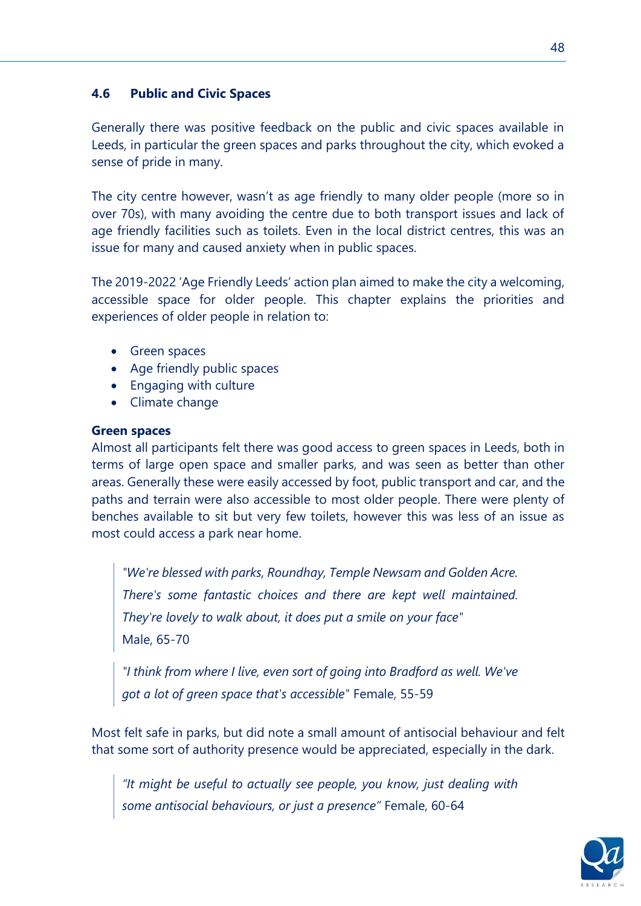### 4.6 Public and Civic Spaces

Generally there was positive feedback on the public and civic spaces available in Leeds, in particular the green spaces and parks throughout the city, which evoked a sense of pride in many.

The city centre however, wasn't as age friendly to many older people (more so in over 70s), with many avoiding the centre due to both transport issues and lack of age friendly facilities such as toilets. Even in the local district centres, this was an issue for many and caused anxiety when in public spaces.

The 2019-2022 'Age Friendly Leeds' action plan aimed to make the city a welcoming, accessible space for older people. This chapter explains the priorities and experiences of older people in relation to:

- Green spaces
- Age friendly public spaces
- Engaging with culture
- Climate change

**Green spaces**

Almost all participants felt there was good access to green spaces in Leeds, both in terms of large open space and smaller parks, and was seen as better than other areas. Generally these were easily accessed by foot, public transport and car, and the paths and terrain were also accessible to most older people. There were plenty of benches available to sit but very few toilets, however this was less of an issue as most could access a park near home.

> *"We're blessed with parks, Roundhay, Temple Newsam and Golden Acre. There's some fantastic choices and there are kept well maintained. They're lovely to walk about, it does put a smile on your face"*
> Male, 65-70

> *"I think from where I live, even sort of going into Bradford as well. We've got a lot of green space that's accessible"* Female, 55-59

Most felt safe in parks, but did note a small amount of antisocial behaviour and felt that some sort of authority presence would be appreciated, especially in the dark.

> *"It might be useful to actually see people, you know, just dealing with some antisocial behaviours, or just a presence"* Female, 60-64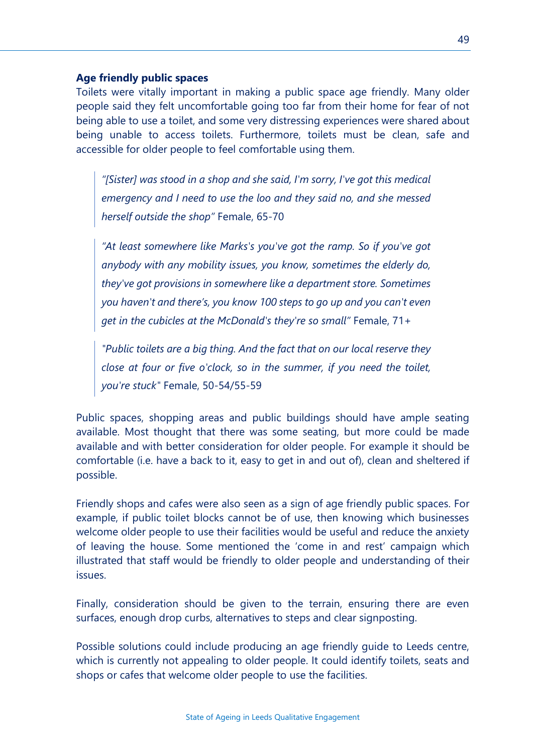**Age friendly public spaces**

Toilets were vitally important in making a public space age friendly. Many older people said they felt uncomfortable going too far from their home for fear of not being able to use a toilet, and some very distressing experiences were shared about being unable to access toilets. Furthermore, toilets must be clean, safe and accessible for older people to feel comfortable using them.

> *"[Sister] was stood in a shop and she said, I'm sorry, I've got this medical emergency and I need to use the loo and they said no, and she messed herself outside the shop"* Female, 65-70

> *"At least somewhere like Marks's you've got the ramp. So if you've got anybody with any mobility issues, you know, sometimes the elderly do, they've got provisions in somewhere like a department store. Sometimes you haven't and there's, you know 100 steps to go up and you can't even get in the cubicles at the McDonald's they're so small"* Female, 71+

> *"Public toilets are a big thing. And the fact that on our local reserve they close at four or five o'clock, so in the summer, if you need the toilet, you're stuck"* Female, 50-54/55-59

Public spaces, shopping areas and public buildings should have ample seating available. Most thought that there was some seating, but more could be made available and with better consideration for older people. For example it should be comfortable (i.e. have a back to it, easy to get in and out of), clean and sheltered if possible.

Friendly shops and cafes were also seen as a sign of age friendly public spaces. For example, if public toilet blocks cannot be of use, then knowing which businesses welcome older people to use their facilities would be useful and reduce the anxiety of leaving the house. Some mentioned the 'come in and rest' campaign which illustrated that staff would be friendly to older people and understanding of their issues.

Finally, consideration should be given to the terrain, ensuring there are even surfaces, enough drop curbs, alternatives to steps and clear signposting.

Possible solutions could include producing an age friendly guide to Leeds centre, which is currently not appealing to older people. It could identify toilets, seats and shops or cafes that welcome older people to use the facilities.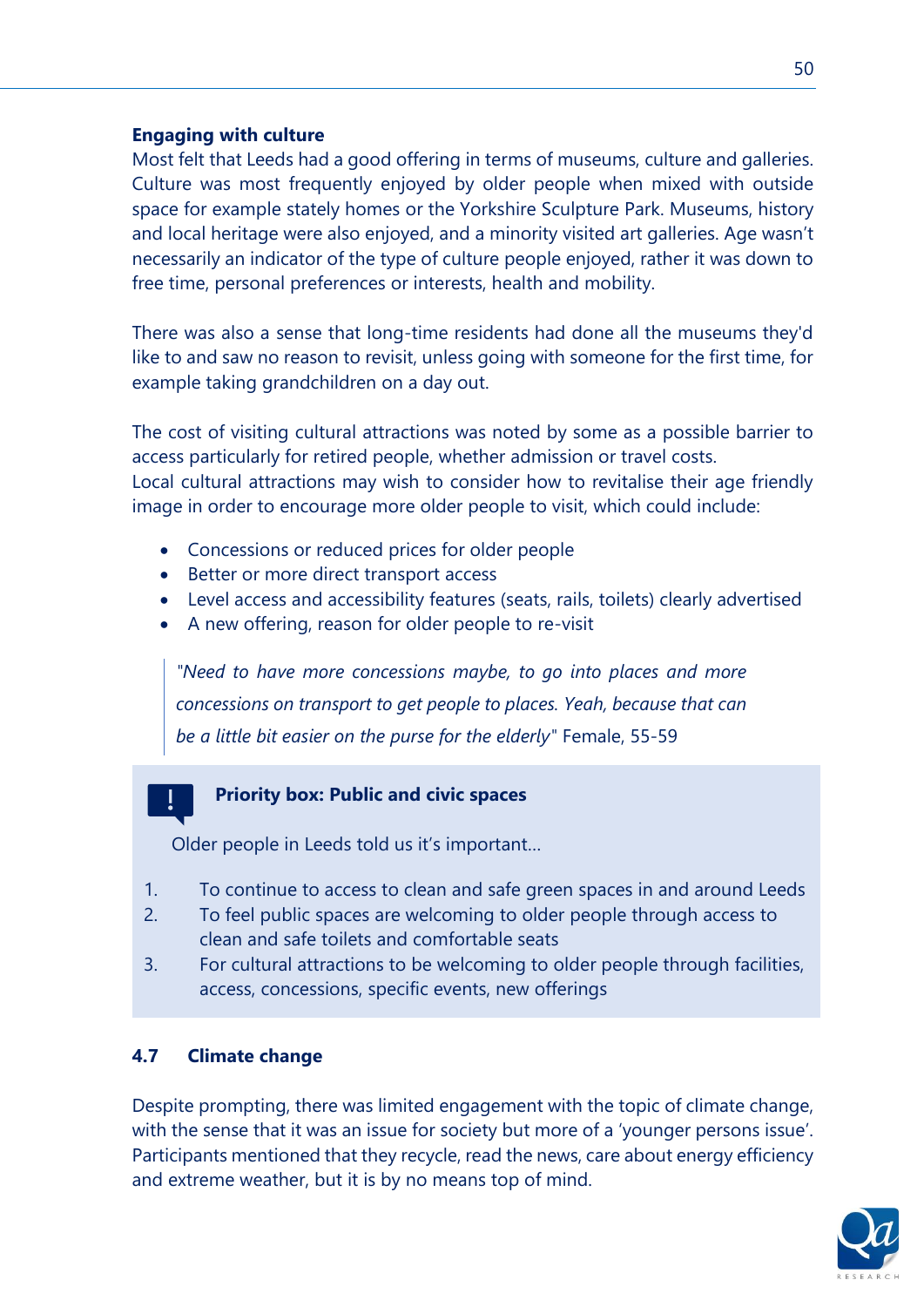**Engaging with culture**

Most felt that Leeds had a good offering in terms of museums, culture and galleries. Culture was most frequently enjoyed by older people when mixed with outside space for example stately homes or the Yorkshire Sculpture Park. Museums, history and local heritage were also enjoyed, and a minority visited art galleries. Age wasn't necessarily an indicator of the type of culture people enjoyed, rather it was down to free time, personal preferences or interests, health and mobility.

There was also a sense that long-time residents had done all the museums they'd like to and saw no reason to revisit, unless going with someone for the first time, for example taking grandchildren on a day out.

The cost of visiting cultural attractions was noted by some as a possible barrier to access particularly for retired people, whether admission or travel costs.
Local cultural attractions may wish to consider how to revitalise their age friendly image in order to encourage more older people to visit, which could include:

- Concessions or reduced prices for older people
- Better or more direct transport access
- Level access and accessibility features (seats, rails, toilets) clearly advertised
- A new offering, reason for older people to re-visit

> *"Need to have more concessions maybe, to go into places and more concessions on transport to get people to places. Yeah, because that can be a little bit easier on the purse for the elderly"* Female, 55-59

> **Priority box: Public and civic spaces**
>
> Older people in Leeds told us it's important…
>
> 1. To continue to access to clean and safe green spaces in and around Leeds
> 2. To feel public spaces are welcoming to older people through access to clean and safe toilets and comfortable seats
> 3. For cultural attractions to be welcoming to older people through facilities, access, concessions, specific events, new offerings

## 4.7 Climate change

Despite prompting, there was limited engagement with the topic of climate change, with the sense that it was an issue for society but more of a 'younger persons issue'. Participants mentioned that they recycle, read the news, care about energy efficiency and extreme weather, but it is by no means top of mind.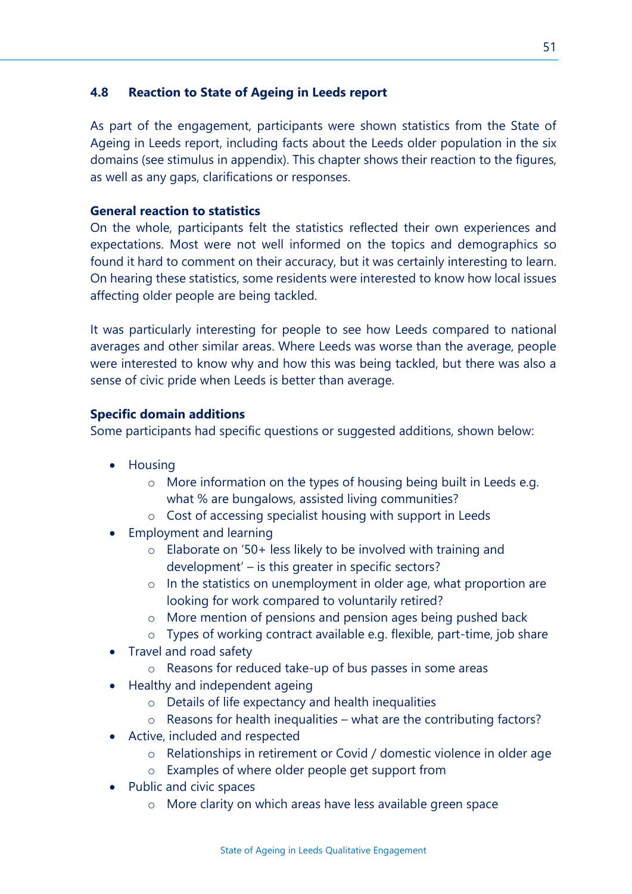## 4.8 Reaction to State of Ageing in Leeds report

As part of the engagement, participants were shown statistics from the State of Ageing in Leeds report, including facts about the Leeds older population in the six domains (see stimulus in appendix). This chapter shows their reaction to the figures, as well as any gaps, clarifications or responses.

**General reaction to statistics**

On the whole, participants felt the statistics reflected their own experiences and expectations. Most were not well informed on the topics and demographics so found it hard to comment on their accuracy, but it was certainly interesting to learn. On hearing these statistics, some residents were interested to know how local issues affecting older people are being tackled.

It was particularly interesting for people to see how Leeds compared to national averages and other similar areas. Where Leeds was worse than the average, people were interested to know why and how this was being tackled, but there was also a sense of civic pride when Leeds is better than average.

**Specific domain additions**

Some participants had specific questions or suggested additions, shown below:

- Housing
  - More information on the types of housing being built in Leeds e.g. what % are bungalows, assisted living communities?
  - Cost of accessing specialist housing with support in Leeds
- Employment and learning
  - Elaborate on '50+ less likely to be involved with training and development' – is this greater in specific sectors?
  - In the statistics on unemployment in older age, what proportion are looking for work compared to voluntarily retired?
  - More mention of pensions and pension ages being pushed back
  - Types of working contract available e.g. flexible, part-time, job share
- Travel and road safety
  - Reasons for reduced take-up of bus passes in some areas
- Healthy and independent ageing
  - Details of life expectancy and health inequalities
  - Reasons for health inequalities – what are the contributing factors?
- Active, included and respected
  - Relationships in retirement or Covid / domestic violence in older age
  - Examples of where older people get support from
- Public and civic spaces
  - More clarity on which areas have less available green space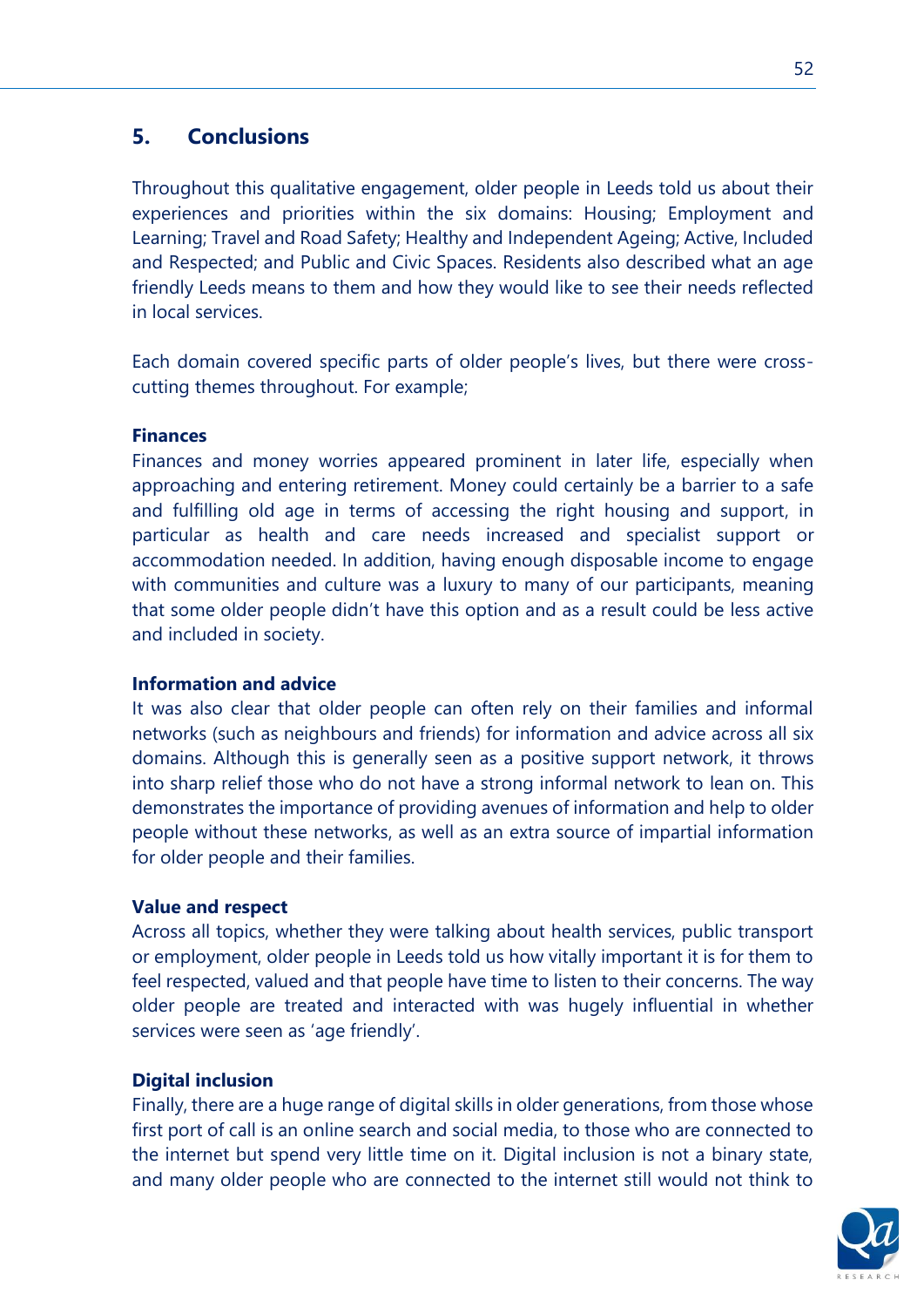## 5. Conclusions

Throughout this qualitative engagement, older people in Leeds told us about their experiences and priorities within the six domains: Housing; Employment and Learning; Travel and Road Safety; Healthy and Independent Ageing; Active, Included and Respected; and Public and Civic Spaces. Residents also described what an age friendly Leeds means to them and how they would like to see their needs reflected in local services.

Each domain covered specific parts of older people's lives, but there were cross-cutting themes throughout. For example;

**Finances**

Finances and money worries appeared prominent in later life, especially when approaching and entering retirement. Money could certainly be a barrier to a safe and fulfilling old age in terms of accessing the right housing and support, in particular as health and care needs increased and specialist support or accommodation needed. In addition, having enough disposable income to engage with communities and culture was a luxury to many of our participants, meaning that some older people didn't have this option and as a result could be less active and included in society.

**Information and advice**

It was also clear that older people can often rely on their families and informal networks (such as neighbours and friends) for information and advice across all six domains. Although this is generally seen as a positive support network, it throws into sharp relief those who do not have a strong informal network to lean on. This demonstrates the importance of providing avenues of information and help to older people without these networks, as well as an extra source of impartial information for older people and their families.

**Value and respect**

Across all topics, whether they were talking about health services, public transport or employment, older people in Leeds told us how vitally important it is for them to feel respected, valued and that people have time to listen to their concerns. The way older people are treated and interacted with was hugely influential in whether services were seen as 'age friendly'.

**Digital inclusion**

Finally, there are a huge range of digital skills in older generations, from those whose first port of call is an online search and social media, to those who are connected to the internet but spend very little time on it. Digital inclusion is not a binary state, and many older people who are connected to the internet still would not think to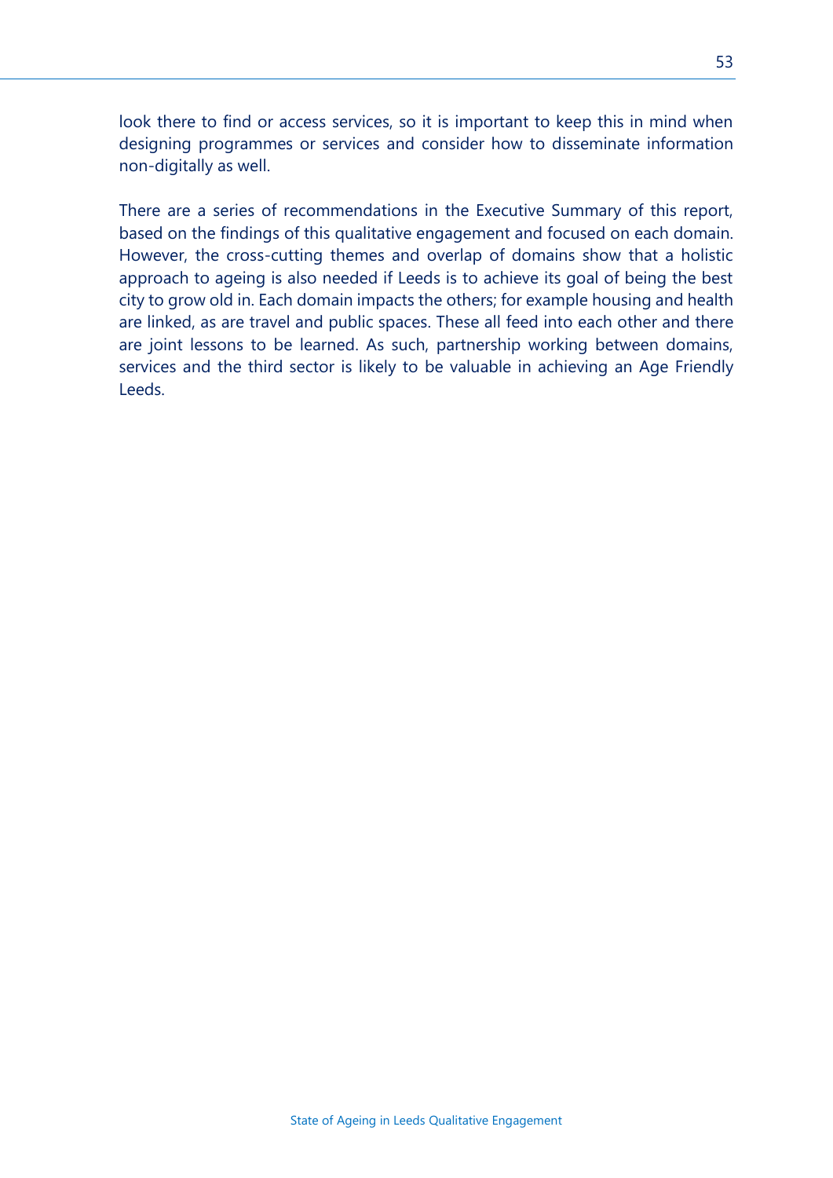look there to find or access services, so it is important to keep this in mind when designing programmes or services and consider how to disseminate information non-digitally as well.

There are a series of recommendations in the Executive Summary of this report, based on the findings of this qualitative engagement and focused on each domain. However, the cross-cutting themes and overlap of domains show that a holistic approach to ageing is also needed if Leeds is to achieve its goal of being the best city to grow old in. Each domain impacts the others; for example housing and health are linked, as are travel and public spaces. These all feed into each other and there are joint lessons to be learned. As such, partnership working between domains, services and the third sector is likely to be valuable in achieving an Age Friendly Leeds.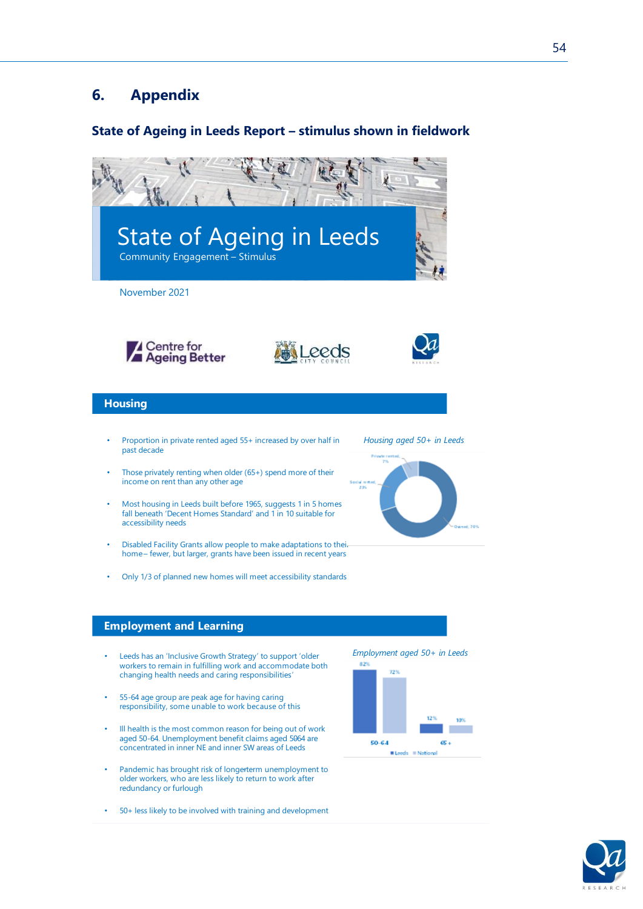# 6. Appendix

## State of Ageing in Leeds Report – stimulus shown in fieldwork

State of Ageing in Leeds

Community Engagement – Stimulus

November 2021

Centre for Ageing Better | Leeds City Council | Qa Research

### Housing

- Proportion in private rented aged 55+ increased by over half in past decade
- Those privately renting when older (65+) spend more of their income on rent than any other age
- Most housing in Leeds built before 1965, suggests 1 in 5 homes fall beneath 'Decent Homes Standard' and 1 in 10 suitable for accessibility needs
- Disabled Facility Grants allow people to make adaptations to their home – fewer, but larger, grants have been issued in recent years
- Only 1/3 of planned new homes will meet accessibility standards

*Housing aged 50+ in Leeds*

Private rented, 7%; Social rented, 23%; Owned, 70%

### Employment and Learning

- Leeds has an 'Inclusive Growth Strategy' to support 'older workers to remain in fulfilling work and accommodate both changing health needs and caring responsibilities'
- 55-64 age group are peak age for having caring responsibility, some unable to work because of this
- Ill health is the most common reason for being out of work aged 50-64. Unemployment benefit claims aged 5064 are concentrated in inner NE and inner SW areas of Leeds
- Pandemic has brought risk of longerterm unemployment to older workers, who are less likely to return to work after redundancy or furlough
- 50+ less likely to be involved with training and development

*Employment aged 50+ in Leeds*

| | Leeds | National |
|---|---|---|
| 50-64 | 82% | 72% |
| 65+ | 12% | 10% |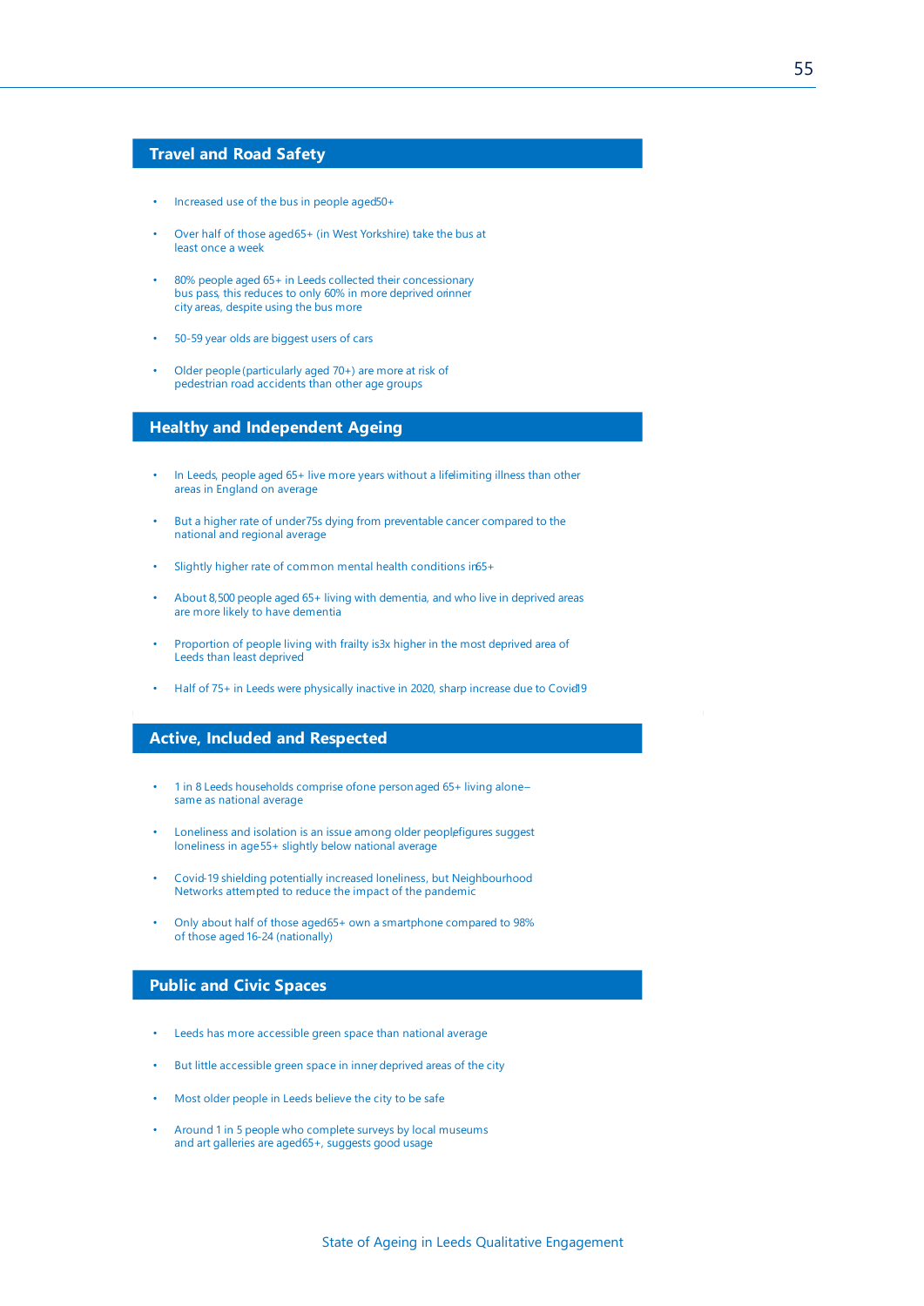## Travel and Road Safety

- Increased use of the bus in people aged 50+
- Over half of those aged 65+ (in West Yorkshire) take the bus at least once a week
- 80% people aged 65+ in Leeds collected their concessionary bus pass, this reduces to only 60% in more deprived or inner city areas, despite using the bus more
- 50-59 year olds are biggest users of cars
- Older people (particularly aged 70+) are more at risk of pedestrian road accidents than other age groups

## Healthy and Independent Ageing

- In Leeds, people aged 65+ live more years without a life-limiting illness than other areas in England on average
- But a higher rate of under 75s dying from preventable cancer compared to the national and regional average
- Slightly higher rate of common mental health conditions in 65+
- About 8,500 people aged 65+ living with dementia, and who live in deprived areas are more likely to have dementia
- Proportion of people living with frailty is 3x higher in the most deprived area of Leeds than least deprived
- Half of 75+ in Leeds were physically inactive in 2020, sharp increase due to Covid-19

## Active, Included and Respected

- 1 in 8 Leeds households comprise of one person aged 65+ living alone – same as national average
- Loneliness and isolation is an issue among older people, figures suggest loneliness in age 55+ slightly below national average
- Covid-19 shielding potentially increased loneliness, but Neighbourhood Networks attempted to reduce the impact of the pandemic
- Only about half of those aged 65+ own a smartphone compared to 98% of those aged 16-24 (nationally)

## Public and Civic Spaces

- Leeds has more accessible green space than national average
- But little accessible green space in inner deprived areas of the city
- Most older people in Leeds believe the city to be safe
- Around 1 in 5 people who complete surveys by local museums and art galleries are aged 65+, suggests good usage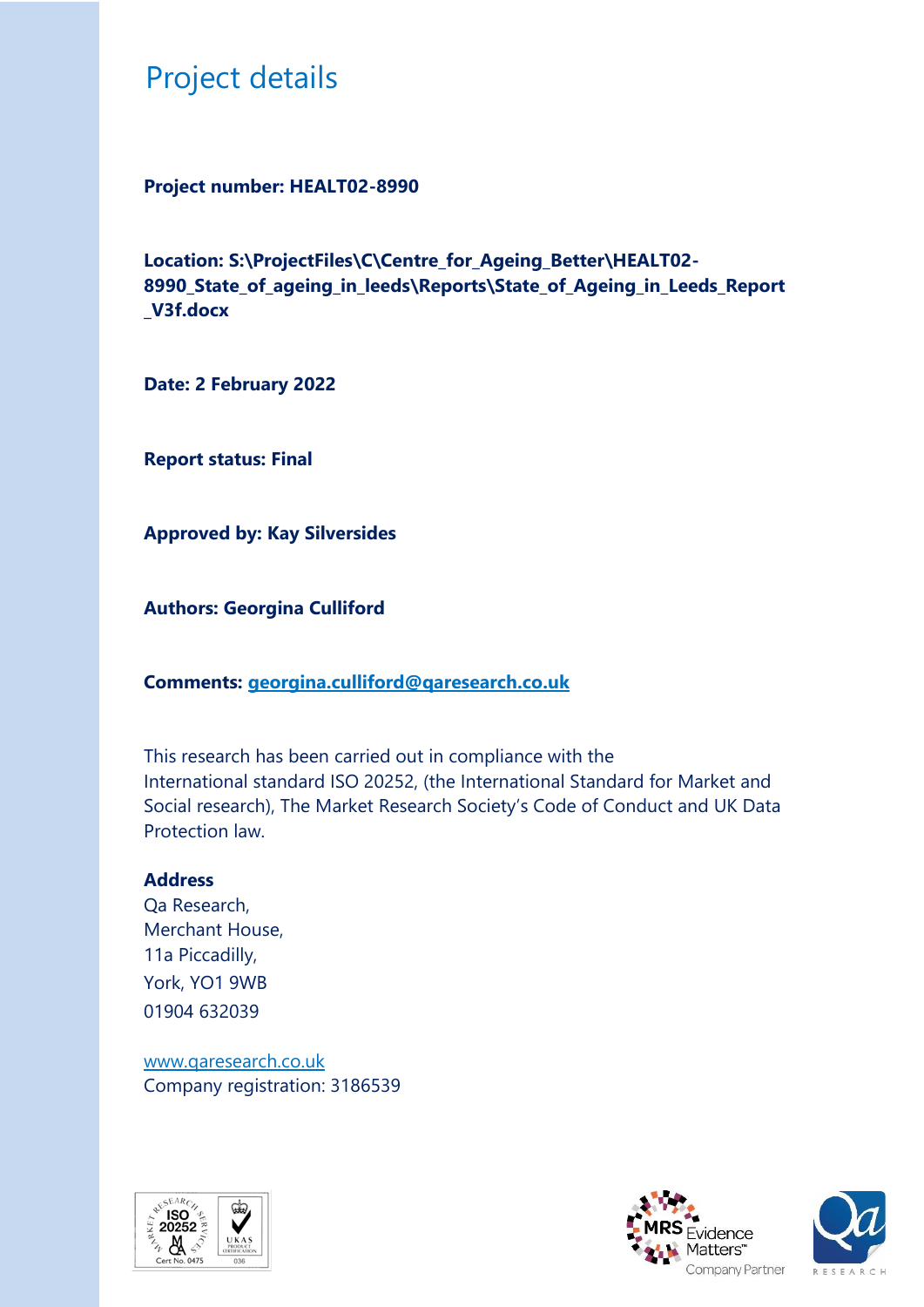# Project details

**Project number: HEALT02-8990**

**Location: S:\ProjectFiles\C\Centre_for_Ageing_Better\HEALT02-8990_State_of_ageing_in_leeds\Reports\State_of_Ageing_in_Leeds_Report_V3f.docx**

**Date: 2 February 2022**

**Report status: Final**

**Approved by: Kay Silversides**

**Authors: Georgina Culliford**

**Comments: georgina.culliford@qaresearch.co.uk**

This research has been carried out in compliance with the International standard ISO 20252, (the International Standard for Market and Social research), The Market Research Society's Code of Conduct and UK Data Protection law.

**Address**
Qa Research,
Merchant House,
11a Piccadilly,
York, YO1 9WB
01904 632039

www.qaresearch.co.uk
Company registration: 3186539